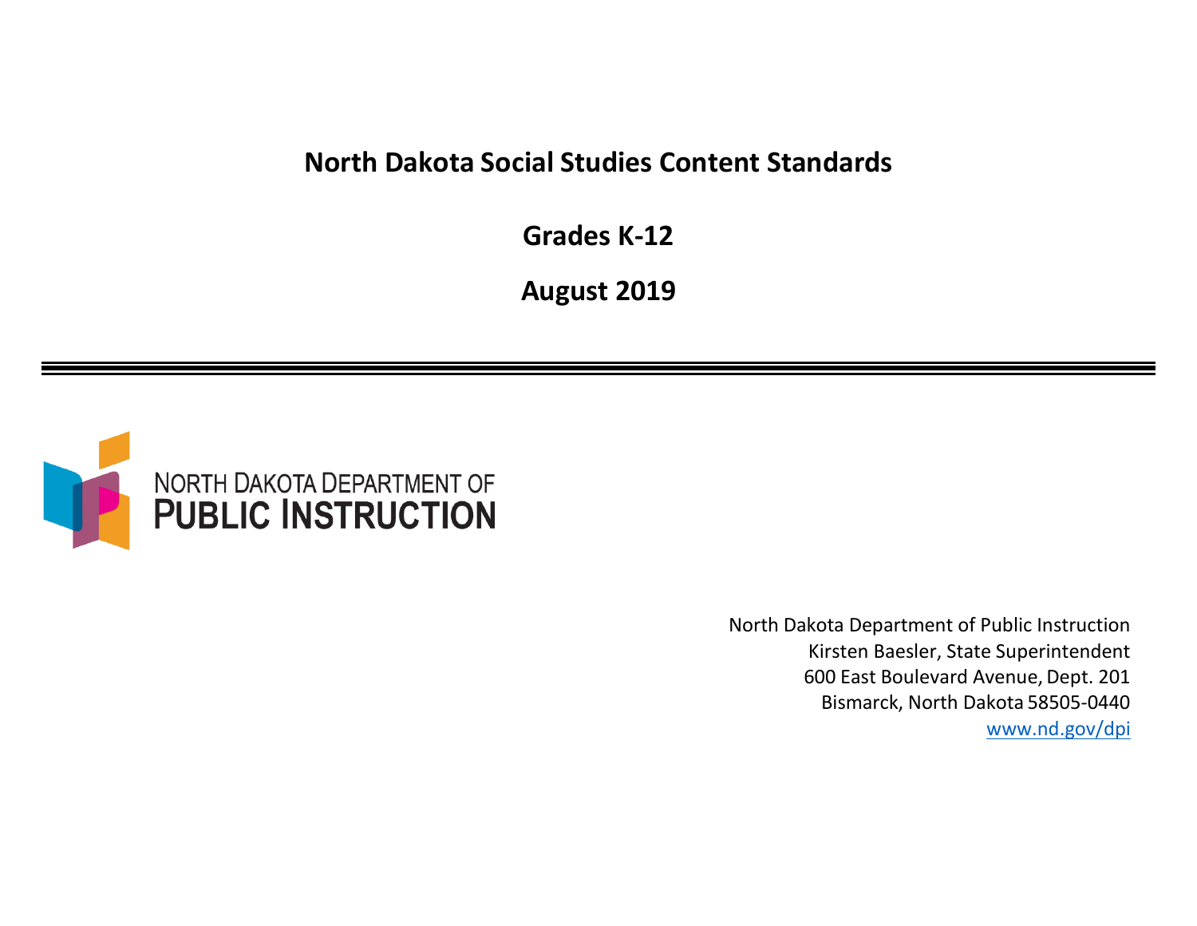# North Dakota Social Studies Content Standards

## Grades K-12

## August 2019

NORTH DAKOTA DEPARTMENT OF
PUBLIC INSTRUCTION

North Dakota Department of Public Instruction
Kirsten Baesler, State Superintendent
600 East Boulevard Avenue, Dept. 201
Bismarck, North Dakota 58505-0440
www.nd.gov/dpi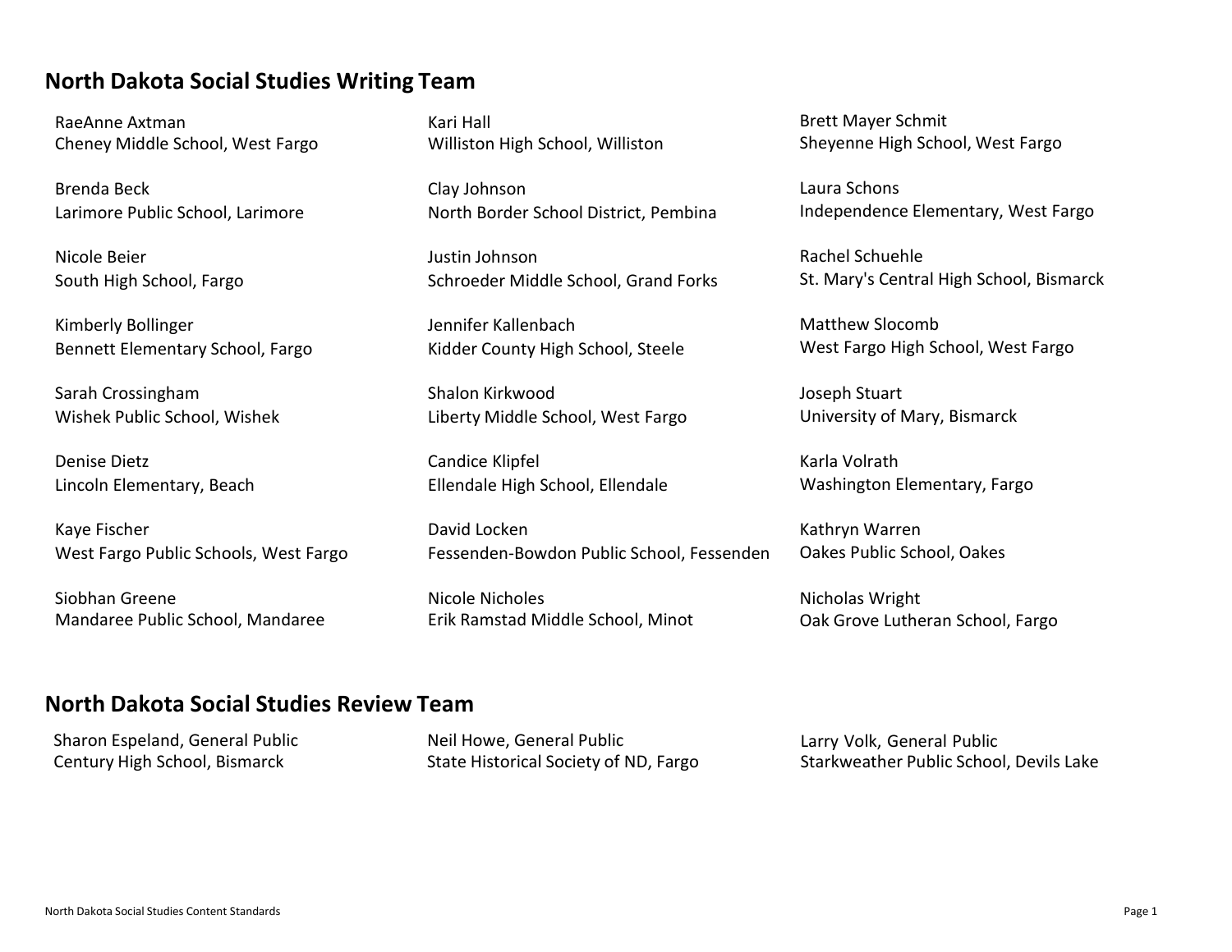## North Dakota Social Studies Writing Team

RaeAnne Axtman
Cheney Middle School, West Fargo

Brenda Beck
Larimore Public School, Larimore

Nicole Beier
South High School, Fargo

Kimberly Bollinger
Bennett Elementary School, Fargo

Sarah Crossingham
Wishek Public School, Wishek

Denise Dietz
Lincoln Elementary, Beach

Kaye Fischer
West Fargo Public Schools, West Fargo

Siobhan Greene
Mandaree Public School, Mandaree

Kari Hall
Williston High School, Williston

Clay Johnson
North Border School District, Pembina

Justin Johnson
Schroeder Middle School, Grand Forks

Jennifer Kallenbach
Kidder County High School, Steele

Shalon Kirkwood
Liberty Middle School, West Fargo

Candice Klipfel
Ellendale High School, Ellendale

David Locken
Fessenden-Bowdon Public School, Fessenden

Nicole Nicholes
Erik Ramstad Middle School, Minot

Brett Mayer Schmit
Sheyenne High School, West Fargo

Laura Schons
Independence Elementary, West Fargo

Rachel Schuehle
St. Mary's Central High School, Bismarck

Matthew Slocomb
West Fargo High School, West Fargo

Joseph Stuart
University of Mary, Bismarck

Karla Volrath
Washington Elementary, Fargo

Kathryn Warren
Oakes Public School, Oakes

Nicholas Wright
Oak Grove Lutheran School, Fargo

## North Dakota Social Studies Review Team

Sharon Espeland, General Public
Century High School, Bismarck

Neil Howe, General Public
State Historical Society of ND, Fargo

Larry Volk, General Public
Starkweather Public School, Devils Lake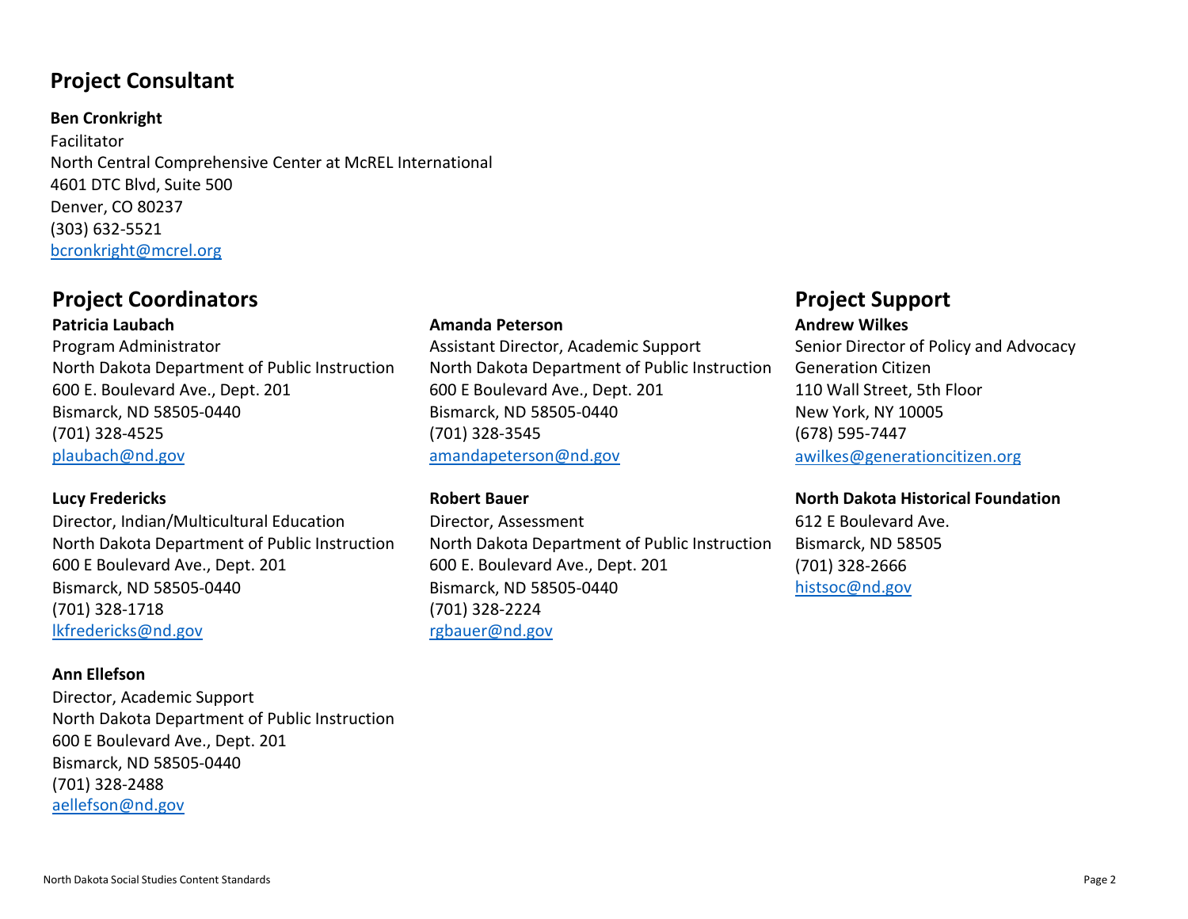## Project Consultant

**Ben Cronkright**
Facilitator
North Central Comprehensive Center at McREL International
4601 DTC Blvd, Suite 500
Denver, CO 80237
(303) 632-5521
bcronkright@mcrel.org

## Project Coordinators

**Patricia Laubach**
Program Administrator
North Dakota Department of Public Instruction
600 E. Boulevard Ave., Dept. 201
Bismarck, ND 58505-0440
(701) 328-4525
plaubach@nd.gov

**Lucy Fredericks**
Director, Indian/Multicultural Education
North Dakota Department of Public Instruction
600 E Boulevard Ave., Dept. 201
Bismarck, ND 58505-0440
(701) 328-1718
lkfredericks@nd.gov

**Ann Ellefson**
Director, Academic Support
North Dakota Department of Public Instruction
600 E Boulevard Ave., Dept. 201
Bismarck, ND 58505-0440
(701) 328-2488
aellefson@nd.gov

**Amanda Peterson**
Assistant Director, Academic Support
North Dakota Department of Public Instruction
600 E Boulevard Ave., Dept. 201
Bismarck, ND 58505-0440
(701) 328-3545
amandapeterson@nd.gov

**Robert Bauer**
Director, Assessment
North Dakota Department of Public Instruction
600 E. Boulevard Ave., Dept. 201
Bismarck, ND 58505-0440
(701) 328-2224
rgbauer@nd.gov

## Project Support

**Andrew Wilkes**
Senior Director of Policy and Advocacy
Generation Citizen
110 Wall Street, 5th Floor
New York, NY 10005
(678) 595-7447
awilkes@generationcitizen.org

**North Dakota Historical Foundation**
612 E Boulevard Ave.
Bismarck, ND 58505
(701) 328-2666
histsoc@nd.gov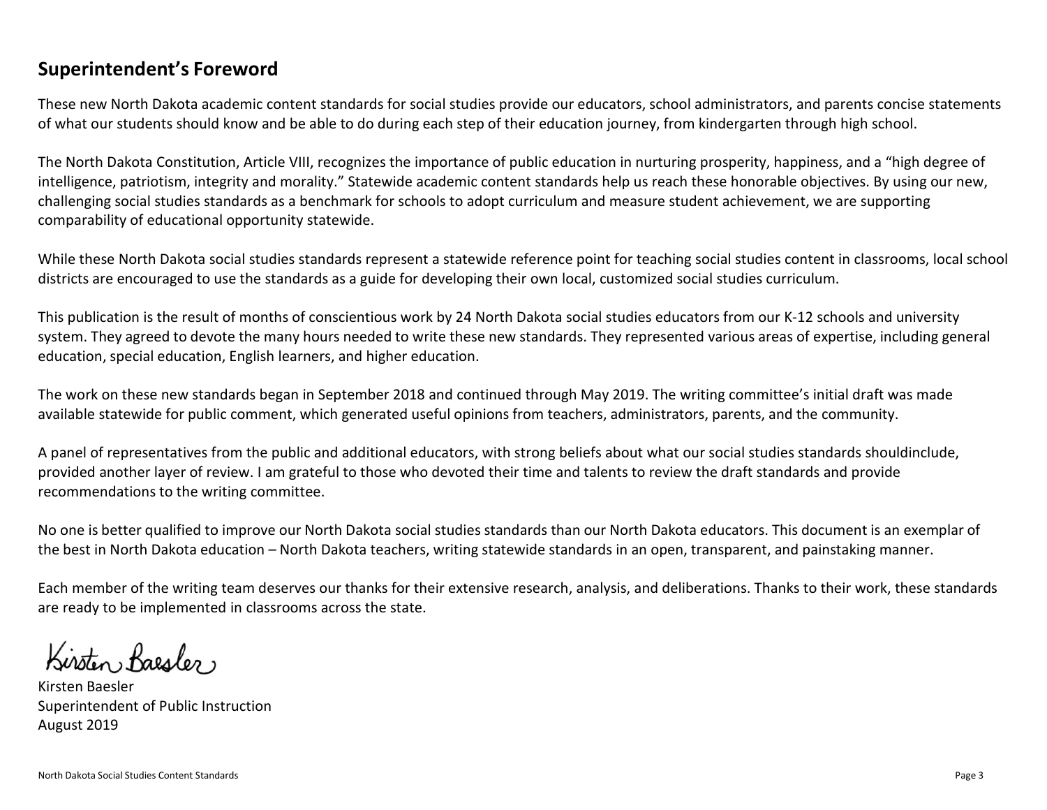## Superintendent's Foreword

These new North Dakota academic content standards for social studies provide our educators, school administrators, and parents concise statements of what our students should know and be able to do during each step of their education journey, from kindergarten through high school.

The North Dakota Constitution, Article VIII, recognizes the importance of public education in nurturing prosperity, happiness, and a "high degree of intelligence, patriotism, integrity and morality." Statewide academic content standards help us reach these honorable objectives. By using our new, challenging social studies standards as a benchmark for schools to adopt curriculum and measure student achievement, we are supporting comparability of educational opportunity statewide.

While these North Dakota social studies standards represent a statewide reference point for teaching social studies content in classrooms, local school districts are encouraged to use the standards as a guide for developing their own local, customized social studies curriculum.

This publication is the result of months of conscientious work by 24 North Dakota social studies educators from our K-12 schools and university system. They agreed to devote the many hours needed to write these new standards. They represented various areas of expertise, including general education, special education, English learners, and higher education.

The work on these new standards began in September 2018 and continued through May 2019. The writing committee's initial draft was made available statewide for public comment, which generated useful opinions from teachers, administrators, parents, and the community.

A panel of representatives from the public and additional educators, with strong beliefs about what our social studies standards shouldinclude, provided another layer of review. I am grateful to those who devoted their time and talents to review the draft standards and provide recommendations to the writing committee.

No one is better qualified to improve our North Dakota social studies standards than our North Dakota educators. This document is an exemplar of the best in North Dakota education – North Dakota teachers, writing statewide standards in an open, transparent, and painstaking manner.

Each member of the writing team deserves our thanks for their extensive research, analysis, and deliberations. Thanks to their work, these standards are ready to be implemented in classrooms across the state.

Kirsten Baesler

Kirsten Baesler
Superintendent of Public Instruction
August 2019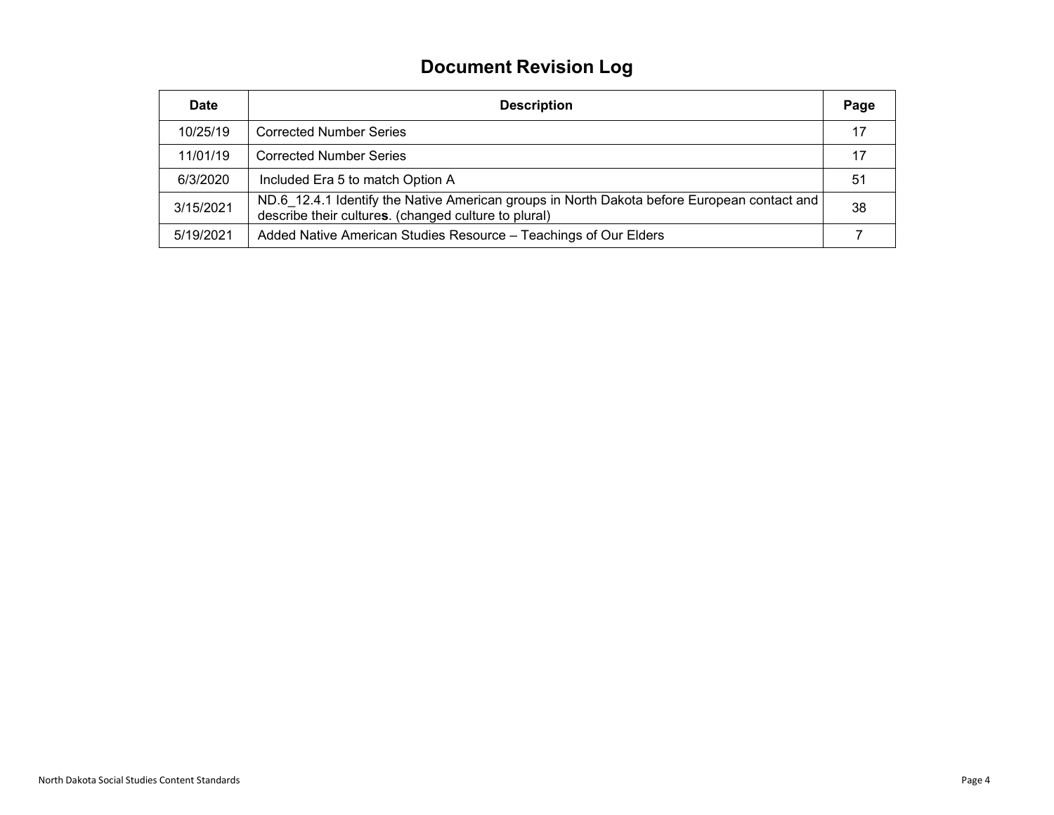# Document Revision Log

| Date | Description | Page |
|---|---|---|
| 10/25/19 | Corrected Number Series | 17 |
| 11/01/19 | Corrected Number Series | 17 |
| 6/3/2020 | Included Era 5 to match Option A | 51 |
| 3/15/2021 | ND.6_12.4.1 Identify the Native American groups in North Dakota before European contact and describe their culture**s**. (changed culture to plural) | 38 |
| 5/19/2021 | Added Native American Studies Resource – Teachings of Our Elders | 7 |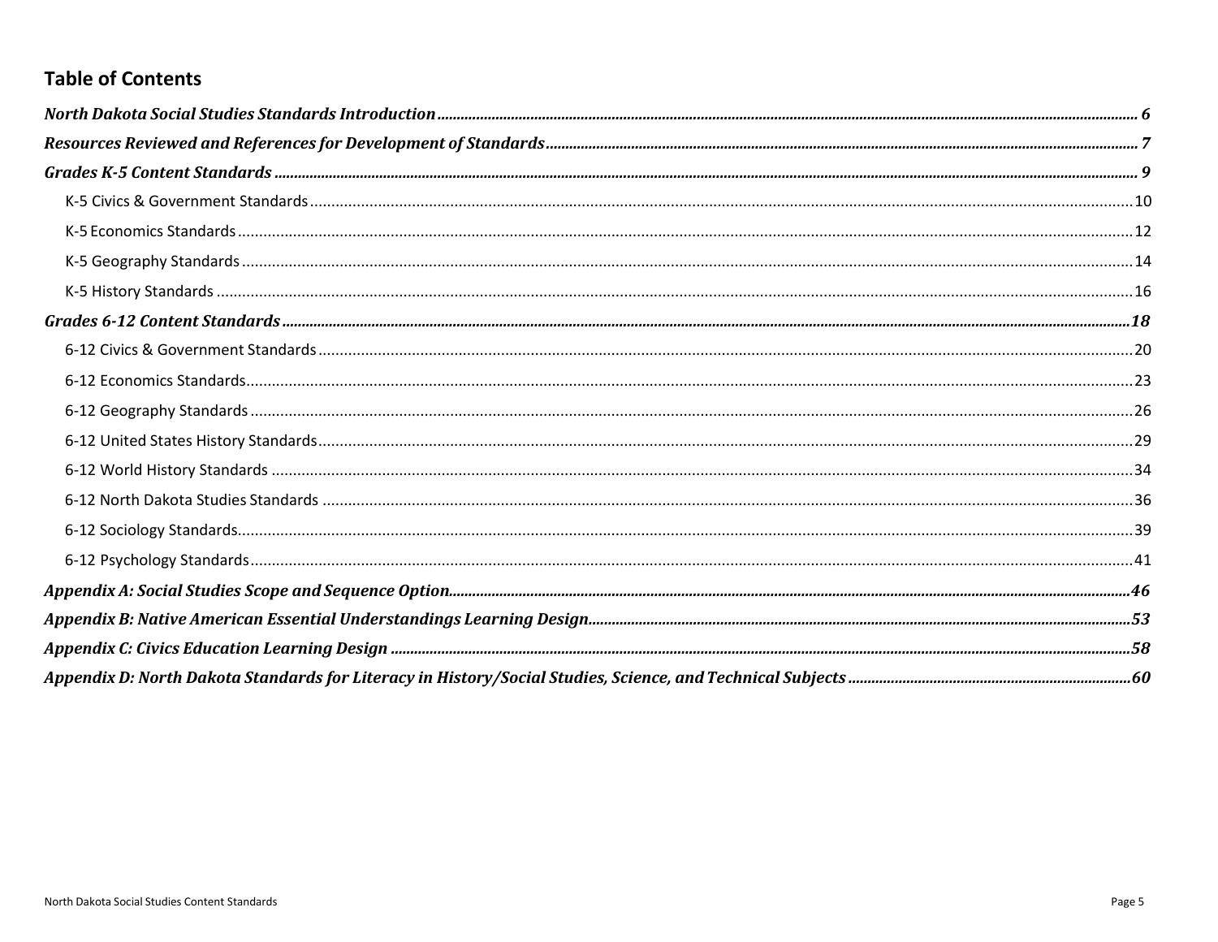## Table of Contents

*North Dakota Social Studies Standards Introduction* ........ 6

*Resources Reviewed and References for Development of Standards* ........ 7

*Grades K-5 Content Standards* ........ 9

- K-5 Civics & Government Standards ........ 10
- K-5 Economics Standards ........ 12
- K-5 Geography Standards ........ 14
- K-5 History Standards ........ 16

*Grades 6-12 Content Standards* ........ 18

- 6-12 Civics & Government Standards ........ 20
- 6-12 Economics Standards ........ 23
- 6-12 Geography Standards ........ 26
- 6-12 United States History Standards ........ 29
- 6-12 World History Standards ........ 34
- 6-12 North Dakota Studies Standards ........ 36
- 6-12 Sociology Standards ........ 39
- 6-12 Psychology Standards ........ 41

*Appendix A: Social Studies Scope and Sequence Option* ........ 46

*Appendix B: Native American Essential Understandings Learning Design* ........ 53

*Appendix C: Civics Education Learning Design* ........ 58

*Appendix D: North Dakota Standards for Literacy in History/Social Studies, Science, and Technical Subjects* ........ 60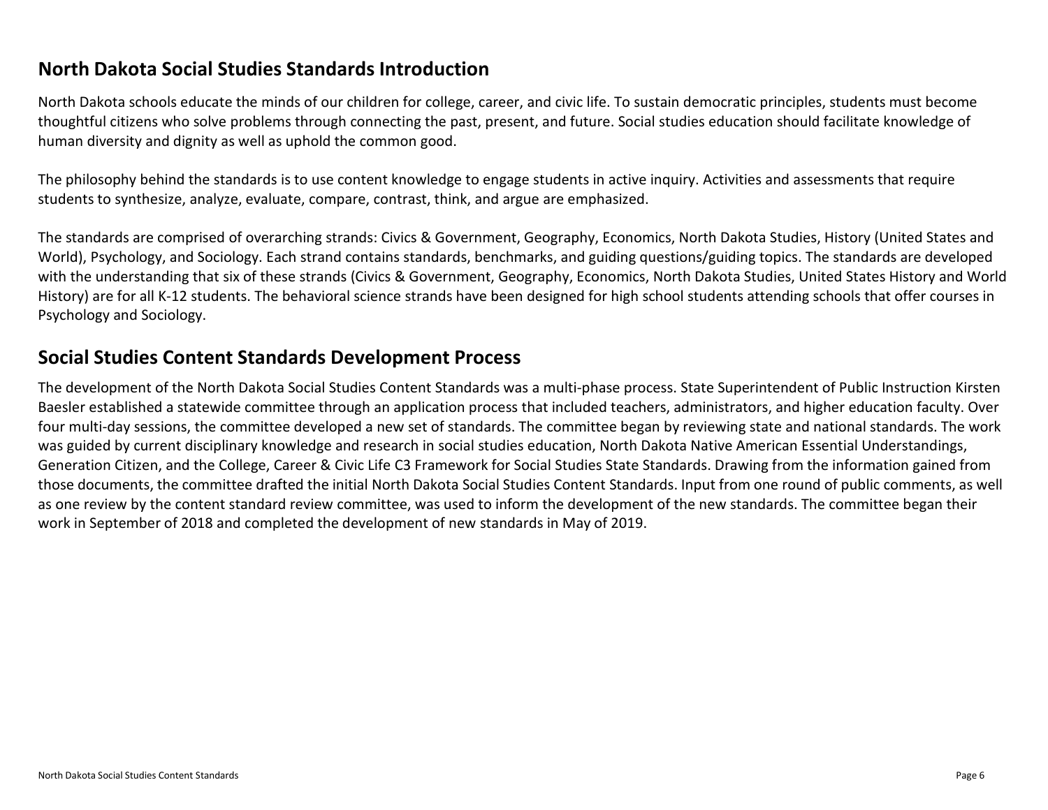## North Dakota Social Studies Standards Introduction

North Dakota schools educate the minds of our children for college, career, and civic life. To sustain democratic principles, students must become thoughtful citizens who solve problems through connecting the past, present, and future. Social studies education should facilitate knowledge of human diversity and dignity as well as uphold the common good.

The philosophy behind the standards is to use content knowledge to engage students in active inquiry. Activities and assessments that require students to synthesize, analyze, evaluate, compare, contrast, think, and argue are emphasized.

The standards are comprised of overarching strands: Civics & Government, Geography, Economics, North Dakota Studies, History (United States and World), Psychology, and Sociology. Each strand contains standards, benchmarks, and guiding questions/guiding topics. The standards are developed with the understanding that six of these strands (Civics & Government, Geography, Economics, North Dakota Studies, United States History and World History) are for all K-12 students. The behavioral science strands have been designed for high school students attending schools that offer courses in Psychology and Sociology.

## Social Studies Content Standards Development Process

The development of the North Dakota Social Studies Content Standards was a multi-phase process. State Superintendent of Public Instruction Kirsten Baesler established a statewide committee through an application process that included teachers, administrators, and higher education faculty. Over four multi-day sessions, the committee developed a new set of standards. The committee began by reviewing state and national standards. The work was guided by current disciplinary knowledge and research in social studies education, North Dakota Native American Essential Understandings, Generation Citizen, and the College, Career & Civic Life C3 Framework for Social Studies State Standards. Drawing from the information gained from those documents, the committee drafted the initial North Dakota Social Studies Content Standards. Input from one round of public comments, as well as one review by the content standard review committee, was used to inform the development of the new standards. The committee began their work in September of 2018 and completed the development of new standards in May of 2019.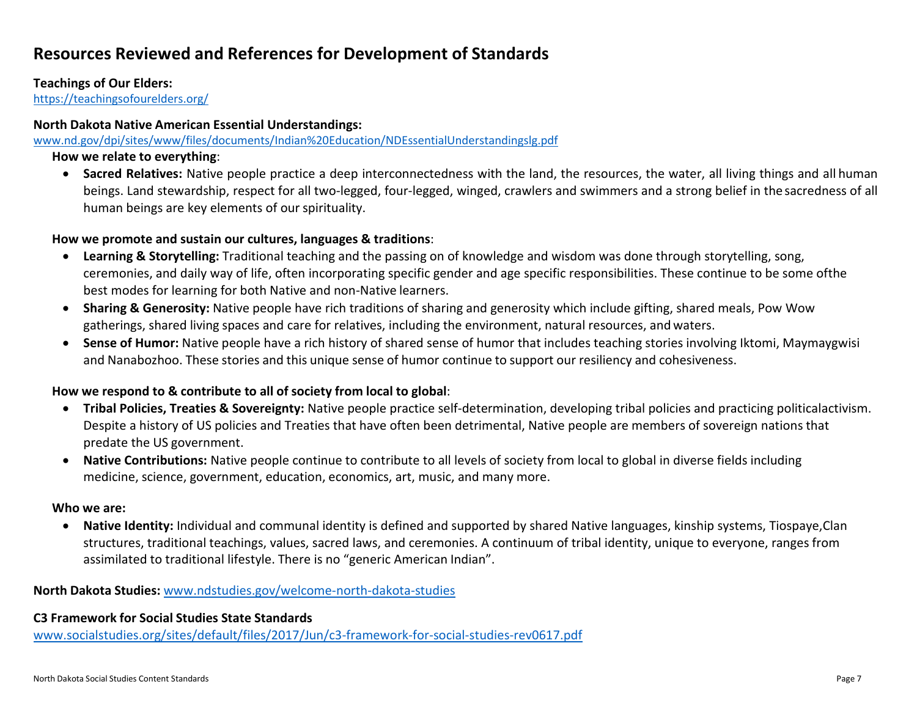## Resources Reviewed and References for Development of Standards

**Teachings of Our Elders:**
https://teachingsofourelders.org/

**North Dakota Native American Essential Understandings:**
www.nd.gov/dpi/sites/www/files/documents/Indian%20Education/NDEssentialUnderstandingslg.pdf

**How we relate to everything**:

- **Sacred Relatives:** Native people practice a deep interconnectedness with the land, the resources, the water, all living things and all human beings. Land stewardship, respect for all two-legged, four-legged, winged, crawlers and swimmers and a strong belief in the sacredness of all human beings are key elements of our spirituality.

**How we promote and sustain our cultures, languages & traditions**:

- **Learning & Storytelling:** Traditional teaching and the passing on of knowledge and wisdom was done through storytelling, song, ceremonies, and daily way of life, often incorporating specific gender and age specific responsibilities. These continue to be some ofthe best modes for learning for both Native and non-Native learners.
- **Sharing & Generosity:** Native people have rich traditions of sharing and generosity which include gifting, shared meals, Pow Wow gatherings, shared living spaces and care for relatives, including the environment, natural resources, and waters.
- **Sense of Humor:** Native people have a rich history of shared sense of humor that includes teaching stories involving Iktomi, Maymaygwisi and Nanabozhoo. These stories and this unique sense of humor continue to support our resiliency and cohesiveness.

**How we respond to & contribute to all of society from local to global**:

- **Tribal Policies, Treaties & Sovereignty:** Native people practice self-determination, developing tribal policies and practicing politicalactivism. Despite a history of US policies and Treaties that have often been detrimental, Native people are members of sovereign nations that predate the US government.
- **Native Contributions:** Native people continue to contribute to all levels of society from local to global in diverse fields including medicine, science, government, education, economics, art, music, and many more.

**Who we are:**

- **Native Identity:** Individual and communal identity is defined and supported by shared Native languages, kinship systems, Tiospaye,Clan structures, traditional teachings, values, sacred laws, and ceremonies. A continuum of tribal identity, unique to everyone, ranges from assimilated to traditional lifestyle. There is no "generic American Indian".

**North Dakota Studies:** www.ndstudies.gov/welcome-north-dakota-studies

**C3 Framework for Social Studies State Standards**
www.socialstudies.org/sites/default/files/2017/Jun/c3-framework-for-social-studies-rev0617.pdf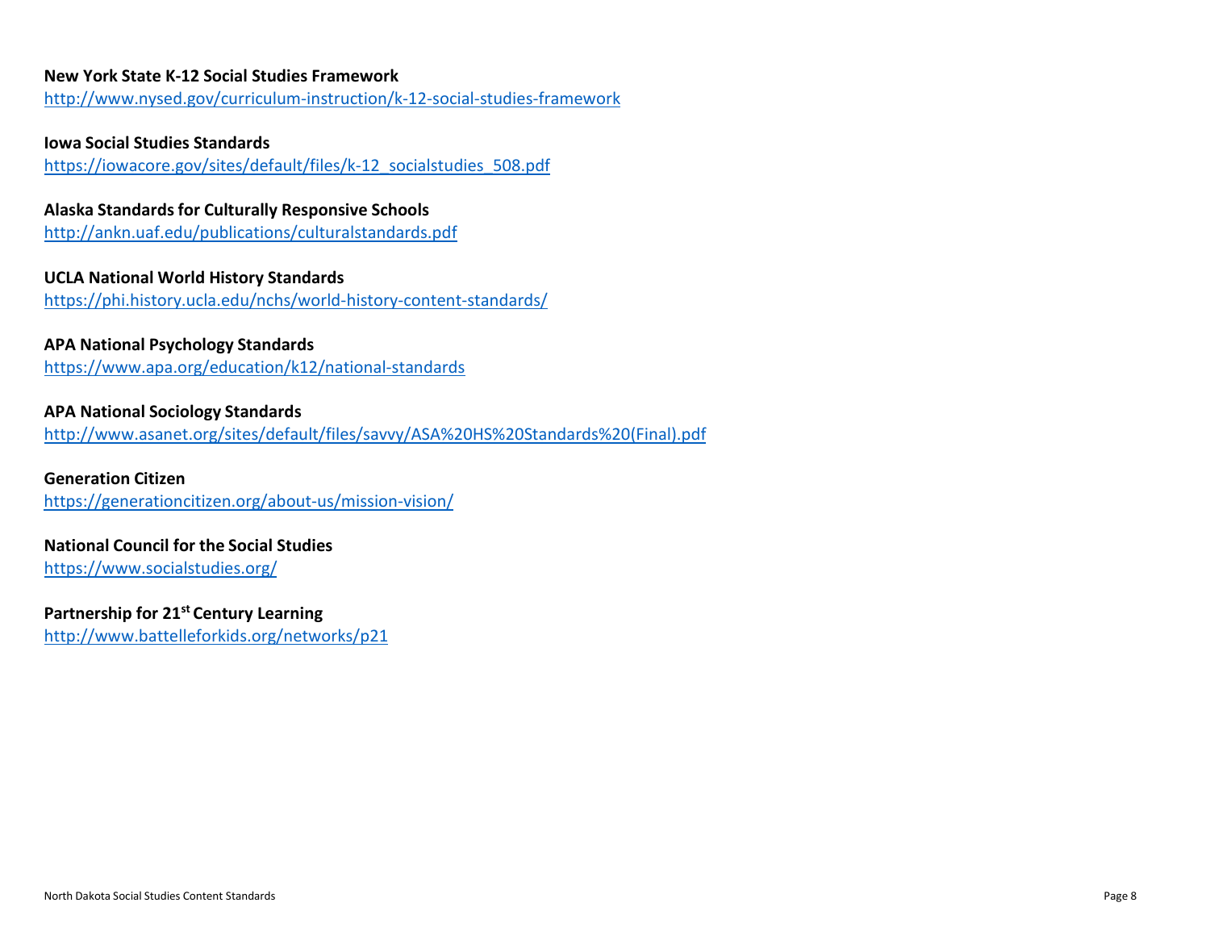**New York State K-12 Social Studies Framework**
http://www.nysed.gov/curriculum-instruction/k-12-social-studies-framework

**Iowa Social Studies Standards**
https://iowacore.gov/sites/default/files/k-12_socialstudies_508.pdf

**Alaska Standards for Culturally Responsive Schools**
http://ankn.uaf.edu/publications/culturalstandards.pdf

**UCLA National World History Standards**
https://phi.history.ucla.edu/nchs/world-history-content-standards/

**APA National Psychology Standards**
https://www.apa.org/education/k12/national-standards

**APA National Sociology Standards**
http://www.asanet.org/sites/default/files/savvy/ASA%20HS%20Standards%20(Final).pdf

**Generation Citizen**
https://generationcitizen.org/about-us/mission-vision/

**National Council for the Social Studies**
https://www.socialstudies.org/

**Partnership for 21st Century Learning**
http://www.battelleforkids.org/networks/p21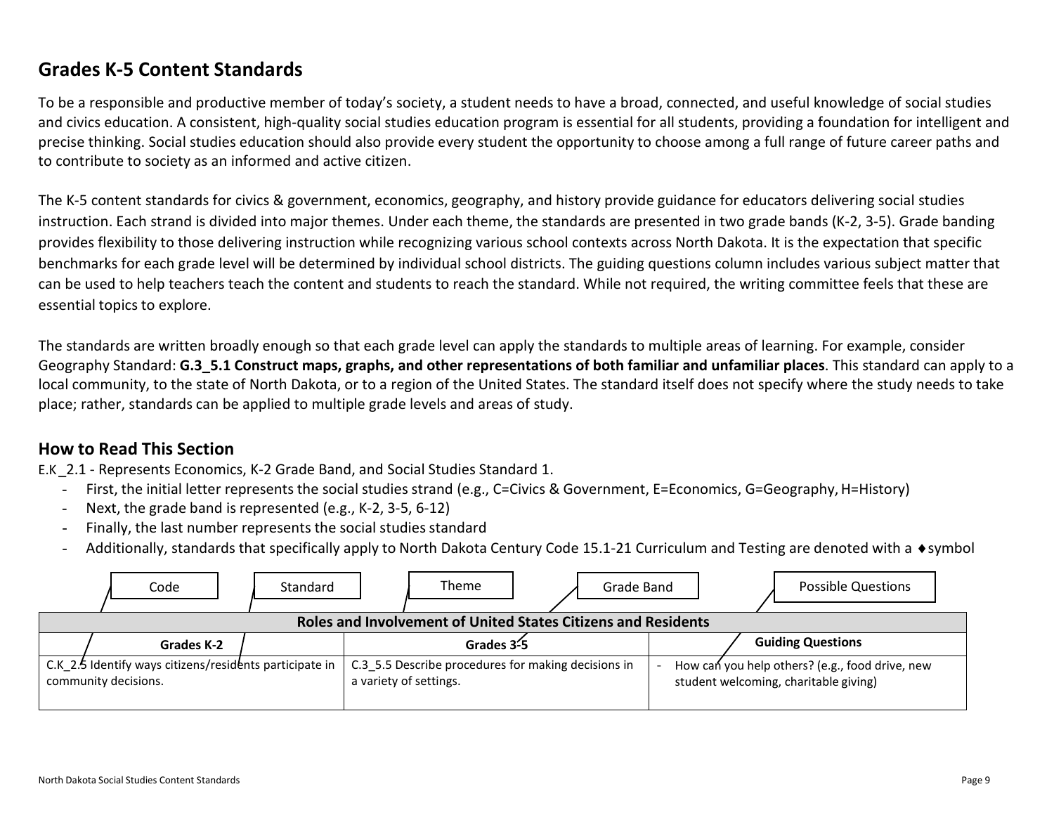## Grades K-5 Content Standards

To be a responsible and productive member of today's society, a student needs to have a broad, connected, and useful knowledge of social studies and civics education. A consistent, high-quality social studies education program is essential for all students, providing a foundation for intelligent and precise thinking. Social studies education should also provide every student the opportunity to choose among a full range of future career paths and to contribute to society as an informed and active citizen.

The K-5 content standards for civics & government, economics, geography, and history provide guidance for educators delivering social studies instruction. Each strand is divided into major themes. Under each theme, the standards are presented in two grade bands (K-2, 3-5). Grade banding provides flexibility to those delivering instruction while recognizing various school contexts across North Dakota. It is the expectation that specific benchmarks for each grade level will be determined by individual school districts. The guiding questions column includes various subject matter that can be used to help teachers teach the content and students to reach the standard. While not required, the writing committee feels that these are essential topics to explore.

The standards are written broadly enough so that each grade level can apply the standards to multiple areas of learning. For example, consider Geography Standard: **G.3_5.1 Construct maps, graphs, and other representations of both familiar and unfamiliar places**. This standard can apply to a local community, to the state of North Dakota, or to a region of the United States. The standard itself does not specify where the study needs to take place; rather, standards can be applied to multiple grade levels and areas of study.

## How to Read This Section

E.K_2.1 - Represents Economics, K-2 Grade Band, and Social Studies Standard 1.

- First, the initial letter represents the social studies strand (e.g., C=Civics & Government, E=Economics, G=Geography, H=History)
- Next, the grade band is represented (e.g., K-2, 3-5, 6-12)
- Finally, the last number represents the social studies standard
- Additionally, standards that specifically apply to North Dakota Century Code 15.1-21 Curriculum and Testing are denoted with a ♦symbol

Code | Standard | Theme | Grade Band | Possible Questions

| Roles and Involvement of United States Citizens and Residents | | |
|---|---|---|
| **Grades K-2** | **Grades 3-5** | **Guiding Questions** |
| C.K_2.5 Identify ways citizens/residents participate in community decisions. | C.3_5.5 Describe procedures for making decisions in a variety of settings. | - How can you help others? (e.g., food drive, new student welcoming, charitable giving) |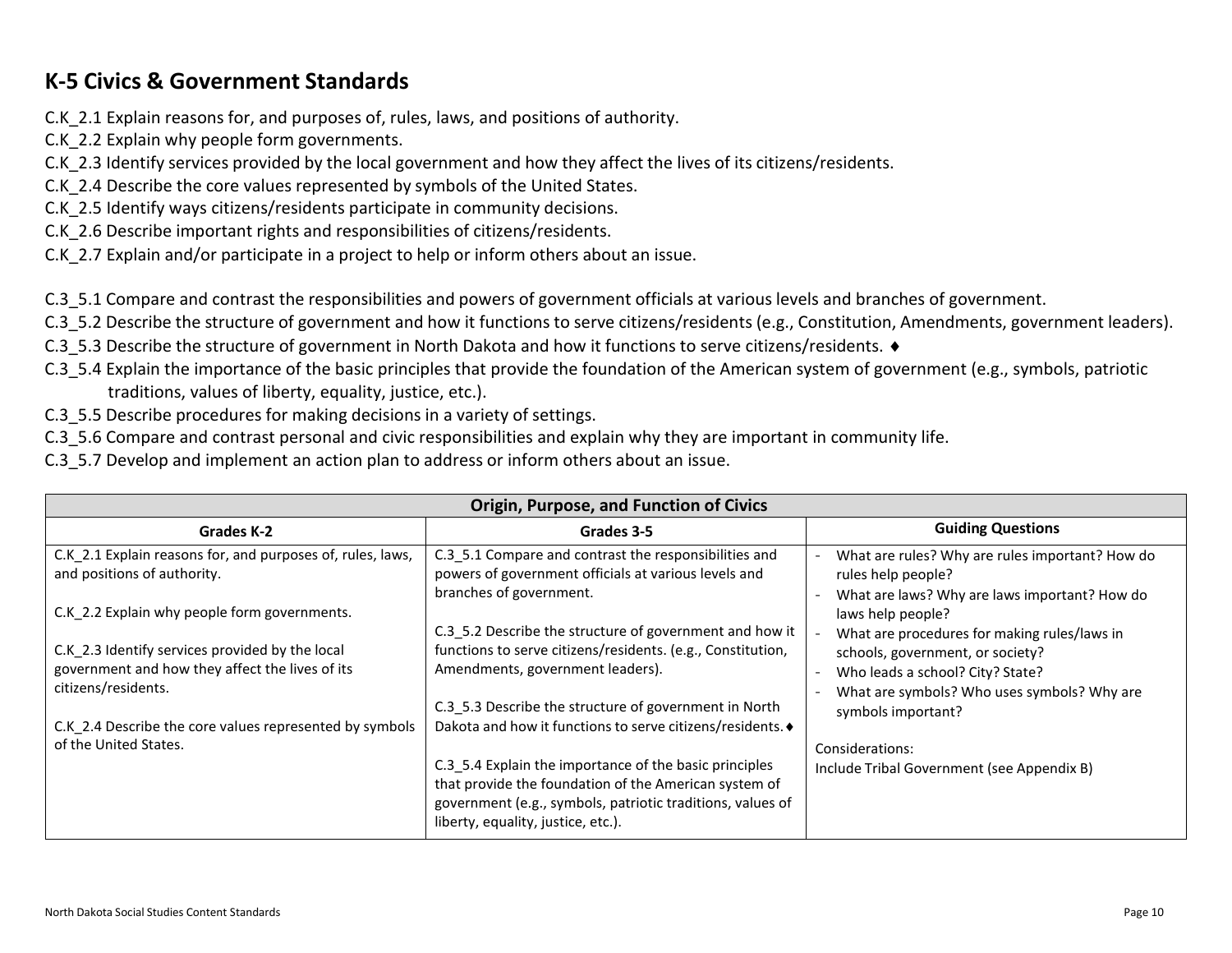## K-5 Civics & Government Standards

C.K_2.1 Explain reasons for, and purposes of, rules, laws, and positions of authority.
C.K_2.2 Explain why people form governments.
C.K_2.3 Identify services provided by the local government and how they affect the lives of its citizens/residents.
C.K_2.4 Describe the core values represented by symbols of the United States.
C.K_2.5 Identify ways citizens/residents participate in community decisions.
C.K_2.6 Describe important rights and responsibilities of citizens/residents.
C.K_2.7 Explain and/or participate in a project to help or inform others about an issue.

C.3_5.1 Compare and contrast the responsibilities and powers of government officials at various levels and branches of government.
C.3_5.2 Describe the structure of government and how it functions to serve citizens/residents (e.g., Constitution, Amendments, government leaders).
C.3_5.3 Describe the structure of government in North Dakota and how it functions to serve citizens/residents. ♦
C.3_5.4 Explain the importance of the basic principles that provide the foundation of the American system of government (e.g., symbols, patriotic traditions, values of liberty, equality, justice, etc.).
C.3_5.5 Describe procedures for making decisions in a variety of settings.
C.3_5.6 Compare and contrast personal and civic responsibilities and explain why they are important in community life.
C.3_5.7 Develop and implement an action plan to address or inform others about an issue.

| Origin, Purpose, and Function of Civics | | |
|---|---|---|
| **Grades K-2** | **Grades 3-5** | **Guiding Questions** |
| C.K_2.1 Explain reasons for, and purposes of, rules, laws, and positions of authority.<br><br>C.K_2.2 Explain why people form governments.<br><br>C.K_2.3 Identify services provided by the local government and how they affect the lives of its citizens/residents.<br><br>C.K_2.4 Describe the core values represented by symbols of the United States. | C.3_5.1 Compare and contrast the responsibilities and powers of government officials at various levels and branches of government.<br><br>C.3_5.2 Describe the structure of government and how it functions to serve citizens/residents. (e.g., Constitution, Amendments, government leaders).<br><br>C.3_5.3 Describe the structure of government in North Dakota and how it functions to serve citizens/residents. ♦<br><br>C.3_5.4 Explain the importance of the basic principles that provide the foundation of the American system of government (e.g., symbols, patriotic traditions, values of liberty, equality, justice, etc.). | - What are rules? Why are rules important? How do rules help people?<br>- What are laws? Why are laws important? How do laws help people?<br>- What are procedures for making rules/laws in schools, government, or society?<br>- Who leads a school? City? State?<br>- What are symbols? Who uses symbols? Why are symbols important?<br><br>Considerations:<br>Include Tribal Government (see Appendix B) |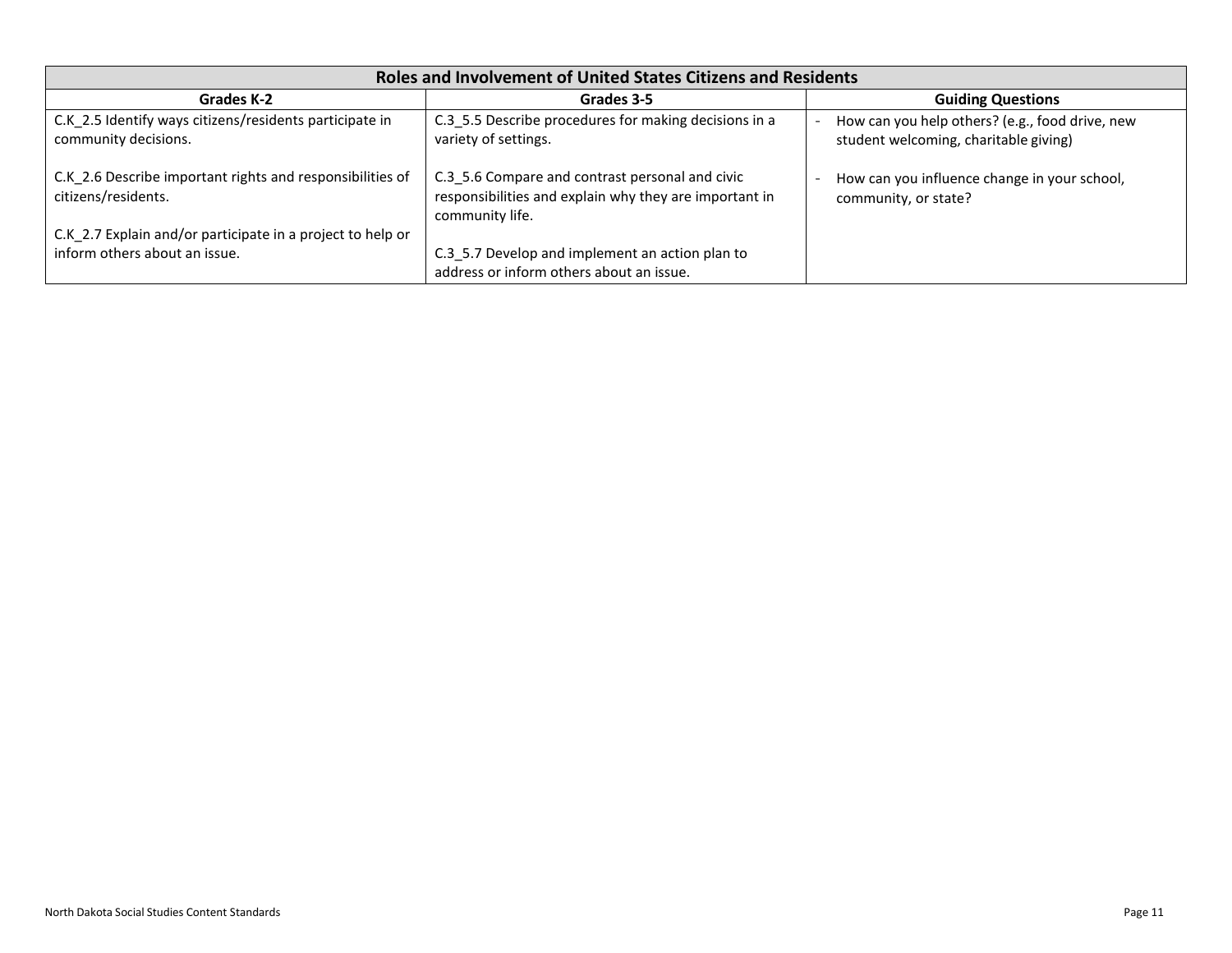| Roles and Involvement of United States Citizens and Residents | | |
|---|---|---|
| **Grades K-2** | **Grades 3-5** | **Guiding Questions** |
| C.K_2.5 Identify ways citizens/residents participate in community decisions.<br><br>C.K_2.6 Describe important rights and responsibilities of citizens/residents.<br><br>C.K_2.7 Explain and/or participate in a project to help or inform others about an issue. | C.3_5.5 Describe procedures for making decisions in a variety of settings.<br><br>C.3_5.6 Compare and contrast personal and civic responsibilities and explain why they are important in community life.<br><br>C.3_5.7 Develop and implement an action plan to address or inform others about an issue. | - How can you help others? (e.g., food drive, new student welcoming, charitable giving)<br><br>- How can you influence change in your school, community, or state? |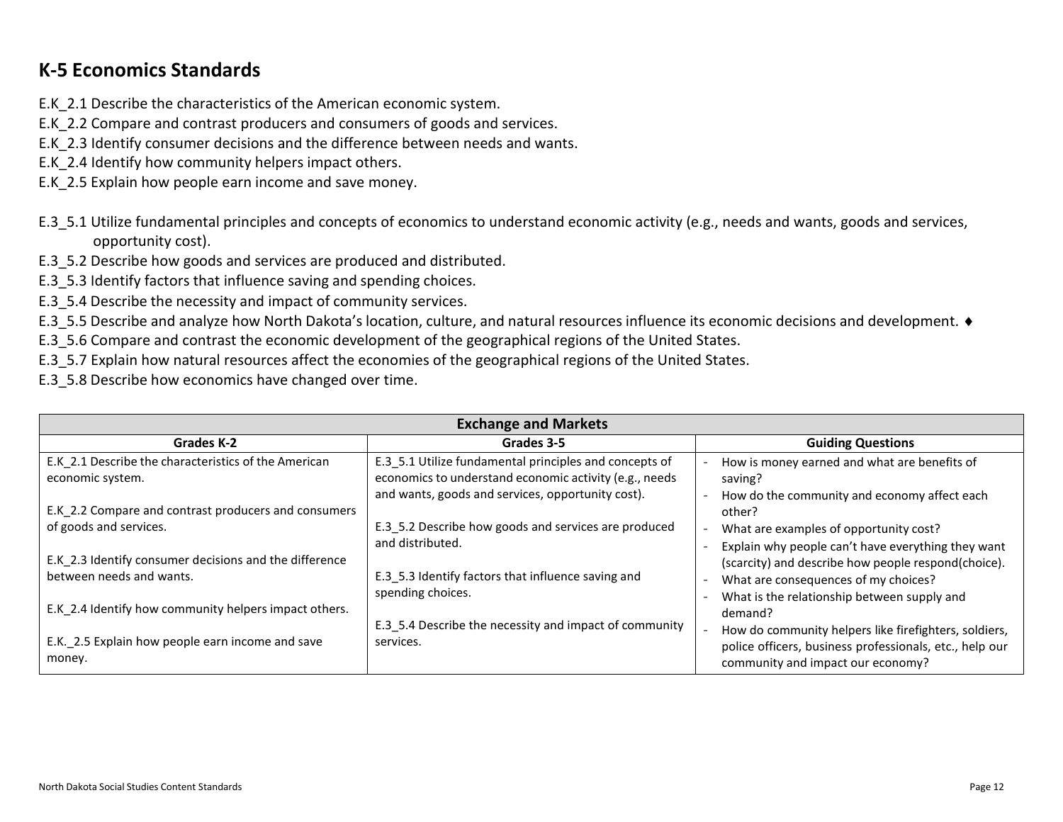## K-5 Economics Standards

E.K_2.1 Describe the characteristics of the American economic system.
E.K_2.2 Compare and contrast producers and consumers of goods and services.
E.K_2.3 Identify consumer decisions and the difference between needs and wants.
E.K_2.4 Identify how community helpers impact others.
E.K_2.5 Explain how people earn income and save money.

E.3_5.1 Utilize fundamental principles and concepts of economics to understand economic activity (e.g., needs and wants, goods and services, opportunity cost).
E.3_5.2 Describe how goods and services are produced and distributed.
E.3_5.3 Identify factors that influence saving and spending choices.
E.3_5.4 Describe the necessity and impact of community services.
E.3_5.5 Describe and analyze how North Dakota's location, culture, and natural resources influence its economic decisions and development. ♦
E.3_5.6 Compare and contrast the economic development of the geographical regions of the United States.
E.3_5.7 Explain how natural resources affect the economies of the geographical regions of the United States.
E.3_5.8 Describe how economics have changed over time.

| Exchange and Markets | | |
|---|---|---|
| **Grades K-2** | **Grades 3-5** | **Guiding Questions** |
| E.K_2.1 Describe the characteristics of the American economic system.<br><br>E.K_2.2 Compare and contrast producers and consumers of goods and services.<br><br>E.K_2.3 Identify consumer decisions and the difference between needs and wants.<br><br>E.K_2.4 Identify how community helpers impact others.<br><br>E.K._2.5 Explain how people earn income and save money. | E.3_5.1 Utilize fundamental principles and concepts of economics to understand economic activity (e.g., needs and wants, goods and services, opportunity cost).<br><br>E.3_5.2 Describe how goods and services are produced and distributed.<br><br>E.3_5.3 Identify factors that influence saving and spending choices.<br><br>E.3_5.4 Describe the necessity and impact of community services. | - How is money earned and what are benefits of saving?<br>- How do the community and economy affect each other?<br>- What are examples of opportunity cost?<br>- Explain why people can't have everything they want (scarcity) and describe how people respond(choice).<br>- What are consequences of my choices?<br>- What is the relationship between supply and demand?<br>- How do community helpers like firefighters, soldiers, police officers, business professionals, etc., help our community and impact our economy? |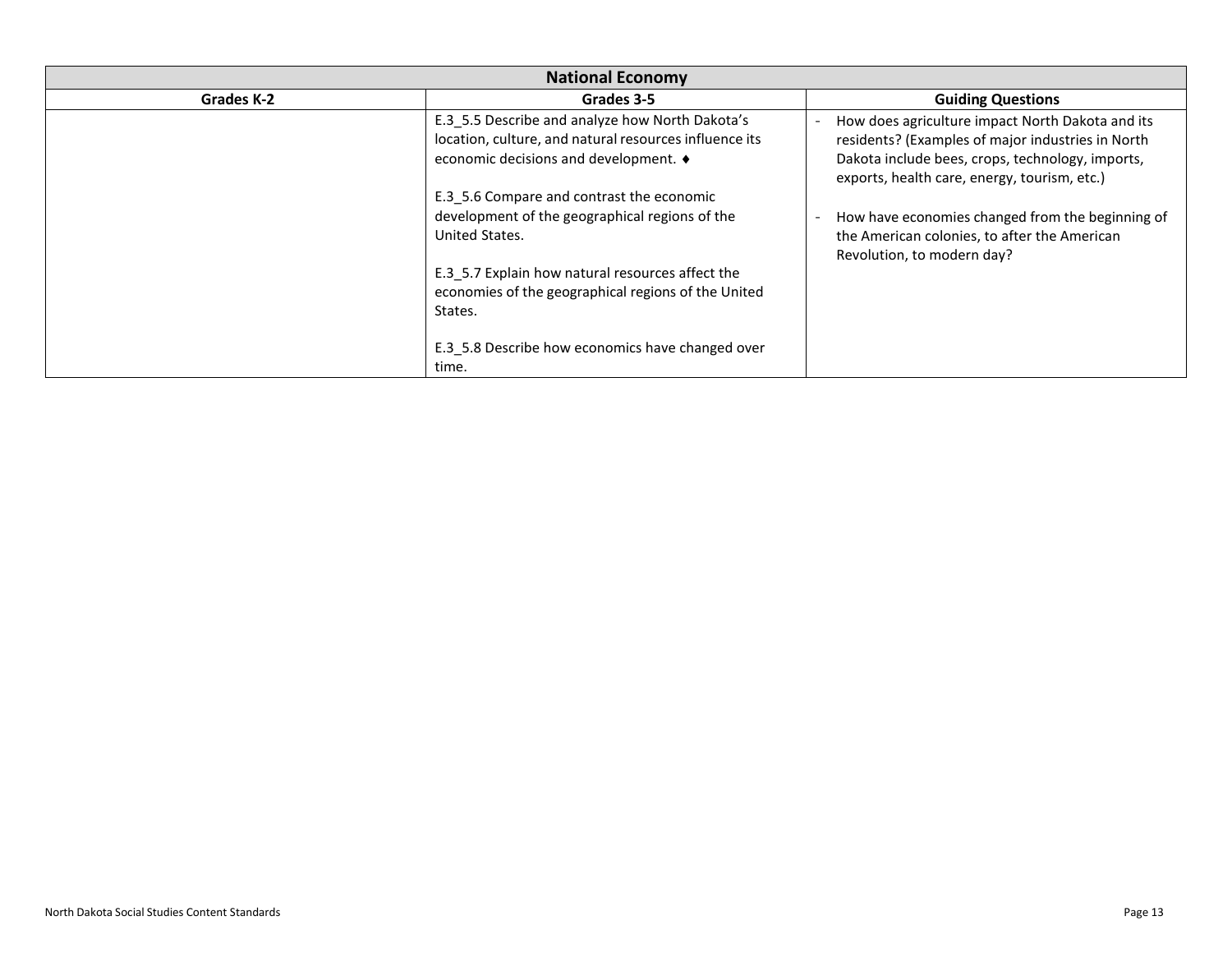| National Economy | | |
|---|---|---|
| **Grades K-2** | **Grades 3-5** | **Guiding Questions** |
| | E.3_5.5 Describe and analyze how North Dakota's location, culture, and natural resources influence its economic decisions and development. ♦<br><br>E.3_5.6 Compare and contrast the economic development of the geographical regions of the United States.<br><br>E.3_5.7 Explain how natural resources affect the economies of the geographical regions of the United States.<br><br>E.3_5.8 Describe how economics have changed over time. | - How does agriculture impact North Dakota and its residents? (Examples of major industries in North Dakota include bees, crops, technology, imports, exports, health care, energy, tourism, etc.)<br><br>- How have economies changed from the beginning of the American colonies, to after the American Revolution, to modern day? |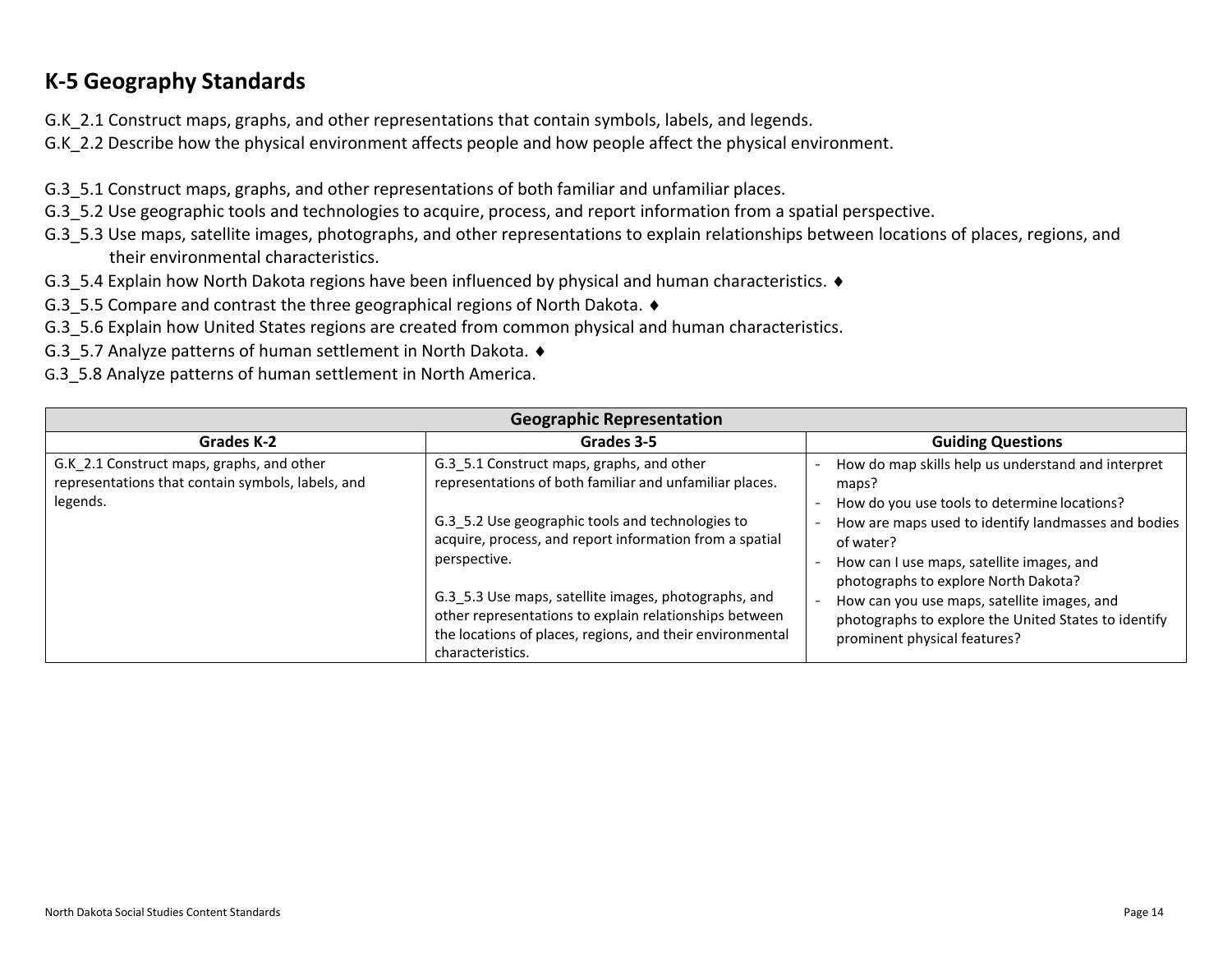## K-5 Geography Standards

G.K_2.1 Construct maps, graphs, and other representations that contain symbols, labels, and legends.
G.K_2.2 Describe how the physical environment affects people and how people affect the physical environment.

G.3_5.1 Construct maps, graphs, and other representations of both familiar and unfamiliar places.
G.3_5.2 Use geographic tools and technologies to acquire, process, and report information from a spatial perspective.
G.3_5.3 Use maps, satellite images, photographs, and other representations to explain relationships between locations of places, regions, and their environmental characteristics.
G.3_5.4 Explain how North Dakota regions have been influenced by physical and human characteristics. ♦
G.3_5.5 Compare and contrast the three geographical regions of North Dakota. ♦
G.3_5.6 Explain how United States regions are created from common physical and human characteristics.
G.3_5.7 Analyze patterns of human settlement in North Dakota. ♦
G.3_5.8 Analyze patterns of human settlement in North America.

| Geographic Representation | | |
|---|---|---|
| **Grades K-2** | **Grades 3-5** | **Guiding Questions** |
| G.K_2.1 Construct maps, graphs, and other representations that contain symbols, labels, and legends. | G.3_5.1 Construct maps, graphs, and other representations of both familiar and unfamiliar places.<br><br>G.3_5.2 Use geographic tools and technologies to acquire, process, and report information from a spatial perspective.<br><br>G.3_5.3 Use maps, satellite images, photographs, and other representations to explain relationships between the locations of places, regions, and their environmental characteristics. | - How do map skills help us understand and interpret maps?<br>- How do you use tools to determine locations?<br>- How are maps used to identify landmasses and bodies of water?<br>- How can I use maps, satellite images, and photographs to explore North Dakota?<br>- How can you use maps, satellite images, and photographs to explore the United States to identify prominent physical features? |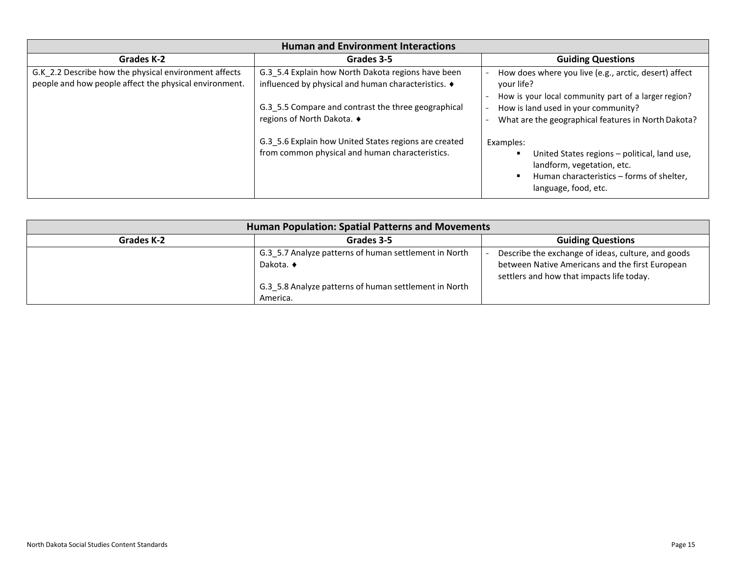| Human and Environment Interactions | | |
|---|---|---|
| **Grades K-2** | **Grades 3-5** | **Guiding Questions** |
| G.K_2.2 Describe how the physical environment affects people and how people affect the physical environment. | G.3_5.4 Explain how North Dakota regions have been influenced by physical and human characteristics. ♦<br><br>G.3_5.5 Compare and contrast the three geographical regions of North Dakota. ♦<br><br>G.3_5.6 Explain how United States regions are created from common physical and human characteristics. | - How does where you live (e.g., arctic, desert) affect your life?<br>- How is your local community part of a larger region?<br>- How is land used in your community?<br>- What are the geographical features in North Dakota?<br><br>Examples:<br>▪ United States regions – political, land use, landform, vegetation, etc.<br>▪ Human characteristics – forms of shelter, language, food, etc. |

| Human Population: Spatial Patterns and Movements | | |
|---|---|---|
| **Grades K-2** | **Grades 3-5** | **Guiding Questions** |
| | G.3_5.7 Analyze patterns of human settlement in North Dakota. ♦<br><br>G.3_5.8 Analyze patterns of human settlement in North America. | - Describe the exchange of ideas, culture, and goods between Native Americans and the first European settlers and how that impacts life today. |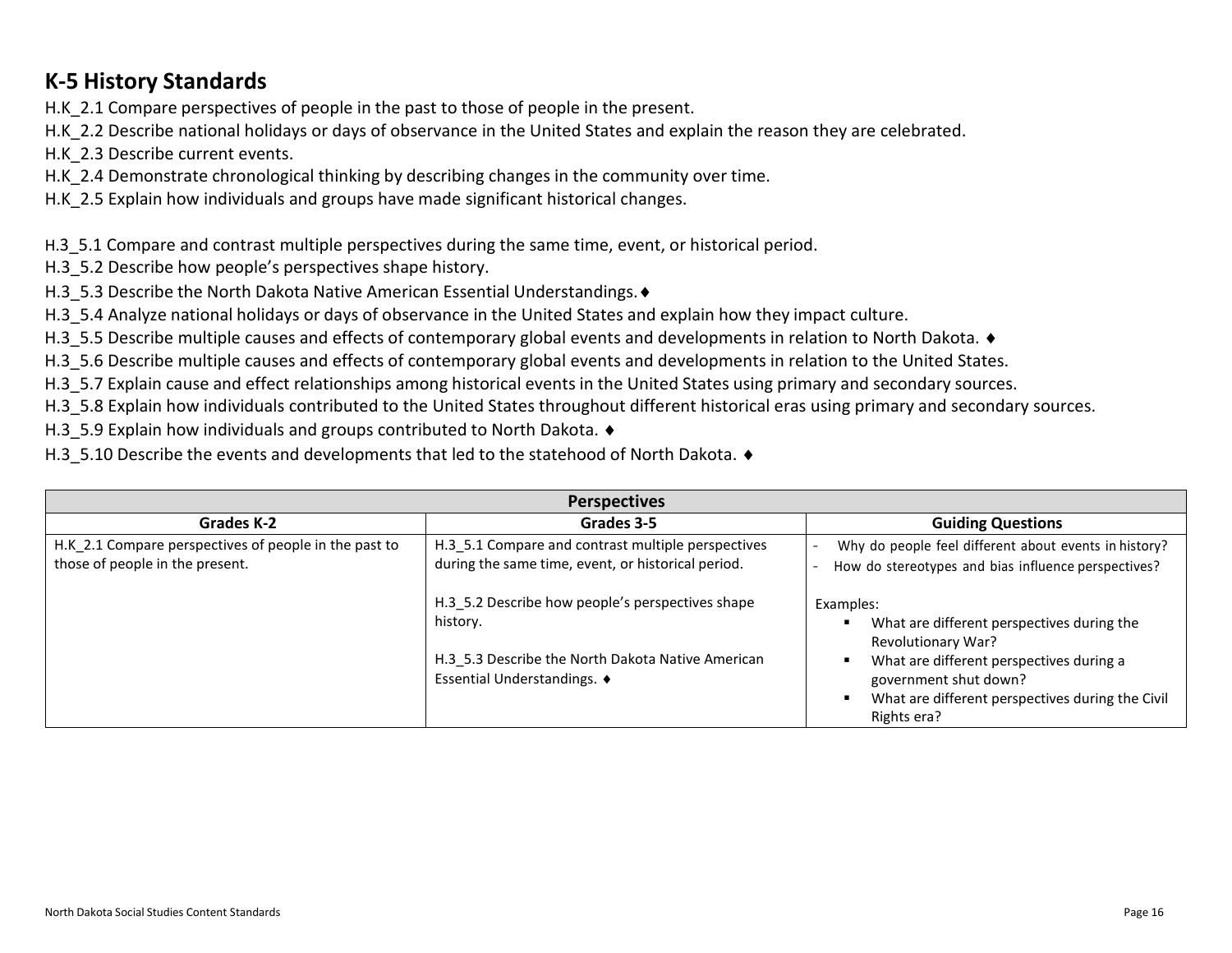## K-5 History Standards

H.K_2.1 Compare perspectives of people in the past to those of people in the present.

H.K_2.2 Describe national holidays or days of observance in the United States and explain the reason they are celebrated.

H.K_2.3 Describe current events.

H.K_2.4 Demonstrate chronological thinking by describing changes in the community over time.

H.K_2.5 Explain how individuals and groups have made significant historical changes.

H.3_5.1 Compare and contrast multiple perspectives during the same time, event, or historical period.

H.3_5.2 Describe how people's perspectives shape history.

H.3_5.3 Describe the North Dakota Native American Essential Understandings. ♦

H.3_5.4 Analyze national holidays or days of observance in the United States and explain how they impact culture.

H.3_5.5 Describe multiple causes and effects of contemporary global events and developments in relation to North Dakota. ♦

H.3_5.6 Describe multiple causes and effects of contemporary global events and developments in relation to the United States.

H.3_5.7 Explain cause and effect relationships among historical events in the United States using primary and secondary sources.

H.3_5.8 Explain how individuals contributed to the United States throughout different historical eras using primary and secondary sources.

H.3_5.9 Explain how individuals and groups contributed to North Dakota. ♦

H.3_5.10 Describe the events and developments that led to the statehood of North Dakota. ♦

| Perspectives | | |
|---|---|---|
| **Grades K-2** | **Grades 3-5** | **Guiding Questions** |
| H.K_2.1 Compare perspectives of people in the past to those of people in the present. | H.3_5.1 Compare and contrast multiple perspectives during the same time, event, or historical period.<br><br>H.3_5.2 Describe how people's perspectives shape history.<br><br>H.3_5.3 Describe the North Dakota Native American Essential Understandings. ♦ | - Why do people feel different about events in history?<br>- How do stereotypes and bias influence perspectives?<br><br>Examples:<br>▪ What are different perspectives during the Revolutionary War?<br>▪ What are different perspectives during a government shut down?<br>▪ What are different perspectives during the Civil Rights era? |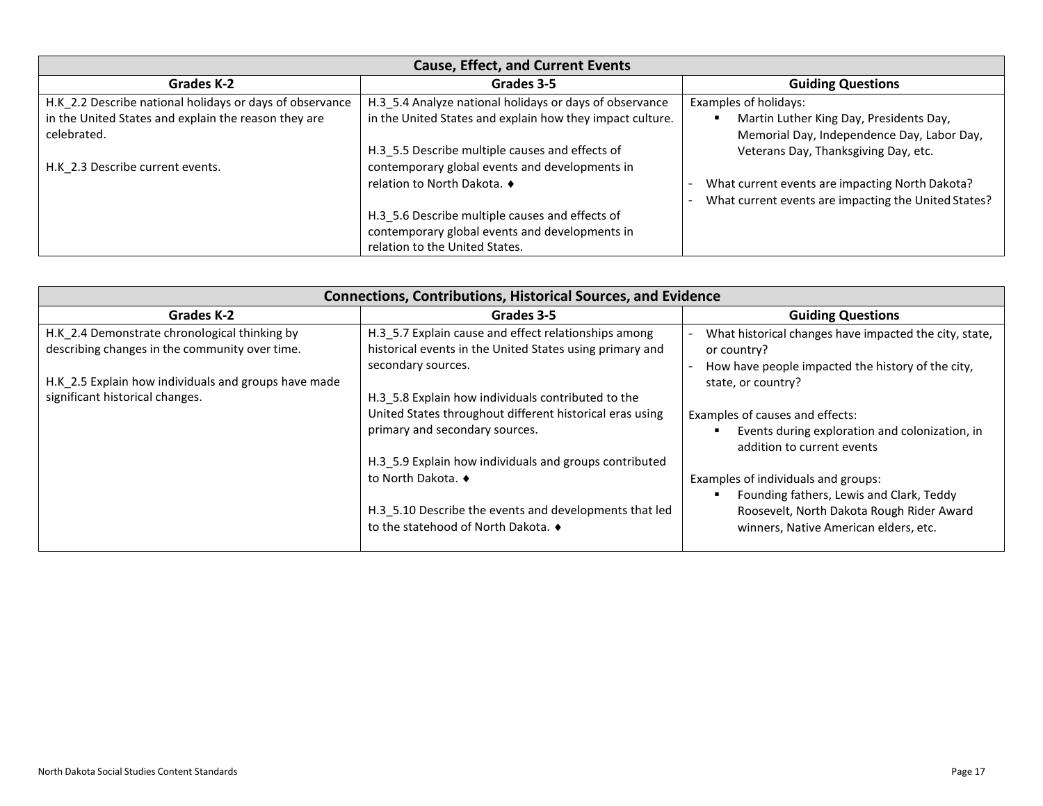| Cause, Effect, and Current Events | | |
|---|---|---|
| **Grades K-2** | **Grades 3-5** | **Guiding Questions** |
| H.K_2.2 Describe national holidays or days of observance in the United States and explain the reason they are celebrated.<br><br>H.K_2.3 Describe current events. | H.3_5.4 Analyze national holidays or days of observance in the United States and explain how they impact culture.<br><br>H.3_5.5 Describe multiple causes and effects of contemporary global events and developments in relation to North Dakota. ♦<br><br>H.3_5.6 Describe multiple causes and effects of contemporary global events and developments in relation to the United States. | Examples of holidays:<br>▪ Martin Luther King Day, Presidents Day, Memorial Day, Independence Day, Labor Day, Veterans Day, Thanksgiving Day, etc.<br><br>- What current events are impacting North Dakota?<br>- What current events are impacting the United States? |

| Connections, Contributions, Historical Sources, and Evidence | | |
|---|---|---|
| **Grades K-2** | **Grades 3-5** | **Guiding Questions** |
| H.K_2.4 Demonstrate chronological thinking by describing changes in the community over time.<br><br>H.K_2.5 Explain how individuals and groups have made significant historical changes. | H.3_5.7 Explain cause and effect relationships among historical events in the United States using primary and secondary sources.<br><br>H.3_5.8 Explain how individuals contributed to the United States throughout different historical eras using primary and secondary sources.<br><br>H.3_5.9 Explain how individuals and groups contributed to North Dakota. ♦<br><br>H.3_5.10 Describe the events and developments that led to the statehood of North Dakota. ♦ | - What historical changes have impacted the city, state, or country?<br>- How have people impacted the history of the city, state, or country?<br><br>Examples of causes and effects:<br>▪ Events during exploration and colonization, in addition to current events<br><br>Examples of individuals and groups:<br>▪ Founding fathers, Lewis and Clark, Teddy Roosevelt, North Dakota Rough Rider Award winners, Native American elders, etc. |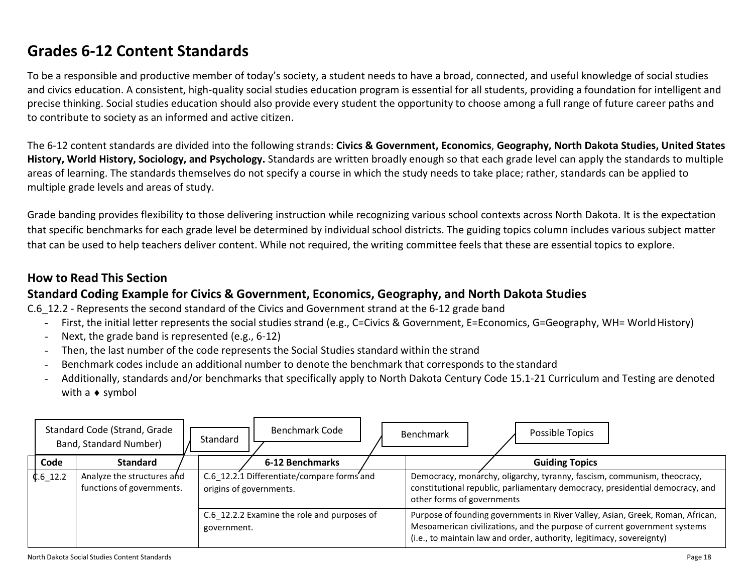# Grades 6-12 Content Standards

To be a responsible and productive member of today's society, a student needs to have a broad, connected, and useful knowledge of social studies and civics education. A consistent, high-quality social studies education program is essential for all students, providing a foundation for intelligent and precise thinking. Social studies education should also provide every student the opportunity to choose among a full range of future career paths and to contribute to society as an informed and active citizen.

The 6-12 content standards are divided into the following strands: **Civics & Government, Economics**, **Geography, North Dakota Studies, United States History, World History, Sociology, and Psychology.** Standards are written broadly enough so that each grade level can apply the standards to multiple areas of learning. The standards themselves do not specify a course in which the study needs to take place; rather, standards can be applied to multiple grade levels and areas of study.

Grade banding provides flexibility to those delivering instruction while recognizing various school contexts across North Dakota. It is the expectation that specific benchmarks for each grade level be determined by individual school districts. The guiding topics column includes various subject matter that can be used to help teachers deliver content. While not required, the writing committee feels that these are essential topics to explore.

## How to Read This Section

## Standard Coding Example for Civics & Government, Economics, Geography, and North Dakota Studies

C.6_12.2 - Represents the second standard of the Civics and Government strand at the 6-12 grade band

- First, the initial letter represents the social studies strand (e.g., C=Civics & Government, E=Economics, G=Geography, WH= World History)
- Next, the grade band is represented (e.g., 6-12)
- Then, the last number of the code represents the Social Studies standard within the strand
- Benchmark codes include an additional number to denote the benchmark that corresponds to the standard
- Additionally, standards and/or benchmarks that specifically apply to North Dakota Century Code 15.1-21 Curriculum and Testing are denoted with a ♦ symbol

Standard Code (Strand, Grade Band, Standard Number) | Standard | Benchmark Code | Benchmark | Possible Topics

| Code | Standard | 6-12 Benchmarks | Guiding Topics |
|---|---|---|---|
| C.6_12.2 | Analyze the structures and functions of governments. | C.6_12.2.1 Differentiate/compare forms and origins of governments. | Democracy, monarchy, oligarchy, tyranny, fascism, communism, theocracy, constitutional republic, parliamentary democracy, presidential democracy, and other forms of governments |
| | | C.6_12.2.2 Examine the role and purposes of government. | Purpose of founding governments in River Valley, Asian, Greek, Roman, African, Mesoamerican civilizations, and the purpose of current government systems (i.e., to maintain law and order, authority, legitimacy, sovereignty) |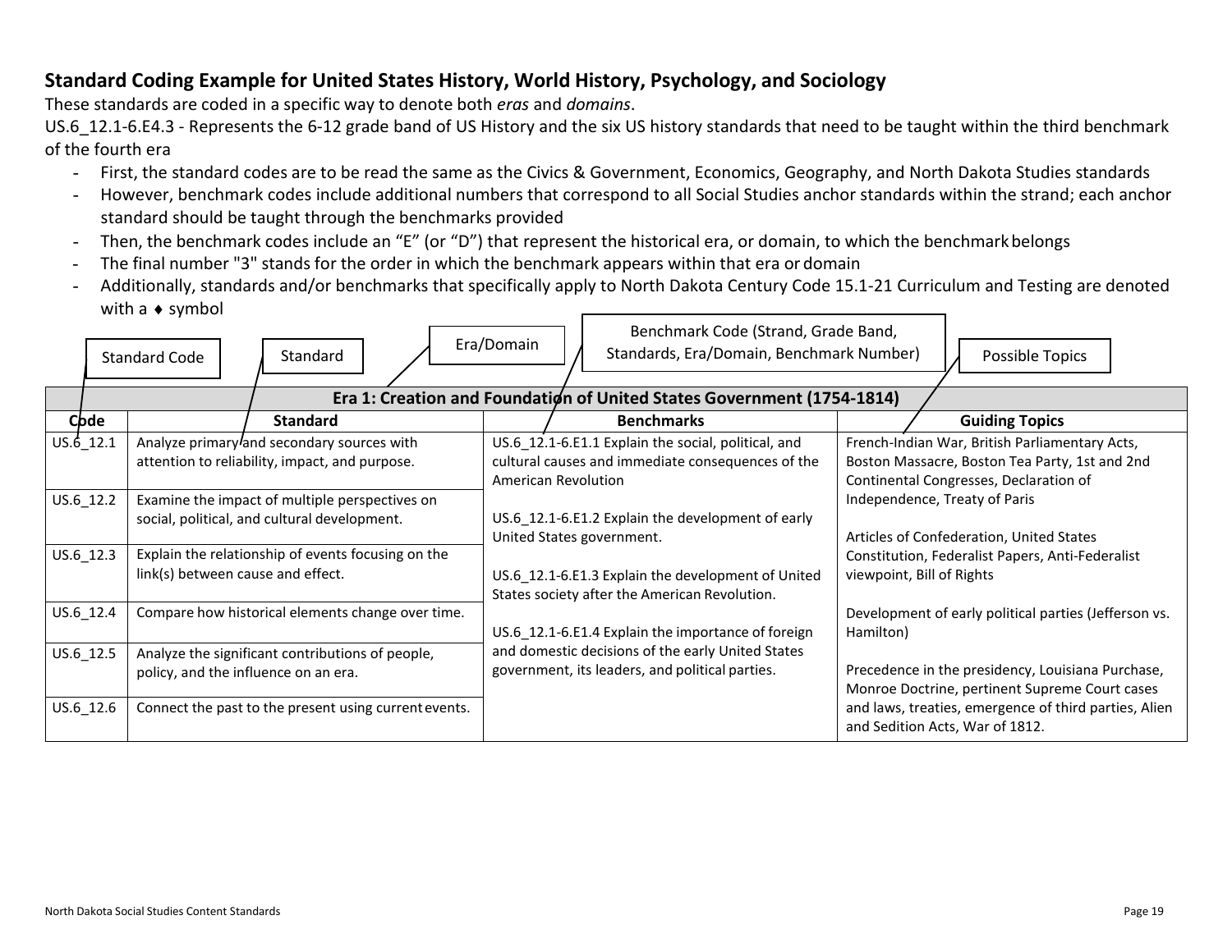## Standard Coding Example for United States History, World History, Psychology, and Sociology

These standards are coded in a specific way to denote both *eras* and *domains*.

US.6_12.1-6.E4.3 - Represents the 6-12 grade band of US History and the six US history standards that need to be taught within the third benchmark of the fourth era

- First, the standard codes are to be read the same as the Civics & Government, Economics, Geography, and North Dakota Studies standards
- However, benchmark codes include additional numbers that correspond to all Social Studies anchor standards within the strand; each anchor standard should be taught through the benchmarks provided
- Then, the benchmark codes include an "E" (or "D") that represent the historical era, or domain, to which the benchmark belongs
- The final number "3" stands for the order in which the benchmark appears within that era or domain
- Additionally, standards and/or benchmarks that specifically apply to North Dakota Century Code 15.1-21 Curriculum and Testing are denoted with a ♦ symbol

Diagram labels: Standard Code → Code column; Standard → Standard column; Era/Domain → Era heading; Benchmark Code (Strand, Grade Band, Standards, Era/Domain, Benchmark Number) → Benchmarks column; Possible Topics → Guiding Topics column.

| Era 1: Creation and Foundation of United States Government (1754-1814) | | | |
|---|---|---|---|
| **Code** | **Standard** | **Benchmarks** | **Guiding Topics** |
| US.6_12.1 | Analyze primary and secondary sources with attention to reliability, impact, and purpose. | US.6_12.1-6.E1.1 Explain the social, political, and cultural causes and immediate consequences of the American Revolution | French-Indian War, British Parliamentary Acts, Boston Massacre, Boston Tea Party, 1st and 2nd Continental Congresses, Declaration of Independence, Treaty of Paris |
| US.6_12.2 | Examine the impact of multiple perspectives on social, political, and cultural development. | US.6_12.1-6.E1.2 Explain the development of early United States government. | Articles of Confederation, United States Constitution, Federalist Papers, Anti-Federalist viewpoint, Bill of Rights |
| US.6_12.3 | Explain the relationship of events focusing on the link(s) between cause and effect. | US.6_12.1-6.E1.3 Explain the development of United States society after the American Revolution. | Development of early political parties (Jefferson vs. Hamilton) |
| US.6_12.4 | Compare how historical elements change over time. | US.6_12.1-6.E1.4 Explain the importance of foreign and domestic decisions of the early United States government, its leaders, and political parties. | Precedence in the presidency, Louisiana Purchase, Monroe Doctrine, pertinent Supreme Court cases and laws, treaties, emergence of third parties, Alien and Sedition Acts, War of 1812. |
| US.6_12.5 | Analyze the significant contributions of people, policy, and the influence on an era. | | |
| US.6_12.6 | Connect the past to the present using current events. | | |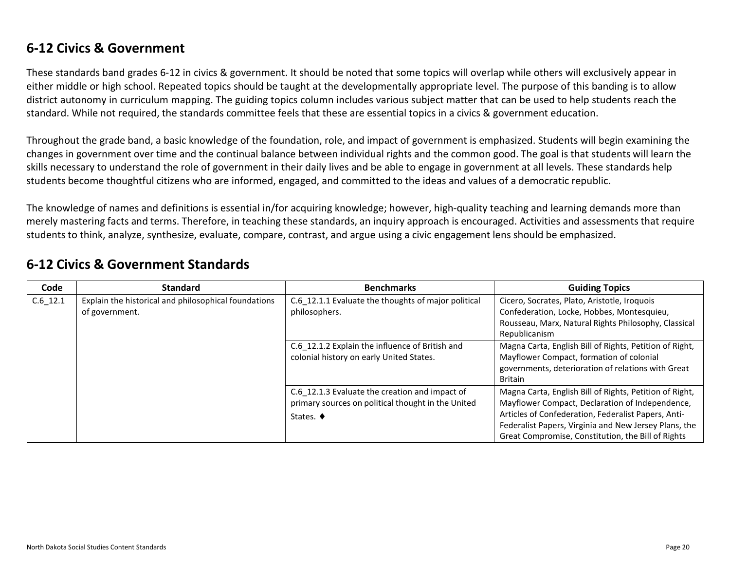## 6-12 Civics & Government

These standards band grades 6-12 in civics & government. It should be noted that some topics will overlap while others will exclusively appear in either middle or high school. Repeated topics should be taught at the developmentally appropriate level. The purpose of this banding is to allow district autonomy in curriculum mapping. The guiding topics column includes various subject matter that can be used to help students reach the standard. While not required, the standards committee feels that these are essential topics in a civics & government education.

Throughout the grade band, a basic knowledge of the foundation, role, and impact of government is emphasized. Students will begin examining the changes in government over time and the continual balance between individual rights and the common good. The goal is that students will learn the skills necessary to understand the role of government in their daily lives and be able to engage in government at all levels. These standards help students become thoughtful citizens who are informed, engaged, and committed to the ideas and values of a democratic republic.

The knowledge of names and definitions is essential in/for acquiring knowledge; however, high-quality teaching and learning demands more than merely mastering facts and terms. Therefore, in teaching these standards, an inquiry approach is encouraged. Activities and assessments that require students to think, analyze, synthesize, evaluate, compare, contrast, and argue using a civic engagement lens should be emphasized.

## 6-12 Civics & Government Standards

| Code | Standard | Benchmarks | Guiding Topics |
|---|---|---|---|
| C.6_12.1 | Explain the historical and philosophical foundations of government. | C.6_12.1.1 Evaluate the thoughts of major political philosophers. | Cicero, Socrates, Plato, Aristotle, Iroquois Confederation, Locke, Hobbes, Montesquieu, Rousseau, Marx, Natural Rights Philosophy, Classical Republicanism |
| | | C.6_12.1.2 Explain the influence of British and colonial history on early United States. | Magna Carta, English Bill of Rights, Petition of Right, Mayflower Compact, formation of colonial governments, deterioration of relations with Great Britain |
| | | C.6_12.1.3 Evaluate the creation and impact of primary sources on political thought in the United States. ♦ | Magna Carta, English Bill of Rights, Petition of Right, Mayflower Compact, Declaration of Independence, Articles of Confederation, Federalist Papers, Anti-Federalist Papers, Virginia and New Jersey Plans, the Great Compromise, Constitution, the Bill of Rights |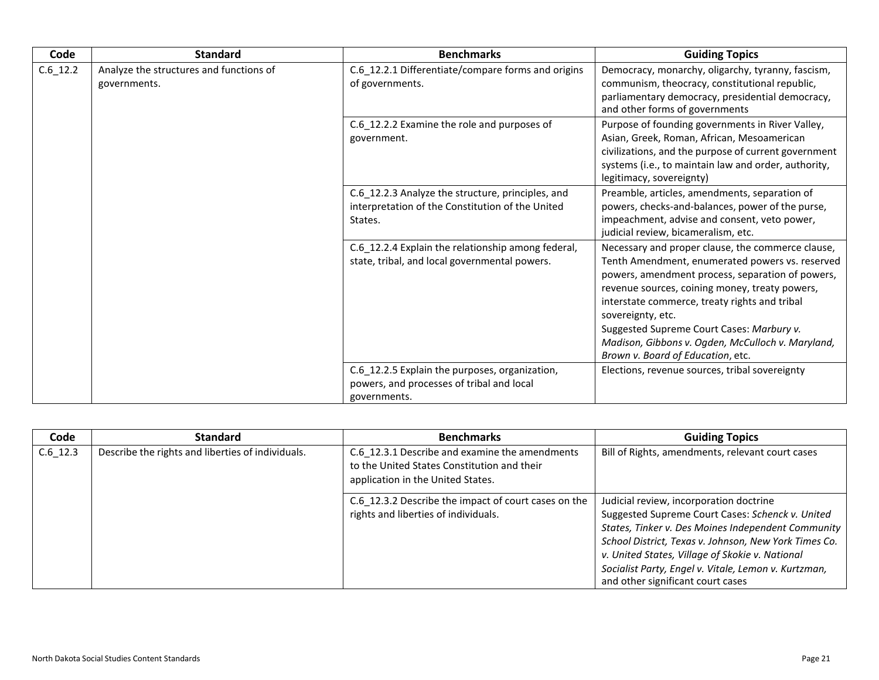| Code | Standard | Benchmarks | Guiding Topics |
|---|---|---|---|
| C.6_12.2 | Analyze the structures and functions of governments. | C.6_12.2.1 Differentiate/compare forms and origins of governments. | Democracy, monarchy, oligarchy, tyranny, fascism, communism, theocracy, constitutional republic, parliamentary democracy, presidential democracy, and other forms of governments |
| | | C.6_12.2.2 Examine the role and purposes of government. | Purpose of founding governments in River Valley, Asian, Greek, Roman, African, Mesoamerican civilizations, and the purpose of current government systems (i.e., to maintain law and order, authority, legitimacy, sovereignty) |
| | | C.6_12.2.3 Analyze the structure, principles, and interpretation of the Constitution of the United States. | Preamble, articles, amendments, separation of powers, checks-and-balances, power of the purse, impeachment, advise and consent, veto power, judicial review, bicameralism, etc. |
| | | C.6_12.2.4 Explain the relationship among federal, state, tribal, and local governmental powers. | Necessary and proper clause, the commerce clause, Tenth Amendment, enumerated powers vs. reserved powers, amendment process, separation of powers, revenue sources, coining money, treaty powers, interstate commerce, treaty rights and tribal sovereignty, etc. Suggested Supreme Court Cases: *Marbury v. Madison, Gibbons v. Ogden, McCulloch v. Maryland, Brown v. Board of Education*, etc. |
| | | C.6_12.2.5 Explain the purposes, organization, powers, and processes of tribal and local governments. | Elections, revenue sources, tribal sovereignty |

| Code | Standard | Benchmarks | Guiding Topics |
|---|---|---|---|
| C.6_12.3 | Describe the rights and liberties of individuals. | C.6_12.3.1 Describe and examine the amendments to the United States Constitution and their application in the United States. | Bill of Rights, amendments, relevant court cases |
| | | C.6_12.3.2 Describe the impact of court cases on the rights and liberties of individuals. | Judicial review, incorporation doctrine Suggested Supreme Court Cases: *Schenck v. United States, Tinker v. Des Moines Independent Community School District, Texas v. Johnson, New York Times Co. v. United States, Village of Skokie v. National Socialist Party, Engel v. Vitale, Lemon v. Kurtzman,* and other significant court cases |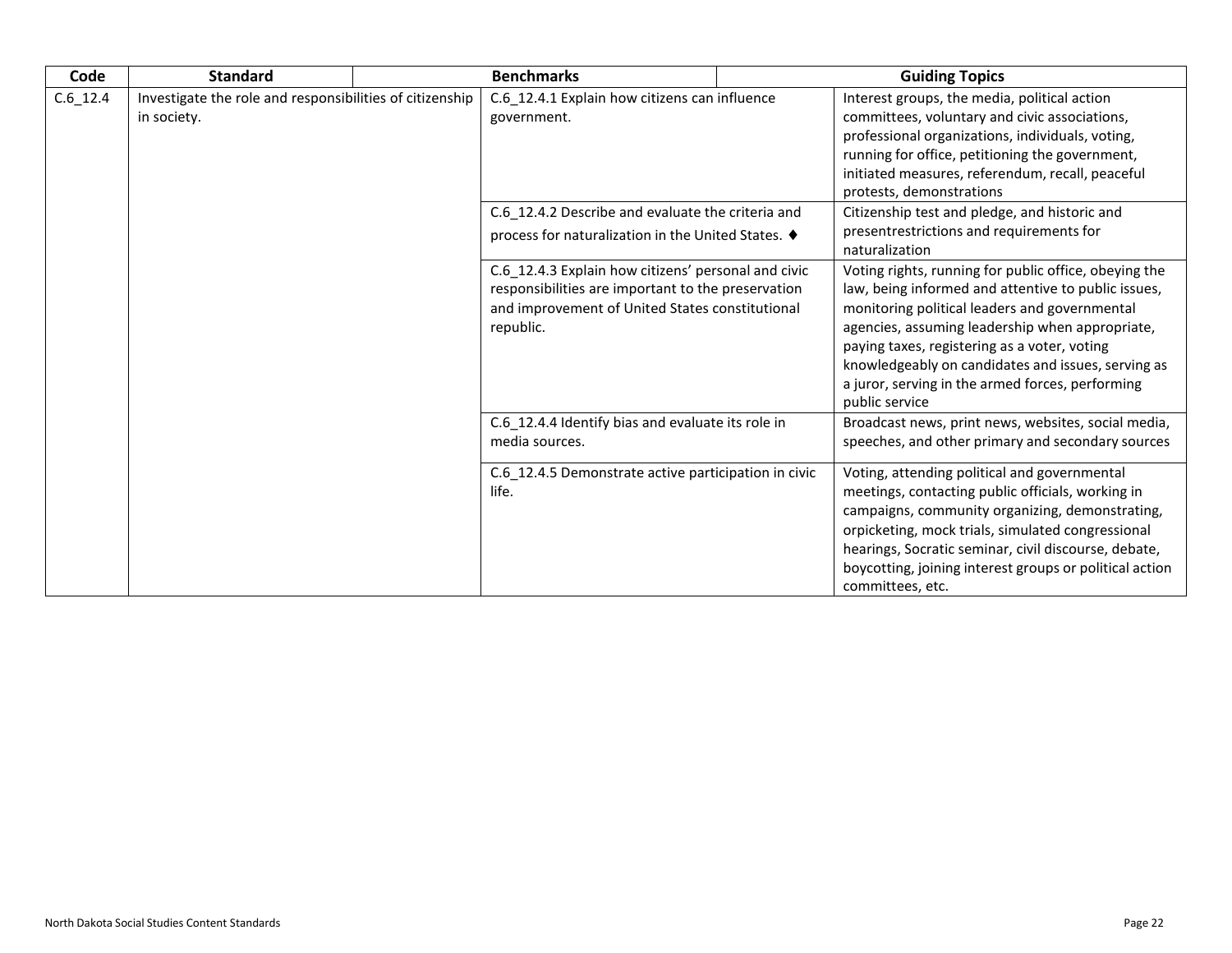| Code | Standard | Benchmarks | Guiding Topics |
| --- | --- | --- | --- |
| C.6_12.4 | Investigate the role and responsibilities of citizenship in society. | C.6_12.4.1 Explain how citizens can influence government. | Interest groups, the media, political action committees, voluntary and civic associations, professional organizations, individuals, voting, running for office, petitioning the government, initiated measures, referendum, recall, peaceful protests, demonstrations |
| | | C.6_12.4.2 Describe and evaluate the criteria and process for naturalization in the United States. ♦ | Citizenship test and pledge, and historic and presentrestrictions and requirements for naturalization |
| | | C.6_12.4.3 Explain how citizens' personal and civic responsibilities are important to the preservation and improvement of United States constitutional republic. | Voting rights, running for public office, obeying the law, being informed and attentive to public issues, monitoring political leaders and governmental agencies, assuming leadership when appropriate, paying taxes, registering as a voter, voting knowledgeably on candidates and issues, serving as a juror, serving in the armed forces, performing public service |
| | | C.6_12.4.4 Identify bias and evaluate its role in media sources. | Broadcast news, print news, websites, social media, speeches, and other primary and secondary sources |
| | | C.6_12.4.5 Demonstrate active participation in civic life. | Voting, attending political and governmental meetings, contacting public officials, working in campaigns, community organizing, demonstrating, orpicketing, mock trials, simulated congressional hearings, Socratic seminar, civil discourse, debate, boycotting, joining interest groups or political action committees, etc. |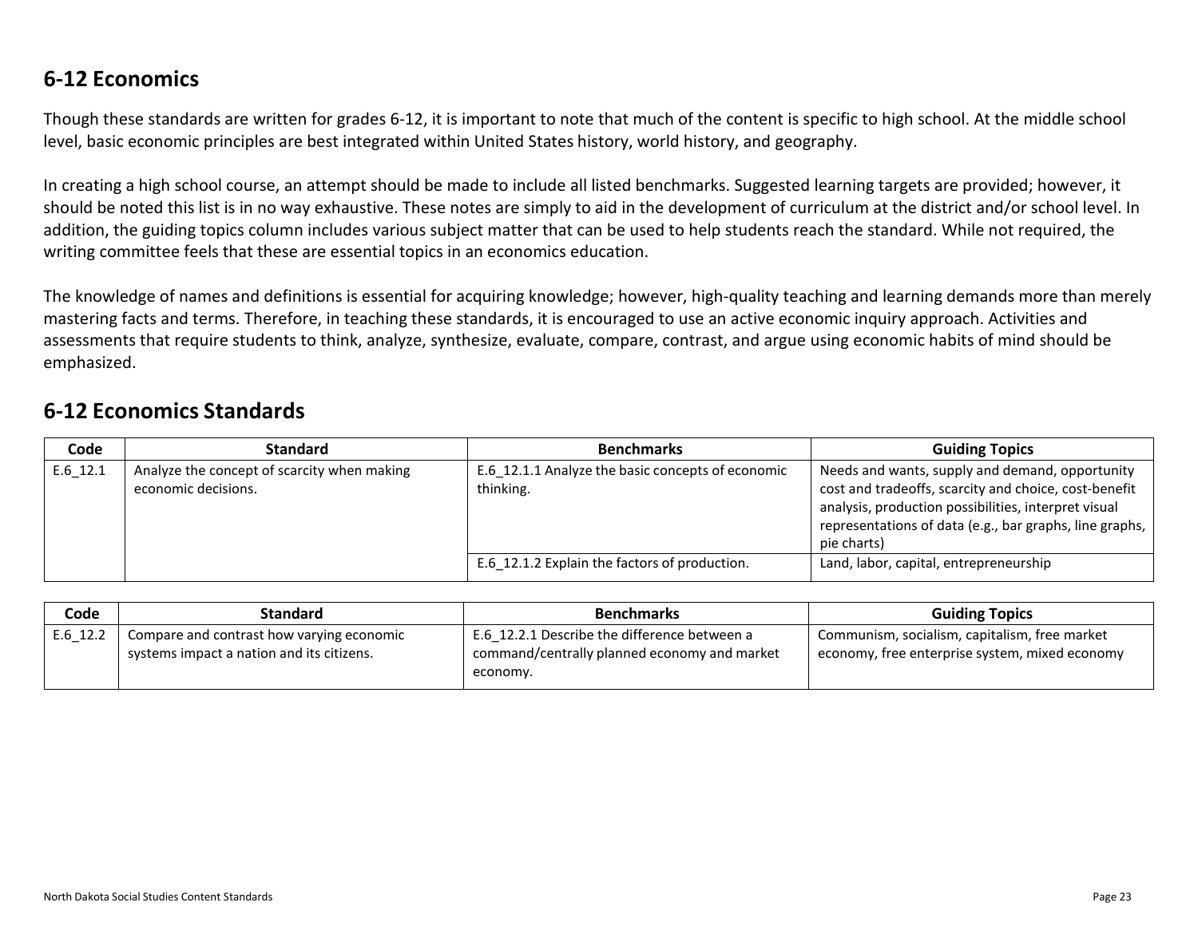## 6-12 Economics

Though these standards are written for grades 6-12, it is important to note that much of the content is specific to high school. At the middle school level, basic economic principles are best integrated within United States history, world history, and geography.

In creating a high school course, an attempt should be made to include all listed benchmarks. Suggested learning targets are provided; however, it should be noted this list is in no way exhaustive. These notes are simply to aid in the development of curriculum at the district and/or school level. In addition, the guiding topics column includes various subject matter that can be used to help students reach the standard. While not required, the writing committee feels that these are essential topics in an economics education.

The knowledge of names and definitions is essential for acquiring knowledge; however, high-quality teaching and learning demands more than merely mastering facts and terms. Therefore, in teaching these standards, it is encouraged to use an active economic inquiry approach. Activities and assessments that require students to think, analyze, synthesize, evaluate, compare, contrast, and argue using economic habits of mind should be emphasized.

## 6-12 Economics Standards

| Code | Standard | Benchmarks | Guiding Topics |
|---|---|---|---|
| E.6_12.1 | Analyze the concept of scarcity when making economic decisions. | E.6_12.1.1 Analyze the basic concepts of economic thinking. | Needs and wants, supply and demand, opportunity cost and tradeoffs, scarcity and choice, cost-benefit analysis, production possibilities, interpret visual representations of data (e.g., bar graphs, line graphs, pie charts) |
| | | E.6_12.1.2 Explain the factors of production. | Land, labor, capital, entrepreneurship |

| Code | Standard | Benchmarks | Guiding Topics |
|---|---|---|---|
| E.6_12.2 | Compare and contrast how varying economic systems impact a nation and its citizens. | E.6_12.2.1 Describe the difference between a command/centrally planned economy and market economy. | Communism, socialism, capitalism, free market economy, free enterprise system, mixed economy |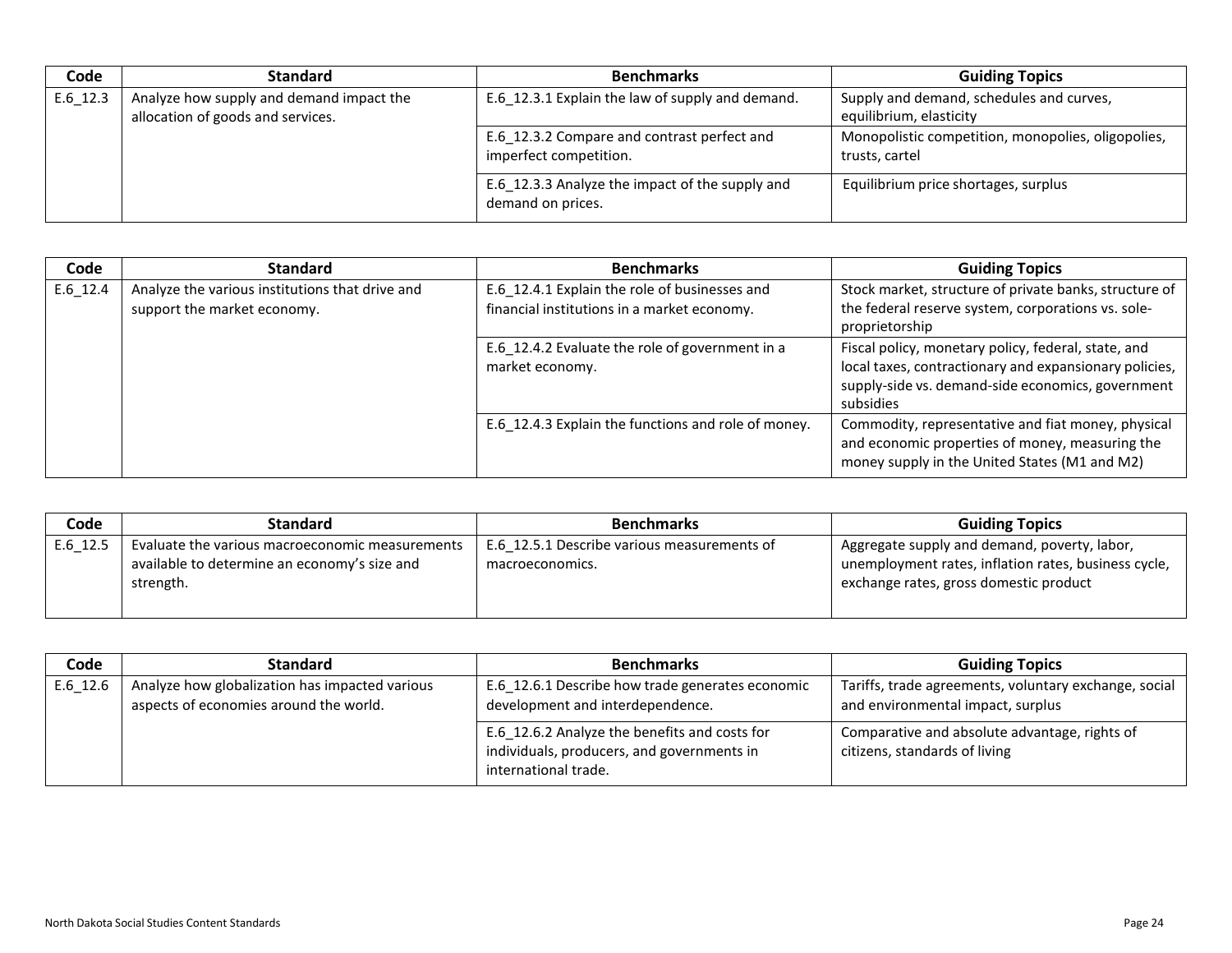| Code | Standard | Benchmarks | Guiding Topics |
|---|---|---|---|
| E.6_12.3 | Analyze how supply and demand impact the allocation of goods and services. | E.6_12.3.1 Explain the law of supply and demand. | Supply and demand, schedules and curves, equilibrium, elasticity |
| | | E.6_12.3.2 Compare and contrast perfect and imperfect competition. | Monopolistic competition, monopolies, oligopolies, trusts, cartel |
| | | E.6_12.3.3 Analyze the impact of the supply and demand on prices. | Equilibrium price shortages, surplus |

| Code | Standard | Benchmarks | Guiding Topics |
|---|---|---|---|
| E.6_12.4 | Analyze the various institutions that drive and support the market economy. | E.6_12.4.1 Explain the role of businesses and financial institutions in a market economy. | Stock market, structure of private banks, structure of the federal reserve system, corporations vs. sole-proprietorship |
| | | E.6_12.4.2 Evaluate the role of government in a market economy. | Fiscal policy, monetary policy, federal, state, and local taxes, contractionary and expansionary policies, supply-side vs. demand-side economics, government subsidies |
| | | E.6_12.4.3 Explain the functions and role of money. | Commodity, representative and fiat money, physical and economic properties of money, measuring the money supply in the United States (M1 and M2) |

| Code | Standard | Benchmarks | Guiding Topics |
|---|---|---|---|
| E.6_12.5 | Evaluate the various macroeconomic measurements available to determine an economy's size and strength. | E.6_12.5.1 Describe various measurements of macroeconomics. | Aggregate supply and demand, poverty, labor, unemployment rates, inflation rates, business cycle, exchange rates, gross domestic product |

| Code | Standard | Benchmarks | Guiding Topics |
|---|---|---|---|
| E.6_12.6 | Analyze how globalization has impacted various aspects of economies around the world. | E.6_12.6.1 Describe how trade generates economic development and interdependence. | Tariffs, trade agreements, voluntary exchange, social and environmental impact, surplus |
| | | E.6_12.6.2 Analyze the benefits and costs for individuals, producers, and governments in international trade. | Comparative and absolute advantage, rights of citizens, standards of living |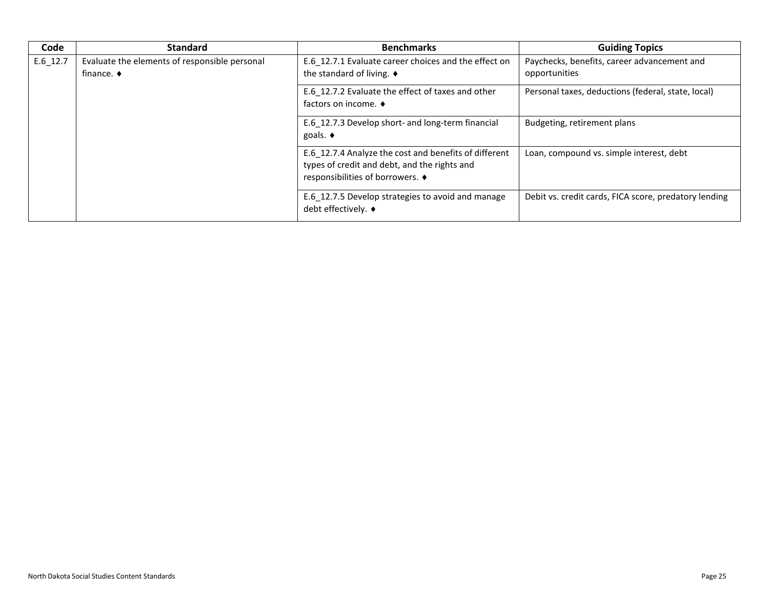| Code | Standard | Benchmarks | Guiding Topics |
|---|---|---|---|
| E.6_12.7 | Evaluate the elements of responsible personal finance. ♦ | E.6_12.7.1 Evaluate career choices and the effect on the standard of living. ♦ | Paychecks, benefits, career advancement and opportunities |
| | | E.6_12.7.2 Evaluate the effect of taxes and other factors on income. ♦ | Personal taxes, deductions (federal, state, local) |
| | | E.6_12.7.3 Develop short- and long-term financial goals. ♦ | Budgeting, retirement plans |
| | | E.6_12.7.4 Analyze the cost and benefits of different types of credit and debt, and the rights and responsibilities of borrowers. ♦ | Loan, compound vs. simple interest, debt |
| | | E.6_12.7.5 Develop strategies to avoid and manage debt effectively. ♦ | Debit vs. credit cards, FICA score, predatory lending |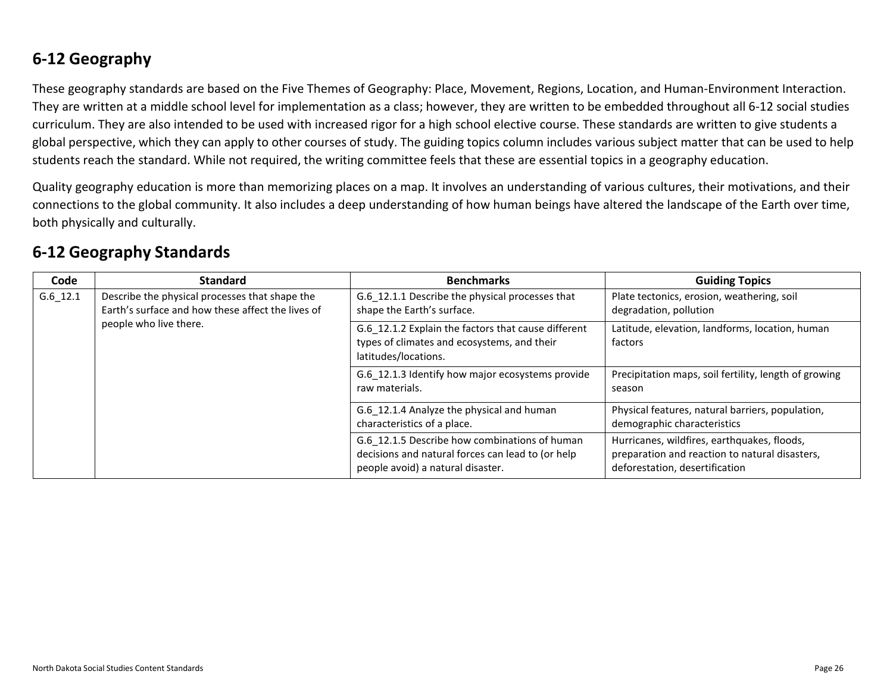## 6-12 Geography

These geography standards are based on the Five Themes of Geography: Place, Movement, Regions, Location, and Human-Environment Interaction. They are written at a middle school level for implementation as a class; however, they are written to be embedded throughout all 6-12 social studies curriculum. They are also intended to be used with increased rigor for a high school elective course. These standards are written to give students a global perspective, which they can apply to other courses of study. The guiding topics column includes various subject matter that can be used to help students reach the standard. While not required, the writing committee feels that these are essential topics in a geography education.

Quality geography education is more than memorizing places on a map. It involves an understanding of various cultures, their motivations, and their connections to the global community. It also includes a deep understanding of how human beings have altered the landscape of the Earth over time, both physically and culturally.

## 6-12 Geography Standards

| Code | Standard | Benchmarks | Guiding Topics |
|---|---|---|---|
| G.6_12.1 | Describe the physical processes that shape the Earth's surface and how these affect the lives of people who live there. | G.6_12.1.1 Describe the physical processes that shape the Earth's surface. | Plate tectonics, erosion, weathering, soil degradation, pollution |
| | | G.6_12.1.2 Explain the factors that cause different types of climates and ecosystems, and their latitudes/locations. | Latitude, elevation, landforms, location, human factors |
| | | G.6_12.1.3 Identify how major ecosystems provide raw materials. | Precipitation maps, soil fertility, length of growing season |
| | | G.6_12.1.4 Analyze the physical and human characteristics of a place. | Physical features, natural barriers, population, demographic characteristics |
| | | G.6_12.1.5 Describe how combinations of human decisions and natural forces can lead to (or help people avoid) a natural disaster. | Hurricanes, wildfires, earthquakes, floods, preparation and reaction to natural disasters, deforestation, desertification |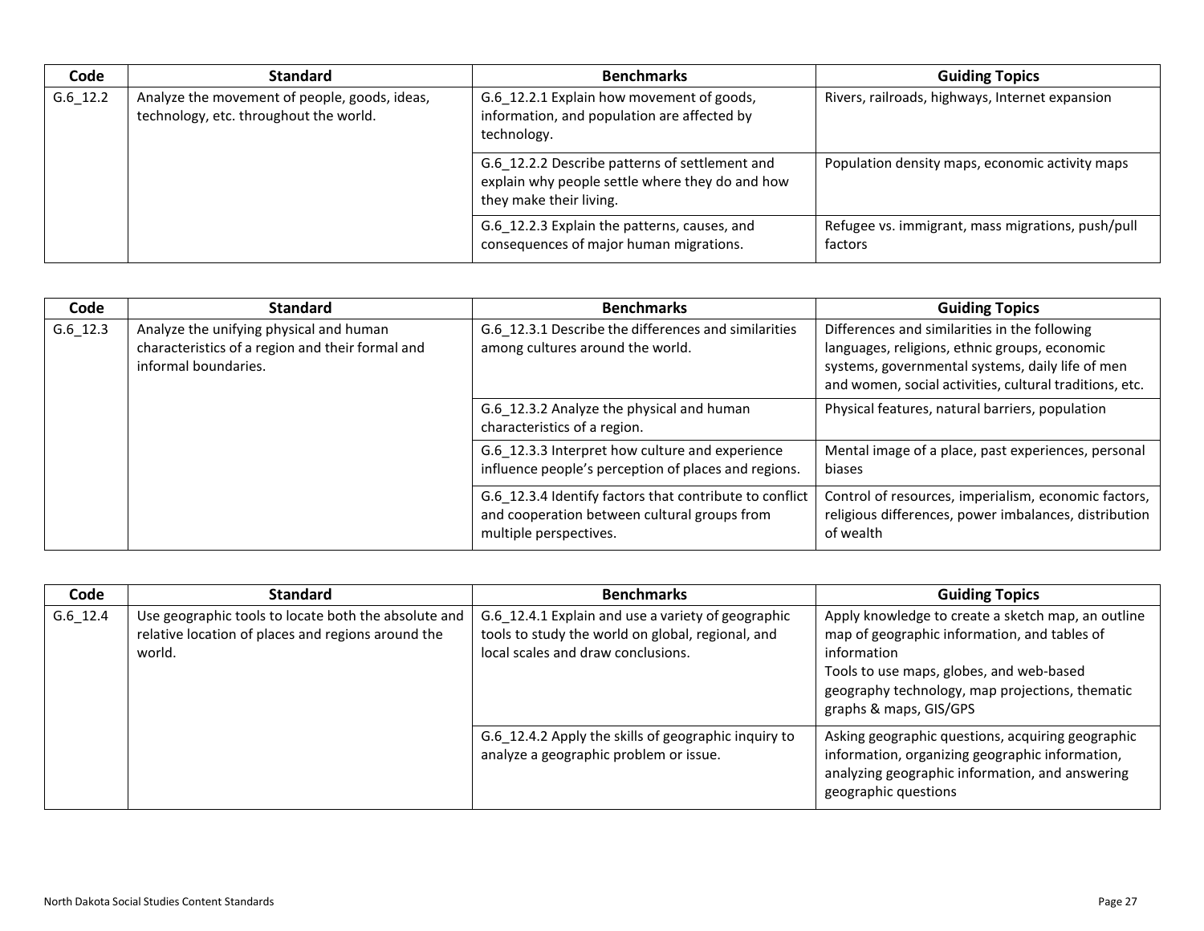| Code | Standard | Benchmarks | Guiding Topics |
|---|---|---|---|
| G.6_12.2 | Analyze the movement of people, goods, ideas, technology, etc. throughout the world. | G.6_12.2.1 Explain how movement of goods, information, and population are affected by technology. | Rivers, railroads, highways, Internet expansion |
| | | G.6_12.2.2 Describe patterns of settlement and explain why people settle where they do and how they make their living. | Population density maps, economic activity maps |
| | | G.6_12.2.3 Explain the patterns, causes, and consequences of major human migrations. | Refugee vs. immigrant, mass migrations, push/pull factors |

| Code | Standard | Benchmarks | Guiding Topics |
|---|---|---|---|
| G.6_12.3 | Analyze the unifying physical and human characteristics of a region and their formal and informal boundaries. | G.6_12.3.1 Describe the differences and similarities among cultures around the world. | Differences and similarities in the following languages, religions, ethnic groups, economic systems, governmental systems, daily life of men and women, social activities, cultural traditions, etc. |
| | | G.6_12.3.2 Analyze the physical and human characteristics of a region. | Physical features, natural barriers, population |
| | | G.6_12.3.3 Interpret how culture and experience influence people's perception of places and regions. | Mental image of a place, past experiences, personal biases |
| | | G.6_12.3.4 Identify factors that contribute to conflict and cooperation between cultural groups from multiple perspectives. | Control of resources, imperialism, economic factors, religious differences, power imbalances, distribution of wealth |

| Code | Standard | Benchmarks | Guiding Topics |
|---|---|---|---|
| G.6_12.4 | Use geographic tools to locate both the absolute and relative location of places and regions around the world. | G.6_12.4.1 Explain and use a variety of geographic tools to study the world on global, regional, and local scales and draw conclusions. | Apply knowledge to create a sketch map, an outline map of geographic information, and tables of information<br>Tools to use maps, globes, and web-based geography technology, map projections, thematic graphs & maps, GIS/GPS |
| | | G.6_12.4.2 Apply the skills of geographic inquiry to analyze a geographic problem or issue. | Asking geographic questions, acquiring geographic information, organizing geographic information, analyzing geographic information, and answering geographic questions |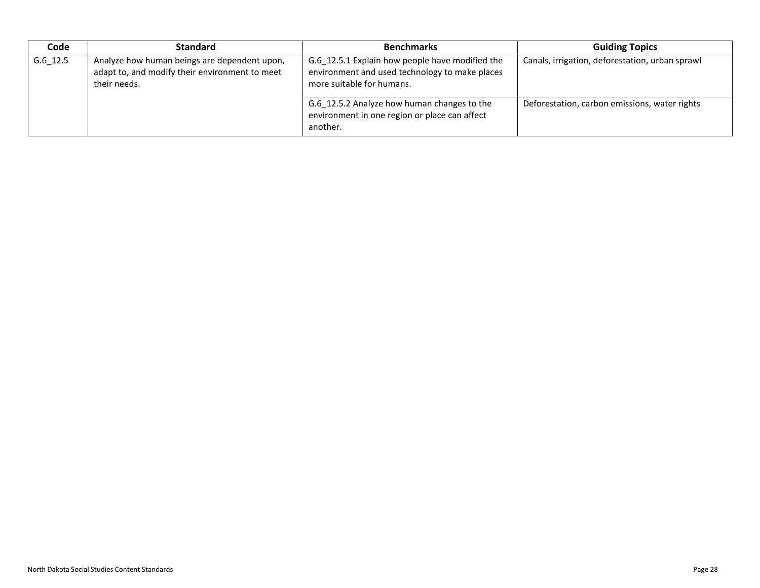| Code | Standard | Benchmarks | Guiding Topics |
|---|---|---|---|
| G.6_12.5 | Analyze how human beings are dependent upon, adapt to, and modify their environment to meet their needs. | G.6_12.5.1 Explain how people have modified the environment and used technology to make places more suitable for humans. | Canals, irrigation, deforestation, urban sprawl |
| | | G.6_12.5.2 Analyze how human changes to the environment in one region or place can affect another. | Deforestation, carbon emissions, water rights |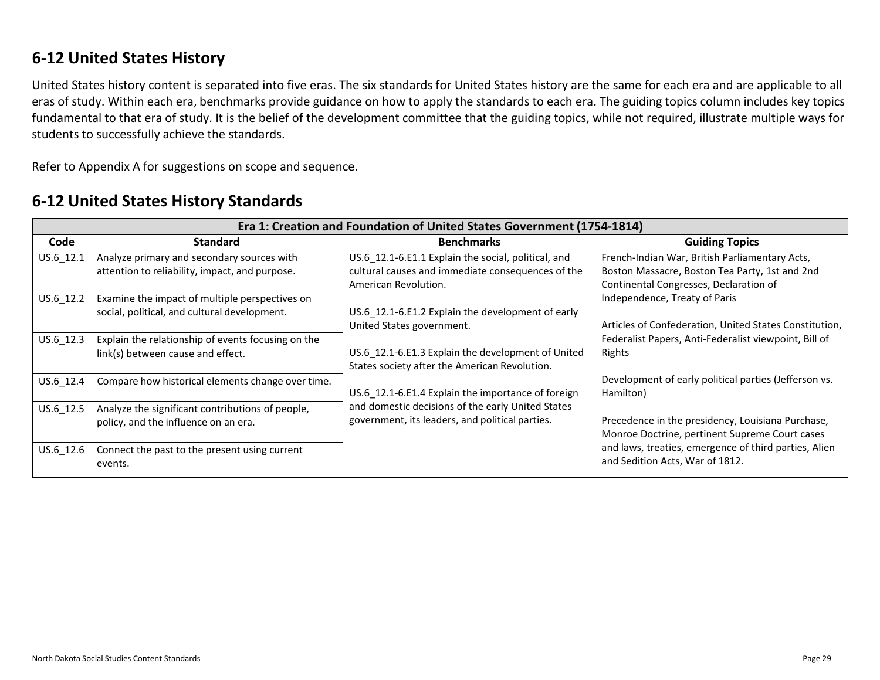## 6-12 United States History

United States history content is separated into five eras. The six standards for United States history are the same for each era and are applicable to all eras of study. Within each era, benchmarks provide guidance on how to apply the standards to each era. The guiding topics column includes key topics fundamental to that era of study. It is the belief of the development committee that the guiding topics, while not required, illustrate multiple ways for students to successfully achieve the standards.

Refer to Appendix A for suggestions on scope and sequence.

## 6-12 United States History Standards

| Era 1: Creation and Foundation of United States Government (1754-1814) | | | |
|---|---|---|---|
| **Code** | **Standard** | **Benchmarks** | **Guiding Topics** |
| US.6_12.1 | Analyze primary and secondary sources with attention to reliability, impact, and purpose. | US.6_12.1-6.E1.1 Explain the social, political, and cultural causes and immediate consequences of the American Revolution.<br><br>US.6_12.1-6.E1.2 Explain the development of early United States government.<br><br>US.6_12.1-6.E1.3 Explain the development of United States society after the American Revolution.<br><br>US.6_12.1-6.E1.4 Explain the importance of foreign and domestic decisions of the early United States government, its leaders, and political parties. | French-Indian War, British Parliamentary Acts, Boston Massacre, Boston Tea Party, 1st and 2nd Continental Congresses, Declaration of Independence, Treaty of Paris<br><br>Articles of Confederation, United States Constitution, Federalist Papers, Anti-Federalist viewpoint, Bill of Rights<br><br>Development of early political parties (Jefferson vs. Hamilton)<br><br>Precedence in the presidency, Louisiana Purchase, Monroe Doctrine, pertinent Supreme Court cases and laws, treaties, emergence of third parties, Alien and Sedition Acts, War of 1812. |
| US.6_12.2 | Examine the impact of multiple perspectives on social, political, and cultural development. | | |
| US.6_12.3 | Explain the relationship of events focusing on the link(s) between cause and effect. | | |
| US.6_12.4 | Compare how historical elements change over time. | | |
| US.6_12.5 | Analyze the significant contributions of people, policy, and the influence on an era. | | |
| US.6_12.6 | Connect the past to the present using current events. | | |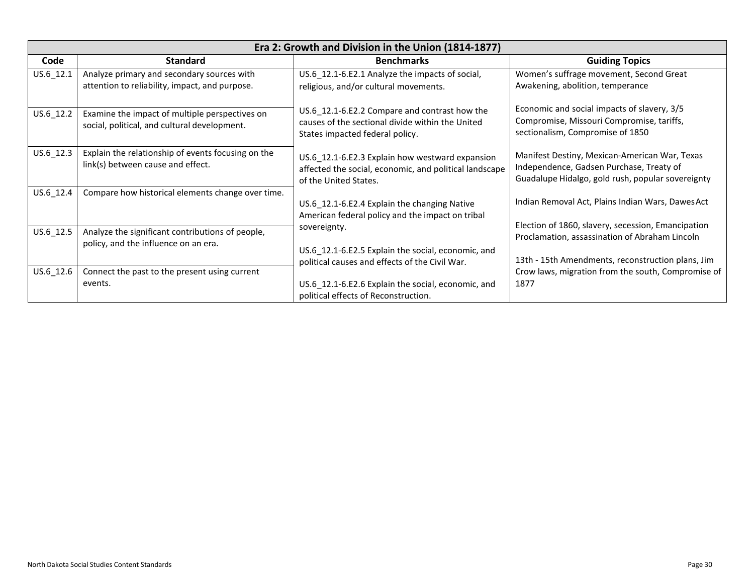| Era 2: Growth and Division in the Union (1814-1877) | | | |
|---|---|---|---|
| **Code** | **Standard** | **Benchmarks** | **Guiding Topics** |
| US.6_12.1 | Analyze primary and secondary sources with attention to reliability, impact, and purpose. | US.6_12.1-6.E2.1 Analyze the impacts of social, religious, and/or cultural movements. | Women's suffrage movement, Second Great Awakening, abolition, temperance |
| US.6_12.2 | Examine the impact of multiple perspectives on social, political, and cultural development. | US.6_12.1-6.E2.2 Compare and contrast how the causes of the sectional divide within the United States impacted federal policy. | Economic and social impacts of slavery, 3/5 Compromise, Missouri Compromise, tariffs, sectionalism, Compromise of 1850 |
| US.6_12.3 | Explain the relationship of events focusing on the link(s) between cause and effect. | US.6_12.1-6.E2.3 Explain how westward expansion affected the social, economic, and political landscape of the United States. | Manifest Destiny, Mexican-American War, Texas Independence, Gadsen Purchase, Treaty of Guadalupe Hidalgo, gold rush, popular sovereignty |
| US.6_12.4 | Compare how historical elements change over time. | US.6_12.1-6.E2.4 Explain the changing Native American federal policy and the impact on tribal sovereignty. | Indian Removal Act, Plains Indian Wars, Dawes Act |
| US.6_12.5 | Analyze the significant contributions of people, policy, and the influence on an era. | US.6_12.1-6.E2.5 Explain the social, economic, and political causes and effects of the Civil War. | Election of 1860, slavery, secession, Emancipation Proclamation, assassination of Abraham Lincoln |
| US.6_12.6 | Connect the past to the present using current events. | US.6_12.1-6.E2.6 Explain the social, economic, and political effects of Reconstruction. | 13th - 15th Amendments, reconstruction plans, Jim Crow laws, migration from the south, Compromise of 1877 |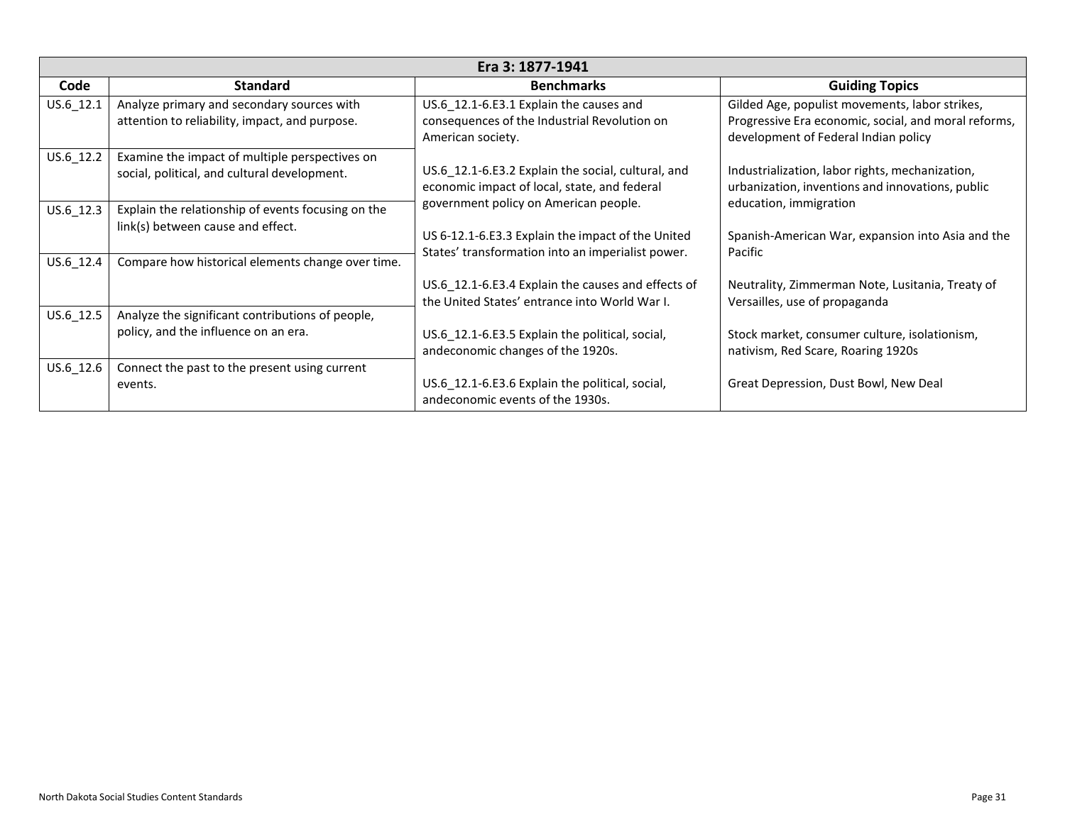| Era 3: 1877-1941 | | | |
|---|---|---|---|
| **Code** | **Standard** | **Benchmarks** | **Guiding Topics** |
| US.6_12.1 | Analyze primary and secondary sources with attention to reliability, impact, and purpose. | US.6_12.1-6.E3.1 Explain the causes and consequences of the Industrial Revolution on American society. | Gilded Age, populist movements, labor strikes, Progressive Era economic, social, and moral reforms, development of Federal Indian policy |
| US.6_12.2 | Examine the impact of multiple perspectives on social, political, and cultural development. | US.6_12.1-6.E3.2 Explain the social, cultural, and economic impact of local, state, and federal government policy on American people. | Industrialization, labor rights, mechanization, urbanization, inventions and innovations, public education, immigration |
| US.6_12.3 | Explain the relationship of events focusing on the link(s) between cause and effect. | US 6-12.1-6.E3.3 Explain the impact of the United States' transformation into an imperialist power. | Spanish-American War, expansion into Asia and the Pacific |
| US.6_12.4 | Compare how historical elements change over time. | US.6_12.1-6.E3.4 Explain the causes and effects of the United States' entrance into World War I. | Neutrality, Zimmerman Note, Lusitania, Treaty of Versailles, use of propaganda |
| US.6_12.5 | Analyze the significant contributions of people, policy, and the influence on an era. | US.6_12.1-6.E3.5 Explain the political, social, andeconomic changes of the 1920s. | Stock market, consumer culture, isolationism, nativism, Red Scare, Roaring 1920s |
| US.6_12.6 | Connect the past to the present using current events. | US.6_12.1-6.E3.6 Explain the political, social, andeconomic events of the 1930s. | Great Depression, Dust Bowl, New Deal |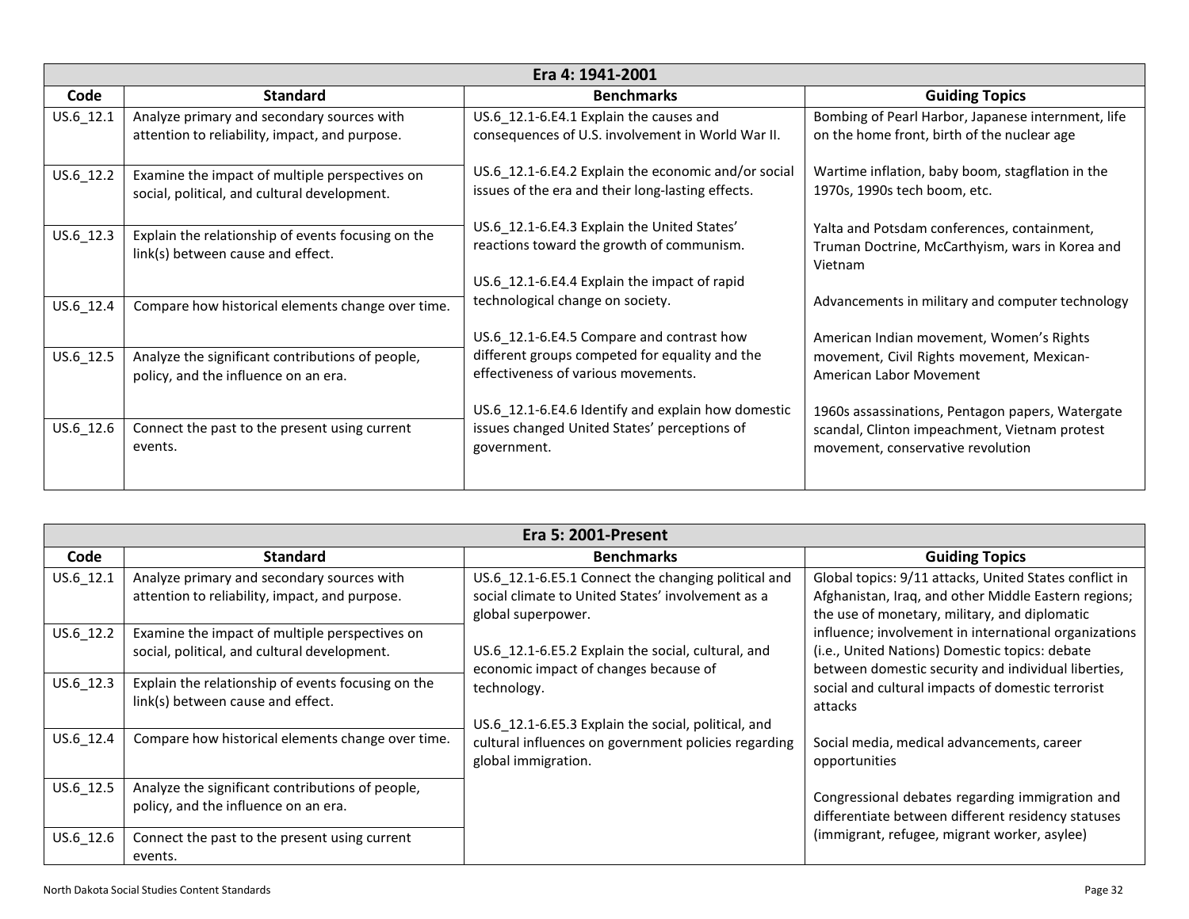| Era 4: 1941-2001 | | | |
|---|---|---|---|
| **Code** | **Standard** | **Benchmarks** | **Guiding Topics** |
| US.6_12.1 | Analyze primary and secondary sources with attention to reliability, impact, and purpose. | US.6_12.1-6.E4.1 Explain the causes and consequences of U.S. involvement in World War II. | Bombing of Pearl Harbor, Japanese internment, life on the home front, birth of the nuclear age |
| US.6_12.2 | Examine the impact of multiple perspectives on social, political, and cultural development. | US.6_12.1-6.E4.2 Explain the economic and/or social issues of the era and their long-lasting effects. | Wartime inflation, baby boom, stagflation in the 1970s, 1990s tech boom, etc. |
| US.6_12.3 | Explain the relationship of events focusing on the link(s) between cause and effect. | US.6_12.1-6.E4.3 Explain the United States' reactions toward the growth of communism. | Yalta and Potsdam conferences, containment, Truman Doctrine, McCarthyism, wars in Korea and Vietnam |
| US.6_12.4 | Compare how historical elements change over time. | US.6_12.1-6.E4.4 Explain the impact of rapid technological change on society. | Advancements in military and computer technology |
| US.6_12.5 | Analyze the significant contributions of people, policy, and the influence on an era. | US.6_12.1-6.E4.5 Compare and contrast how different groups competed for equality and the effectiveness of various movements. | American Indian movement, Women's Rights movement, Civil Rights movement, Mexican-American Labor Movement |
| US.6_12.6 | Connect the past to the present using current events. | US.6_12.1-6.E4.6 Identify and explain how domestic issues changed United States' perceptions of government. | 1960s assassinations, Pentagon papers, Watergate scandal, Clinton impeachment, Vietnam protest movement, conservative revolution |

| Era 5: 2001-Present | | | |
|---|---|---|---|
| **Code** | **Standard** | **Benchmarks** | **Guiding Topics** |
| US.6_12.1 | Analyze primary and secondary sources with attention to reliability, impact, and purpose. | US.6_12.1-6.E5.1 Connect the changing political and social climate to United States' involvement as a global superpower. | Global topics: 9/11 attacks, United States conflict in Afghanistan, Iraq, and other Middle Eastern regions; the use of monetary, military, and diplomatic influence; involvement in international organizations (i.e., United Nations) Domestic topics: debate between domestic security and individual liberties, social and cultural impacts of domestic terrorist attacks |
| US.6_12.2 | Examine the impact of multiple perspectives on social, political, and cultural development. | US.6_12.1-6.E5.2 Explain the social, cultural, and economic impact of changes because of technology. | Social media, medical advancements, career opportunities |
| US.6_12.3 | Explain the relationship of events focusing on the link(s) between cause and effect. | US.6_12.1-6.E5.3 Explain the social, political, and cultural influences on government policies regarding global immigration. | Congressional debates regarding immigration and differentiate between different residency statuses (immigrant, refugee, migrant worker, asylee) |
| US.6_12.4 | Compare how historical elements change over time. | | |
| US.6_12.5 | Analyze the significant contributions of people, policy, and the influence on an era. | | |
| US.6_12.6 | Connect the past to the present using current events. | | |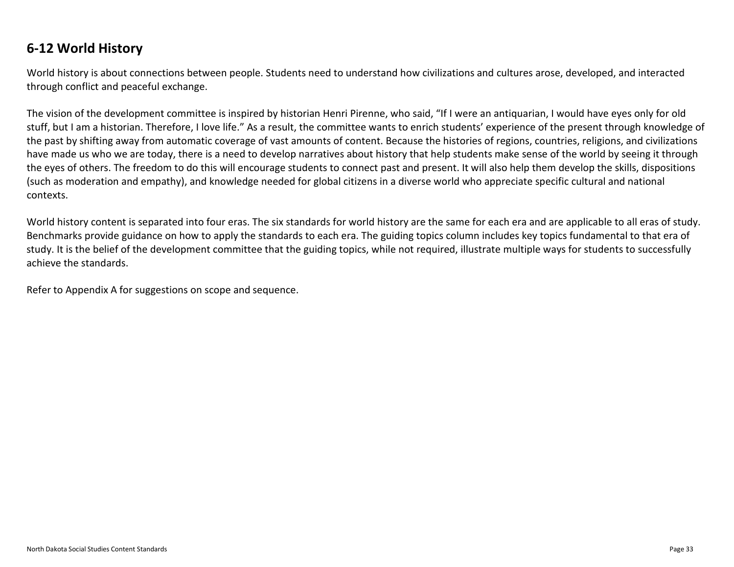## 6-12 World History

World history is about connections between people. Students need to understand how civilizations and cultures arose, developed, and interacted through conflict and peaceful exchange.

The vision of the development committee is inspired by historian Henri Pirenne, who said, "If I were an antiquarian, I would have eyes only for old stuff, but I am a historian. Therefore, I love life." As a result, the committee wants to enrich students' experience of the present through knowledge of the past by shifting away from automatic coverage of vast amounts of content. Because the histories of regions, countries, religions, and civilizations have made us who we are today, there is a need to develop narratives about history that help students make sense of the world by seeing it through the eyes of others. The freedom to do this will encourage students to connect past and present. It will also help them develop the skills, dispositions (such as moderation and empathy), and knowledge needed for global citizens in a diverse world who appreciate specific cultural and national contexts.

World history content is separated into four eras. The six standards for world history are the same for each era and are applicable to all eras of study. Benchmarks provide guidance on how to apply the standards to each era. The guiding topics column includes key topics fundamental to that era of study. It is the belief of the development committee that the guiding topics, while not required, illustrate multiple ways for students to successfully achieve the standards.

Refer to Appendix A for suggestions on scope and sequence.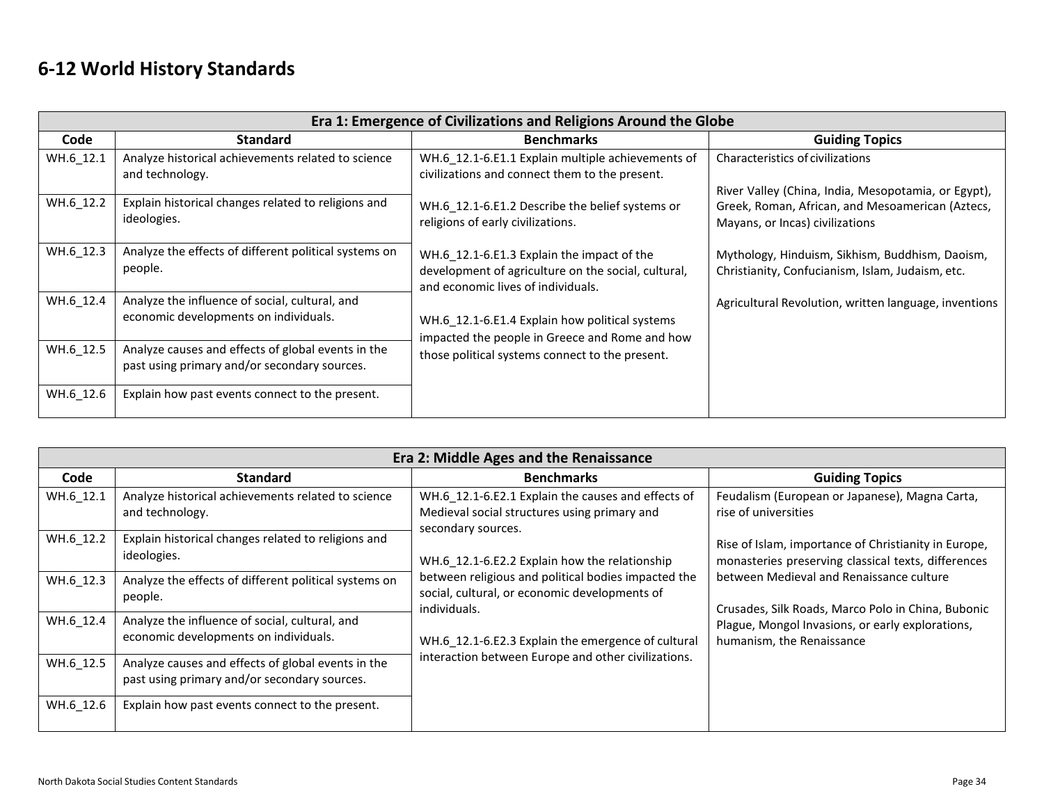# 6-12 World History Standards

| Era 1: Emergence of Civilizations and Religions Around the Globe | | | |
|---|---|---|---|
| **Code** | **Standard** | **Benchmarks** | **Guiding Topics** |
| WH.6_12.1 | Analyze historical achievements related to science and technology. | WH.6_12.1-6.E1.1 Explain multiple achievements of civilizations and connect them to the present.<br><br>WH.6_12.1-6.E1.2 Describe the belief systems or religions of early civilizations.<br><br>WH.6_12.1-6.E1.3 Explain the impact of the development of agriculture on the social, cultural, and economic lives of individuals.<br><br>WH.6_12.1-6.E1.4 Explain how political systems impacted the people in Greece and Rome and how those political systems connect to the present. | Characteristics of civilizations<br><br>River Valley (China, India, Mesopotamia, or Egypt), Greek, Roman, African, and Mesoamerican (Aztecs, Mayans, or Incas) civilizations<br><br>Mythology, Hinduism, Sikhism, Buddhism, Daoism, Christianity, Confucianism, Islam, Judaism, etc.<br><br>Agricultural Revolution, written language, inventions |
| WH.6_12.2 | Explain historical changes related to religions and ideologies. | | |
| WH.6_12.3 | Analyze the effects of different political systems on people. | | |
| WH.6_12.4 | Analyze the influence of social, cultural, and economic developments on individuals. | | |
| WH.6_12.5 | Analyze causes and effects of global events in the past using primary and/or secondary sources. | | |
| WH.6_12.6 | Explain how past events connect to the present. | | |

| Era 2: Middle Ages and the Renaissance | | | |
|---|---|---|---|
| **Code** | **Standard** | **Benchmarks** | **Guiding Topics** |
| WH.6_12.1 | Analyze historical achievements related to science and technology. | WH.6_12.1-6.E2.1 Explain the causes and effects of Medieval social structures using primary and secondary sources.<br><br>WH.6_12.1-6.E2.2 Explain how the relationship between religious and political bodies impacted the social, cultural, or economic developments of individuals.<br><br>WH.6_12.1-6.E2.3 Explain the emergence of cultural interaction between Europe and other civilizations. | Feudalism (European or Japanese), Magna Carta, rise of universities<br><br>Rise of Islam, importance of Christianity in Europe, monasteries preserving classical texts, differences between Medieval and Renaissance culture<br><br>Crusades, Silk Roads, Marco Polo in China, Bubonic Plague, Mongol Invasions, or early explorations, humanism, the Renaissance |
| WH.6_12.2 | Explain historical changes related to religions and ideologies. | | |
| WH.6_12.3 | Analyze the effects of different political systems on people. | | |
| WH.6_12.4 | Analyze the influence of social, cultural, and economic developments on individuals. | | |
| WH.6_12.5 | Analyze causes and effects of global events in the past using primary and/or secondary sources. | | |
| WH.6_12.6 | Explain how past events connect to the present. | | |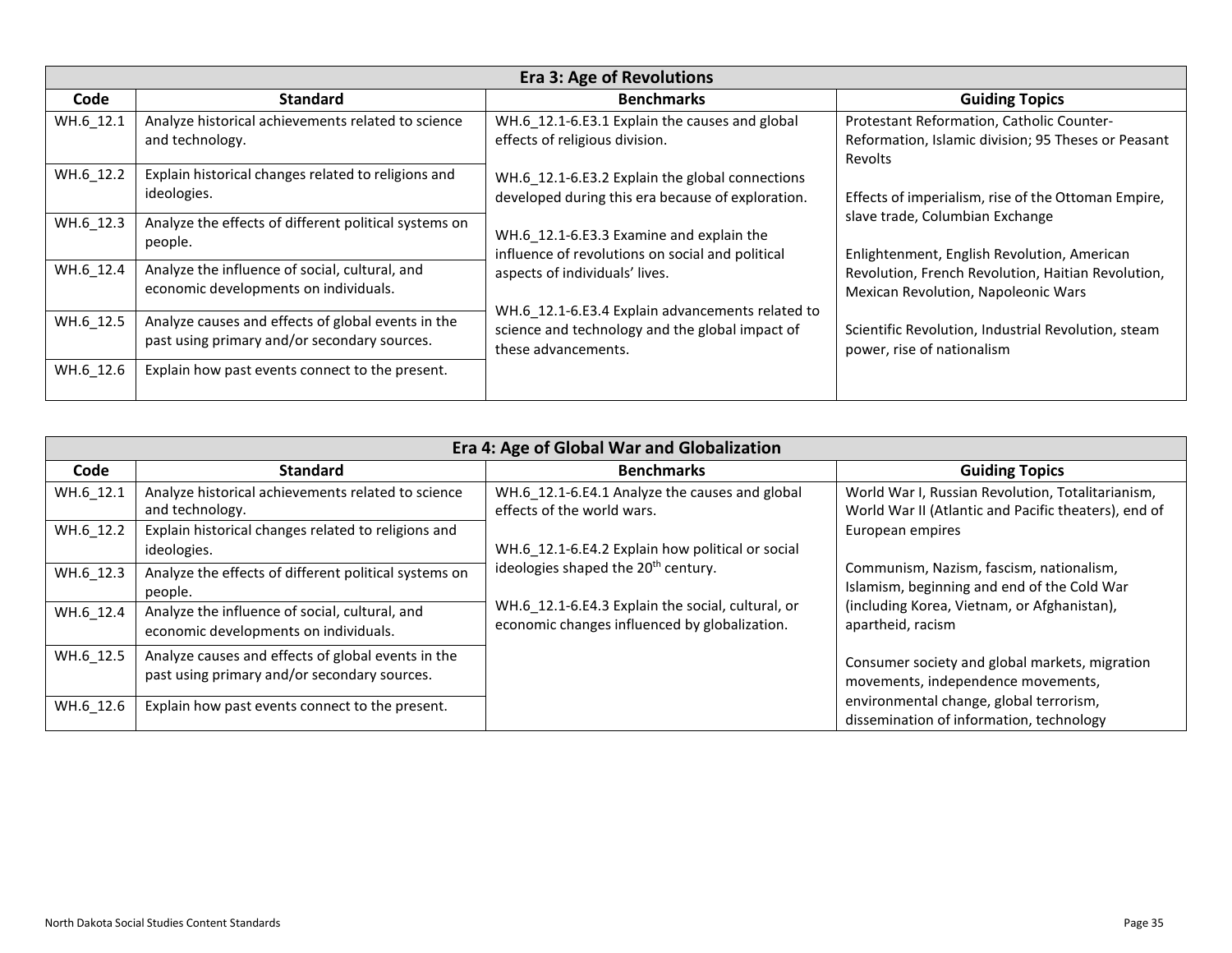| Era 3: Age of Revolutions | | | |
|---|---|---|---|
| **Code** | **Standard** | **Benchmarks** | **Guiding Topics** |
| WH.6_12.1 | Analyze historical achievements related to science and technology. | WH.6_12.1-6.E3.1 Explain the causes and global effects of religious division. | Protestant Reformation, Catholic Counter-Reformation, Islamic division; 95 Theses or Peasant Revolts |
| WH.6_12.2 | Explain historical changes related to religions and ideologies. | WH.6_12.1-6.E3.2 Explain the global connections developed during this era because of exploration. | Effects of imperialism, rise of the Ottoman Empire, slave trade, Columbian Exchange |
| WH.6_12.3 | Analyze the effects of different political systems on people. | WH.6_12.1-6.E3.3 Examine and explain the influence of revolutions on social and political aspects of individuals' lives. | Enlightenment, English Revolution, American Revolution, French Revolution, Haitian Revolution, Mexican Revolution, Napoleonic Wars |
| WH.6_12.4 | Analyze the influence of social, cultural, and economic developments on individuals. | WH.6_12.1-6.E3.4 Explain advancements related to science and technology and the global impact of these advancements. | Scientific Revolution, Industrial Revolution, steam power, rise of nationalism |
| WH.6_12.5 | Analyze causes and effects of global events in the past using primary and/or secondary sources. | | |
| WH.6_12.6 | Explain how past events connect to the present. | | |

| Era 4: Age of Global War and Globalization | | | |
|---|---|---|---|
| **Code** | **Standard** | **Benchmarks** | **Guiding Topics** |
| WH.6_12.1 | Analyze historical achievements related to science and technology. | WH.6_12.1-6.E4.1 Analyze the causes and global effects of the world wars. | World War I, Russian Revolution, Totalitarianism, World War II (Atlantic and Pacific theaters), end of European empires |
| WH.6_12.2 | Explain historical changes related to religions and ideologies. | WH.6_12.1-6.E4.2 Explain how political or social ideologies shaped the 20th century. | Communism, Nazism, fascism, nationalism, Islamism, beginning and end of the Cold War (including Korea, Vietnam, or Afghanistan), apartheid, racism |
| WH.6_12.3 | Analyze the effects of different political systems on people. | WH.6_12.1-6.E4.3 Explain the social, cultural, or economic changes influenced by globalization. | Consumer society and global markets, migration movements, independence movements, environmental change, global terrorism, dissemination of information, technology |
| WH.6_12.4 | Analyze the influence of social, cultural, and economic developments on individuals. | | |
| WH.6_12.5 | Analyze causes and effects of global events in the past using primary and/or secondary sources. | | |
| WH.6_12.6 | Explain how past events connect to the present. | | |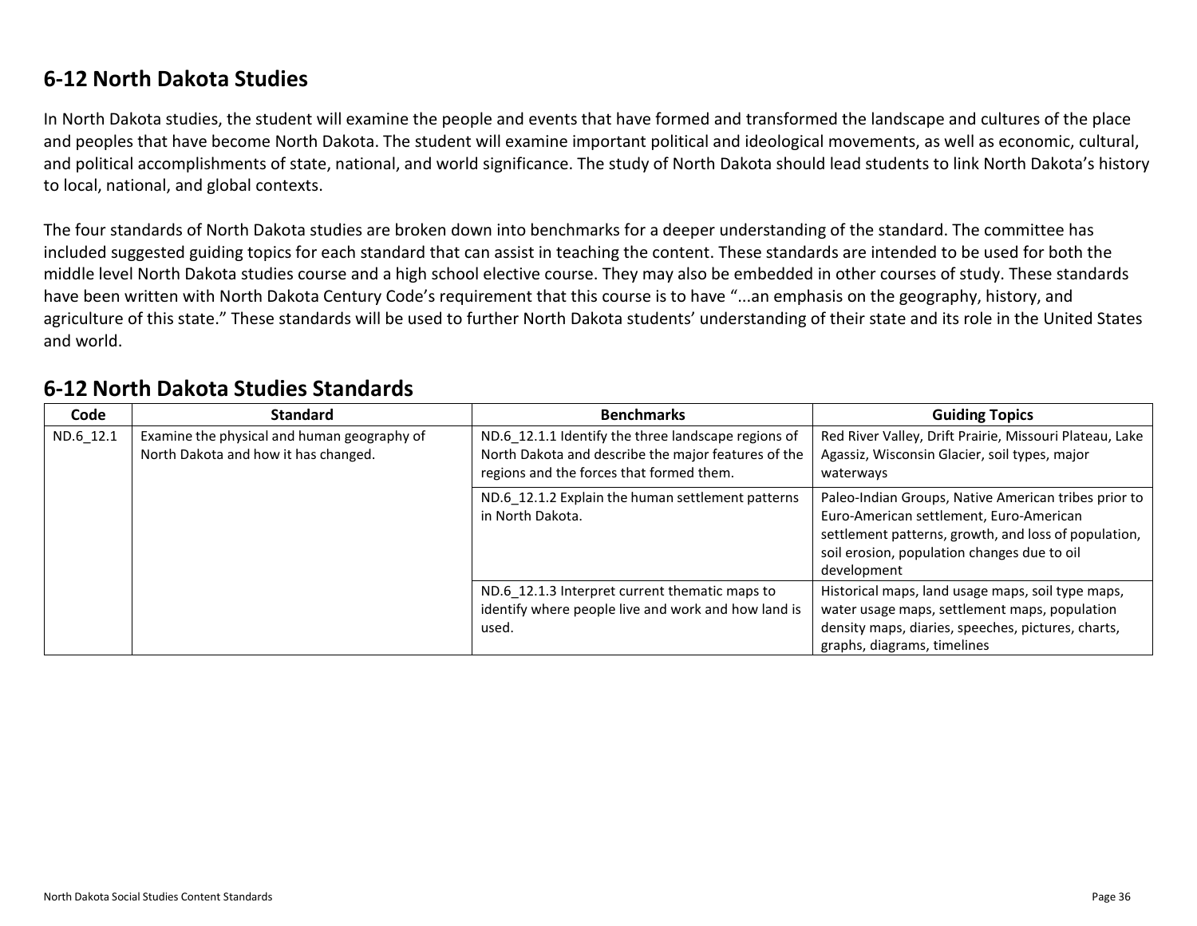## 6-12 North Dakota Studies

In North Dakota studies, the student will examine the people and events that have formed and transformed the landscape and cultures of the place and peoples that have become North Dakota. The student will examine important political and ideological movements, as well as economic, cultural, and political accomplishments of state, national, and world significance. The study of North Dakota should lead students to link North Dakota's history to local, national, and global contexts.

The four standards of North Dakota studies are broken down into benchmarks for a deeper understanding of the standard. The committee has included suggested guiding topics for each standard that can assist in teaching the content. These standards are intended to be used for both the middle level North Dakota studies course and a high school elective course. They may also be embedded in other courses of study. These standards have been written with North Dakota Century Code's requirement that this course is to have "...an emphasis on the geography, history, and agriculture of this state." These standards will be used to further North Dakota students' understanding of their state and its role in the United States and world.

## 6-12 North Dakota Studies Standards

| Code | Standard | Benchmarks | Guiding Topics |
|---|---|---|---|
| ND.6_12.1 | Examine the physical and human geography of North Dakota and how it has changed. | ND.6_12.1.1 Identify the three landscape regions of North Dakota and describe the major features of the regions and the forces that formed them. | Red River Valley, Drift Prairie, Missouri Plateau, Lake Agassiz, Wisconsin Glacier, soil types, major waterways |
| | | ND.6_12.1.2 Explain the human settlement patterns in North Dakota. | Paleo-Indian Groups, Native American tribes prior to Euro-American settlement, Euro-American settlement patterns, growth, and loss of population, soil erosion, population changes due to oil development |
| | | ND.6_12.1.3 Interpret current thematic maps to identify where people live and work and how land is used. | Historical maps, land usage maps, soil type maps, water usage maps, settlement maps, population density maps, diaries, speeches, pictures, charts, graphs, diagrams, timelines |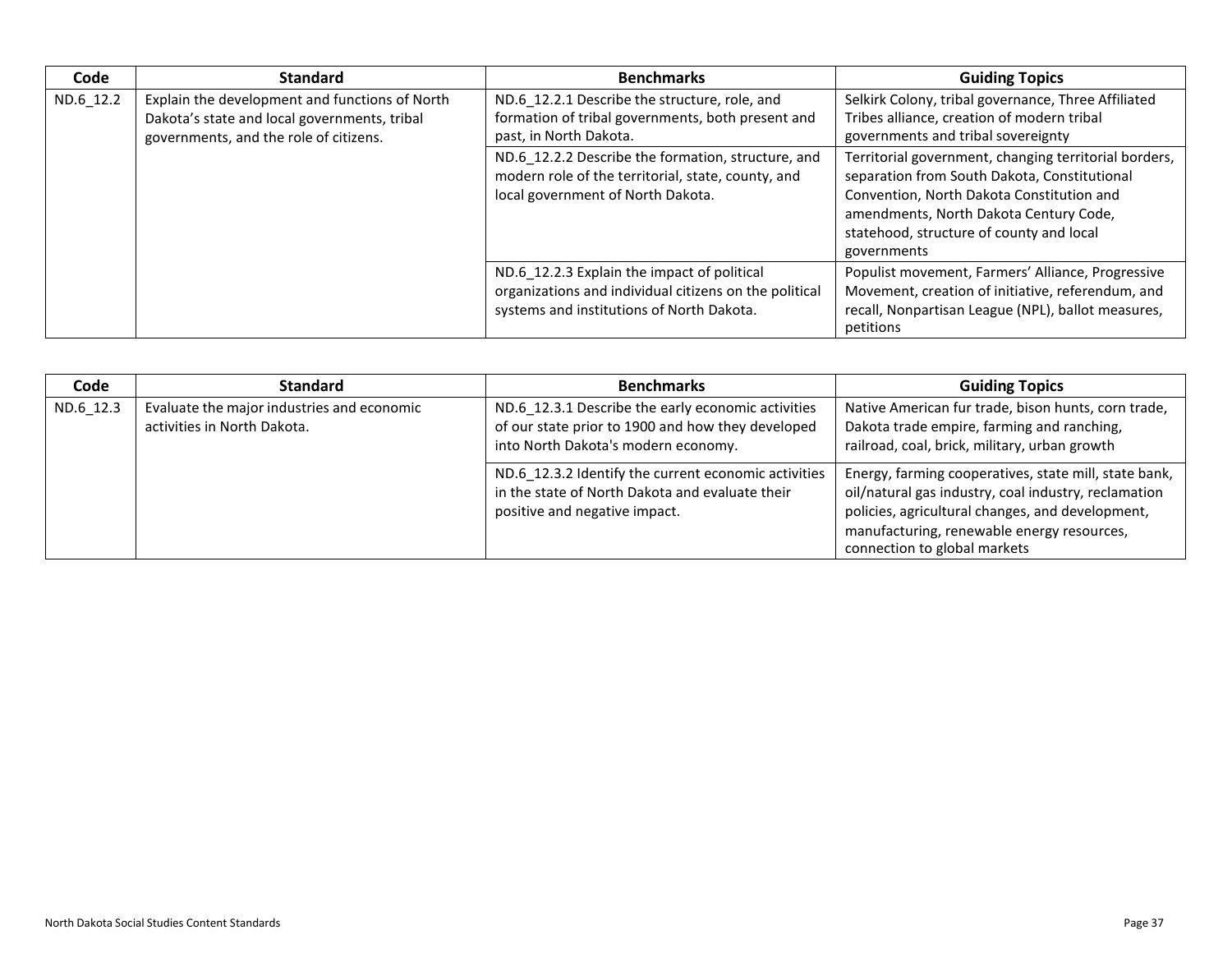| Code | Standard | Benchmarks | Guiding Topics |
|---|---|---|---|
| ND.6_12.2 | Explain the development and functions of North Dakota's state and local governments, tribal governments, and the role of citizens. | ND.6_12.2.1 Describe the structure, role, and formation of tribal governments, both present and past, in North Dakota. | Selkirk Colony, tribal governance, Three Affiliated Tribes alliance, creation of modern tribal governments and tribal sovereignty |
| | | ND.6_12.2.2 Describe the formation, structure, and modern role of the territorial, state, county, and local government of North Dakota. | Territorial government, changing territorial borders, separation from South Dakota, Constitutional Convention, North Dakota Constitution and amendments, North Dakota Century Code, statehood, structure of county and local governments |
| | | ND.6_12.2.3 Explain the impact of political organizations and individual citizens on the political systems and institutions of North Dakota. | Populist movement, Farmers' Alliance, Progressive Movement, creation of initiative, referendum, and recall, Nonpartisan League (NPL), ballot measures, petitions |

| Code | Standard | Benchmarks | Guiding Topics |
|---|---|---|---|
| ND.6_12.3 | Evaluate the major industries and economic activities in North Dakota. | ND.6_12.3.1 Describe the early economic activities of our state prior to 1900 and how they developed into North Dakota's modern economy. | Native American fur trade, bison hunts, corn trade, Dakota trade empire, farming and ranching, railroad, coal, brick, military, urban growth |
| | | ND.6_12.3.2 Identify the current economic activities in the state of North Dakota and evaluate their positive and negative impact. | Energy, farming cooperatives, state mill, state bank, oil/natural gas industry, coal industry, reclamation policies, agricultural changes, and development, manufacturing, renewable energy resources, connection to global markets |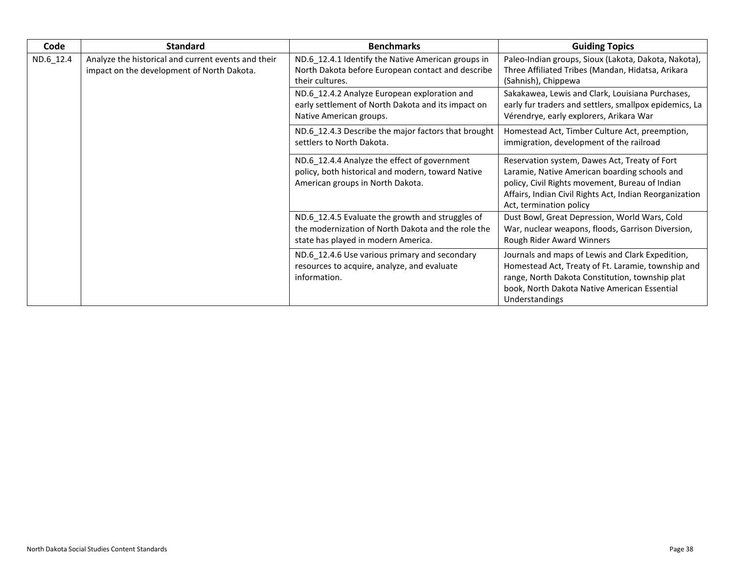| Code | Standard | Benchmarks | Guiding Topics |
|---|---|---|---|
| ND.6_12.4 | Analyze the historical and current events and their impact on the development of North Dakota. | ND.6_12.4.1 Identify the Native American groups in North Dakota before European contact and describe their cultures. | Paleo-Indian groups, Sioux (Lakota, Dakota, Nakota), Three Affiliated Tribes (Mandan, Hidatsa, Arikara (Sahnish), Chippewa |
| | | ND.6_12.4.2 Analyze European exploration and early settlement of North Dakota and its impact on Native American groups. | Sakakawea, Lewis and Clark, Louisiana Purchases, early fur traders and settlers, smallpox epidemics, La Vérendrye, early explorers, Arikara War |
| | | ND.6_12.4.3 Describe the major factors that brought settlers to North Dakota. | Homestead Act, Timber Culture Act, preemption, immigration, development of the railroad |
| | | ND.6_12.4.4 Analyze the effect of government policy, both historical and modern, toward Native American groups in North Dakota. | Reservation system, Dawes Act, Treaty of Fort Laramie, Native American boarding schools and policy, Civil Rights movement, Bureau of Indian Affairs, Indian Civil Rights Act, Indian Reorganization Act, termination policy |
| | | ND.6_12.4.5 Evaluate the growth and struggles of the modernization of North Dakota and the role the state has played in modern America. | Dust Bowl, Great Depression, World Wars, Cold War, nuclear weapons, floods, Garrison Diversion, Rough Rider Award Winners |
| | | ND.6_12.4.6 Use various primary and secondary resources to acquire, analyze, and evaluate information. | Journals and maps of Lewis and Clark Expedition, Homestead Act, Treaty of Ft. Laramie, township and range, North Dakota Constitution, township plat book, North Dakota Native American Essential Understandings |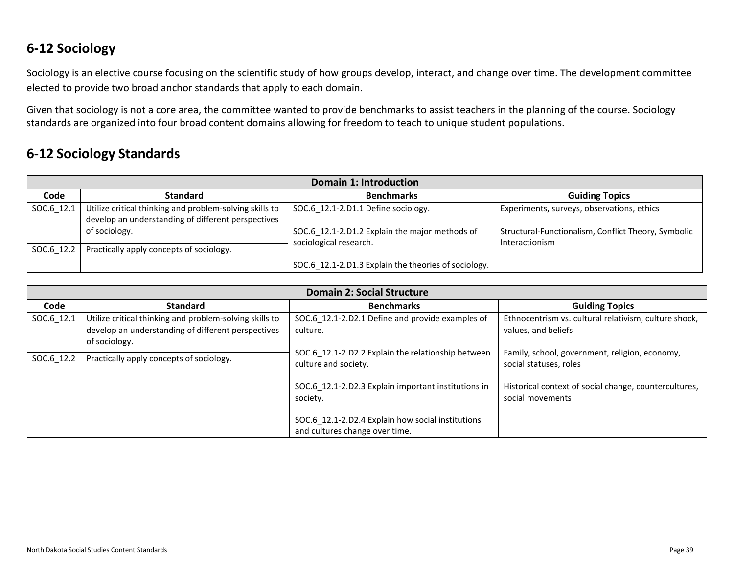## 6-12 Sociology

Sociology is an elective course focusing on the scientific study of how groups develop, interact, and change over time. The development committee elected to provide two broad anchor standards that apply to each domain.

Given that sociology is not a core area, the committee wanted to provide benchmarks to assist teachers in the planning of the course. Sociology standards are organized into four broad content domains allowing for freedom to teach to unique student populations.

## 6-12 Sociology Standards

| Domain 1: Introduction | | | |
|---|---|---|---|
| **Code** | **Standard** | **Benchmarks** | **Guiding Topics** |
| SOC.6_12.1 | Utilize critical thinking and problem-solving skills to develop an understanding of different perspectives of sociology. | SOC.6_12.1-2.D1.1 Define sociology.<br><br>SOC.6_12.1-2.D1.2 Explain the major methods of sociological research.<br><br>SOC.6_12.1-2.D1.3 Explain the theories of sociology. | Experiments, surveys, observations, ethics<br><br>Structural-Functionalism, Conflict Theory, Symbolic Interactionism |
| SOC.6_12.2 | Practically apply concepts of sociology. | | |

| Domain 2: Social Structure | | | |
|---|---|---|---|
| **Code** | **Standard** | **Benchmarks** | **Guiding Topics** |
| SOC.6_12.1 | Utilize critical thinking and problem-solving skills to develop an understanding of different perspectives of sociology. | SOC.6_12.1-2.D2.1 Define and provide examples of culture.<br><br>SOC.6_12.1-2.D2.2 Explain the relationship between culture and society.<br><br>SOC.6_12.1-2.D2.3 Explain important institutions in society.<br><br>SOC.6_12.1-2.D2.4 Explain how social institutions and cultures change over time. | Ethnocentrism vs. cultural relativism, culture shock, values, and beliefs<br><br>Family, school, government, religion, economy, social statuses, roles<br><br>Historical context of social change, countercultures, social movements |
| SOC.6_12.2 | Practically apply concepts of sociology. | | |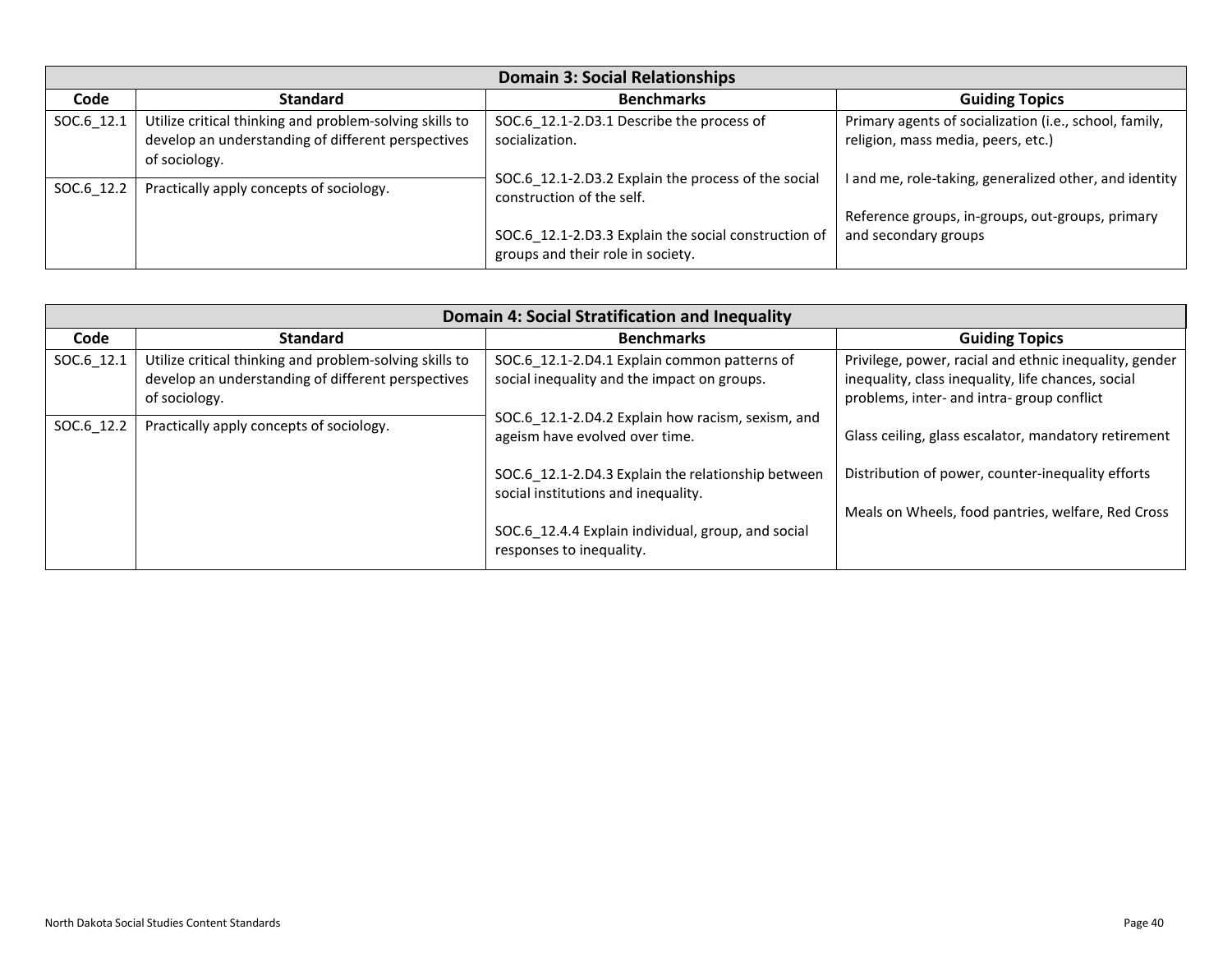| Domain 3: Social Relationships | | | |
|---|---|---|---|
| **Code** | **Standard** | **Benchmarks** | **Guiding Topics** |
| SOC.6_12.1 | Utilize critical thinking and problem-solving skills to develop an understanding of different perspectives of sociology. | SOC.6_12.1-2.D3.1 Describe the process of socialization.<br><br>SOC.6_12.1-2.D3.2 Explain the process of the social construction of the self.<br><br>SOC.6_12.1-2.D3.3 Explain the social construction of groups and their role in society. | Primary agents of socialization (i.e., school, family, religion, mass media, peers, etc.)<br><br>I and me, role-taking, generalized other, and identity<br><br>Reference groups, in-groups, out-groups, primary and secondary groups |
| SOC.6_12.2 | Practically apply concepts of sociology. | | |

| Domain 4: Social Stratification and Inequality | | | |
|---|---|---|---|
| **Code** | **Standard** | **Benchmarks** | **Guiding Topics** |
| SOC.6_12.1 | Utilize critical thinking and problem-solving skills to develop an understanding of different perspectives of sociology. | SOC.6_12.1-2.D4.1 Explain common patterns of social inequality and the impact on groups.<br><br>SOC.6_12.1-2.D4.2 Explain how racism, sexism, and ageism have evolved over time.<br><br>SOC.6_12.1-2.D4.3 Explain the relationship between social institutions and inequality.<br><br>SOC.6_12.4.4 Explain individual, group, and social responses to inequality. | Privilege, power, racial and ethnic inequality, gender inequality, class inequality, life chances, social problems, inter- and intra- group conflict<br><br>Glass ceiling, glass escalator, mandatory retirement<br><br>Distribution of power, counter-inequality efforts<br><br>Meals on Wheels, food pantries, welfare, Red Cross |
| SOC.6_12.2 | Practically apply concepts of sociology. | | |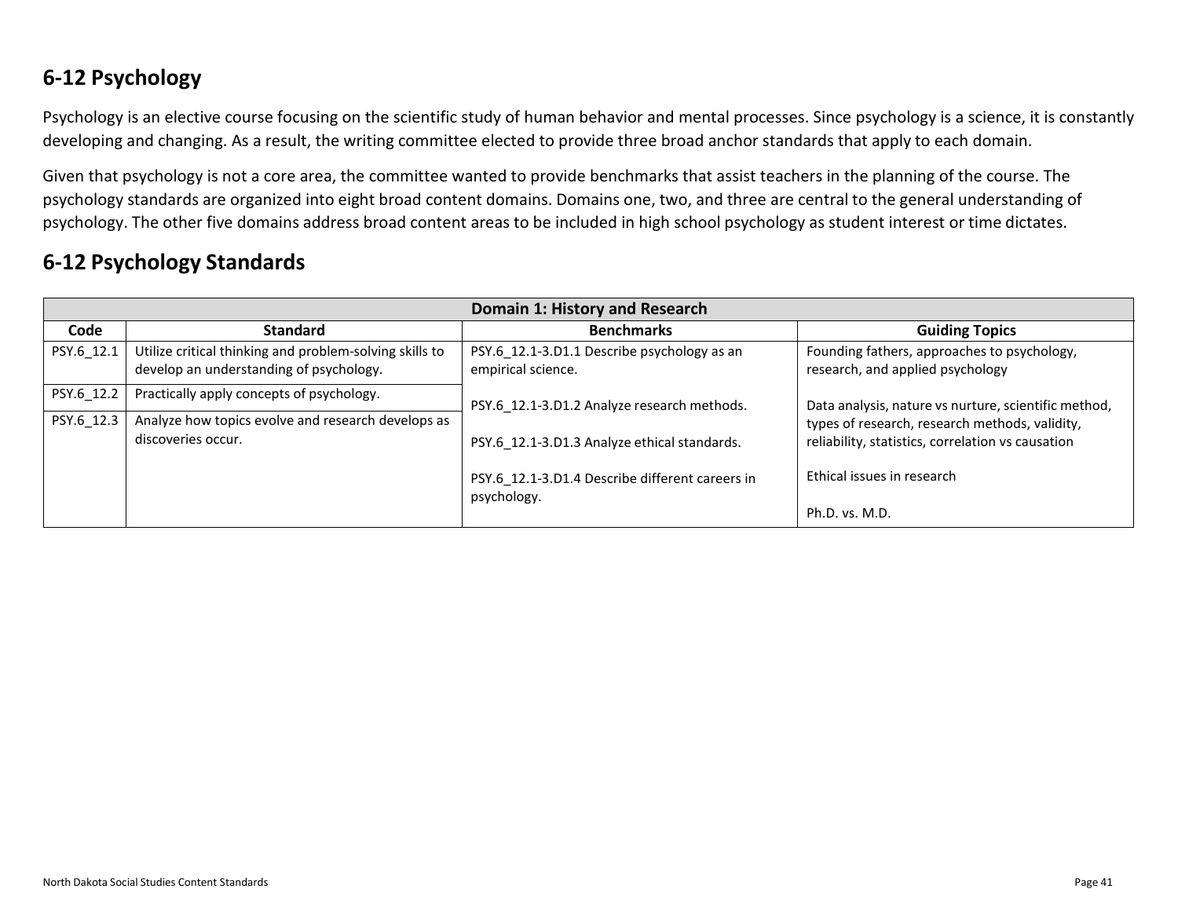## 6-12 Psychology

Psychology is an elective course focusing on the scientific study of human behavior and mental processes. Since psychology is a science, it is constantly developing and changing. As a result, the writing committee elected to provide three broad anchor standards that apply to each domain.

Given that psychology is not a core area, the committee wanted to provide benchmarks that assist teachers in the planning of the course. The psychology standards are organized into eight broad content domains. Domains one, two, and three are central to the general understanding of psychology. The other five domains address broad content areas to be included in high school psychology as student interest or time dictates.

## 6-12 Psychology Standards

| Domain 1: History and Research | | | |
|---|---|---|---|
| **Code** | **Standard** | **Benchmarks** | **Guiding Topics** |
| PSY.6_12.1 | Utilize critical thinking and problem-solving skills to develop an understanding of psychology. | PSY.6_12.1-3.D1.1 Describe psychology as an empirical science. | Founding fathers, approaches to psychology, research, and applied psychology |
| PSY.6_12.2 | Practically apply concepts of psychology. | PSY.6_12.1-3.D1.2 Analyze research methods. | Data analysis, nature vs nurture, scientific method, types of research, research methods, validity, reliability, statistics, correlation vs causation |
| PSY.6_12.3 | Analyze how topics evolve and research develops as discoveries occur. | PSY.6_12.1-3.D1.3 Analyze ethical standards. | Ethical issues in research |
| | | PSY.6_12.1-3.D1.4 Describe different careers in psychology. | Ph.D. vs. M.D. |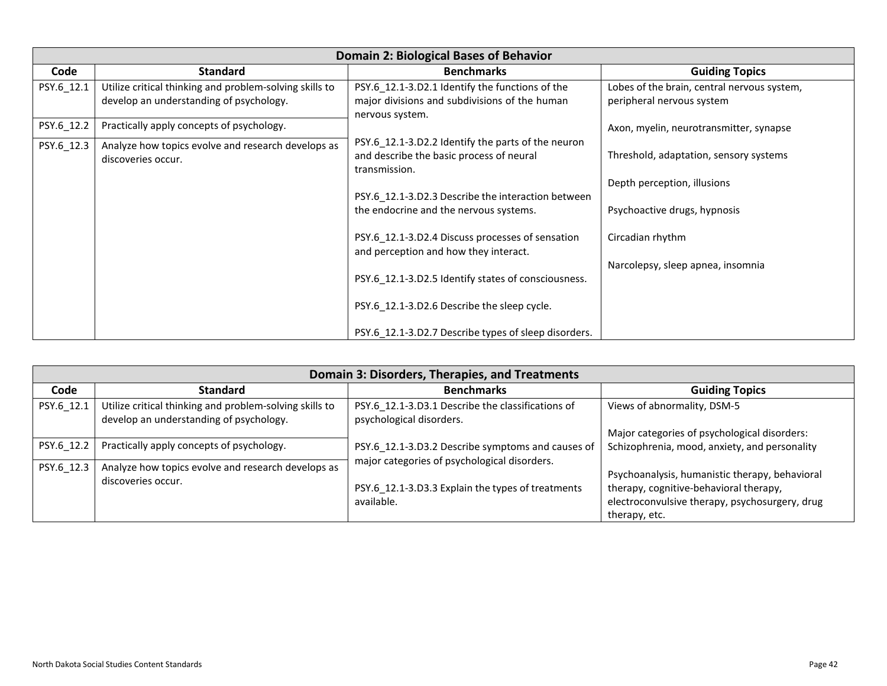| Domain 2: Biological Bases of Behavior | | | |
|---|---|---|---|
| **Code** | **Standard** | **Benchmarks** | **Guiding Topics** |
| PSY.6_12.1 | Utilize critical thinking and problem-solving skills to develop an understanding of psychology. | PSY.6_12.1-3.D2.1 Identify the functions of the major divisions and subdivisions of the human nervous system.<br><br>PSY.6_12.1-3.D2.2 Identify the parts of the neuron and describe the basic process of neural transmission.<br><br>PSY.6_12.1-3.D2.3 Describe the interaction between the endocrine and the nervous systems.<br><br>PSY.6_12.1-3.D2.4 Discuss processes of sensation and perception and how they interact.<br><br>PSY.6_12.1-3.D2.5 Identify states of consciousness.<br><br>PSY.6_12.1-3.D2.6 Describe the sleep cycle.<br><br>PSY.6_12.1-3.D2.7 Describe types of sleep disorders. | Lobes of the brain, central nervous system, peripheral nervous system<br><br>Axon, myelin, neurotransmitter, synapse<br><br>Threshold, adaptation, sensory systems<br><br>Depth perception, illusions<br><br>Psychoactive drugs, hypnosis<br><br>Circadian rhythm<br><br>Narcolepsy, sleep apnea, insomnia |
| PSY.6_12.2 | Practically apply concepts of psychology. | | |
| PSY.6_12.3 | Analyze how topics evolve and research develops as discoveries occur. | | |

| Domain 3: Disorders, Therapies, and Treatments | | | |
|---|---|---|---|
| **Code** | **Standard** | **Benchmarks** | **Guiding Topics** |
| PSY.6_12.1 | Utilize critical thinking and problem-solving skills to develop an understanding of psychology. | PSY.6_12.1-3.D3.1 Describe the classifications of psychological disorders.<br><br>PSY.6_12.1-3.D3.2 Describe symptoms and causes of major categories of psychological disorders.<br><br>PSY.6_12.1-3.D3.3 Explain the types of treatments available. | Views of abnormality, DSM-5<br><br>Major categories of psychological disorders: Schizophrenia, mood, anxiety, and personality<br><br>Psychoanalysis, humanistic therapy, behavioral therapy, cognitive-behavioral therapy, electroconvulsive therapy, psychosurgery, drug therapy, etc. |
| PSY.6_12.2 | Practically apply concepts of psychology. | | |
| PSY.6_12.3 | Analyze how topics evolve and research develops as discoveries occur. | | |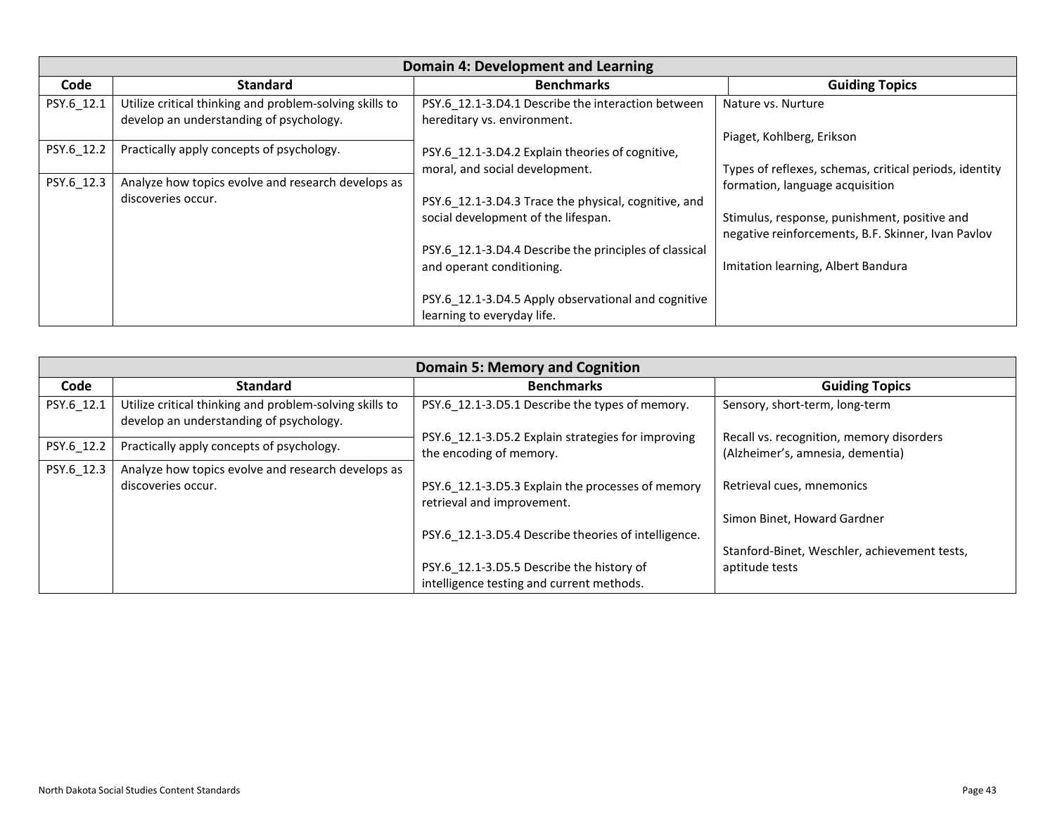| Domain 4: Development and Learning | | | |
|---|---|---|---|
| **Code** | **Standard** | **Benchmarks** | **Guiding Topics** |
| PSY.6_12.1 | Utilize critical thinking and problem-solving skills to develop an understanding of psychology. | PSY.6_12.1-3.D4.1 Describe the interaction between hereditary vs. environment.<br><br>PSY.6_12.1-3.D4.2 Explain theories of cognitive, moral, and social development.<br><br>PSY.6_12.1-3.D4.3 Trace the physical, cognitive, and social development of the lifespan.<br><br>PSY.6_12.1-3.D4.4 Describe the principles of classical and operant conditioning.<br><br>PSY.6_12.1-3.D4.5 Apply observational and cognitive learning to everyday life. | Nature vs. Nurture<br><br>Piaget, Kohlberg, Erikson<br><br>Types of reflexes, schemas, critical periods, identity formation, language acquisition<br><br>Stimulus, response, punishment, positive and negative reinforcements, B.F. Skinner, Ivan Pavlov<br><br>Imitation learning, Albert Bandura |
| PSY.6_12.2 | Practically apply concepts of psychology. | | |
| PSY.6_12.3 | Analyze how topics evolve and research develops as discoveries occur. | | |

| Domain 5: Memory and Cognition | | | |
|---|---|---|---|
| **Code** | **Standard** | **Benchmarks** | **Guiding Topics** |
| PSY.6_12.1 | Utilize critical thinking and problem-solving skills to develop an understanding of psychology. | PSY.6_12.1-3.D5.1 Describe the types of memory.<br><br>PSY.6_12.1-3.D5.2 Explain strategies for improving the encoding of memory.<br><br>PSY.6_12.1-3.D5.3 Explain the processes of memory retrieval and improvement.<br><br>PSY.6_12.1-3.D5.4 Describe theories of intelligence.<br><br>PSY.6_12.1-3.D5.5 Describe the history of intelligence testing and current methods. | Sensory, short-term, long-term<br><br>Recall vs. recognition, memory disorders (Alzheimer's, amnesia, dementia)<br><br>Retrieval cues, mnemonics<br><br>Simon Binet, Howard Gardner<br><br>Stanford-Binet, Weschler, achievement tests, aptitude tests |
| PSY.6_12.2 | Practically apply concepts of psychology. | | |
| PSY.6_12.3 | Analyze how topics evolve and research develops as discoveries occur. | | |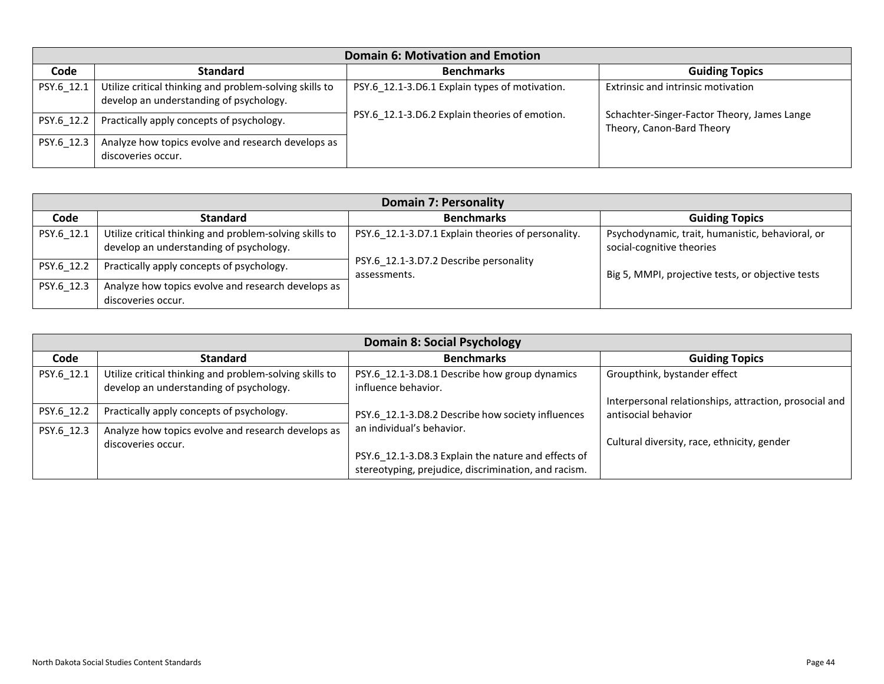| Domain 6: Motivation and Emotion | | | |
|---|---|---|---|
| **Code** | **Standard** | **Benchmarks** | **Guiding Topics** |
| PSY.6_12.1 | Utilize critical thinking and problem-solving skills to develop an understanding of psychology. | PSY.6_12.1-3.D6.1 Explain types of motivation.<br><br>PSY.6_12.1-3.D6.2 Explain theories of emotion. | Extrinsic and intrinsic motivation<br><br>Schachter-Singer-Factor Theory, James Lange Theory, Canon-Bard Theory |
| PSY.6_12.2 | Practically apply concepts of psychology. | | |
| PSY.6_12.3 | Analyze how topics evolve and research develops as discoveries occur. | | |

| Domain 7: Personality | | | |
|---|---|---|---|
| **Code** | **Standard** | **Benchmarks** | **Guiding Topics** |
| PSY.6_12.1 | Utilize critical thinking and problem-solving skills to develop an understanding of psychology. | PSY.6_12.1-3.D7.1 Explain theories of personality.<br><br>PSY.6_12.1-3.D7.2 Describe personality assessments. | Psychodynamic, trait, humanistic, behavioral, or social-cognitive theories<br><br>Big 5, MMPI, projective tests, or objective tests |
| PSY.6_12.2 | Practically apply concepts of psychology. | | |
| PSY.6_12.3 | Analyze how topics evolve and research develops as discoveries occur. | | |

| Domain 8: Social Psychology | | | |
|---|---|---|---|
| **Code** | **Standard** | **Benchmarks** | **Guiding Topics** |
| PSY.6_12.1 | Utilize critical thinking and problem-solving skills to develop an understanding of psychology. | PSY.6_12.1-3.D8.1 Describe how group dynamics influence behavior.<br><br>PSY.6_12.1-3.D8.2 Describe how society influences an individual's behavior.<br><br>PSY.6_12.1-3.D8.3 Explain the nature and effects of stereotyping, prejudice, discrimination, and racism. | Groupthink, bystander effect<br><br>Interpersonal relationships, attraction, prosocial and antisocial behavior<br><br>Cultural diversity, race, ethnicity, gender |
| PSY.6_12.2 | Practically apply concepts of psychology. | | |
| PSY.6_12.3 | Analyze how topics evolve and research develops as discoveries occur. | | |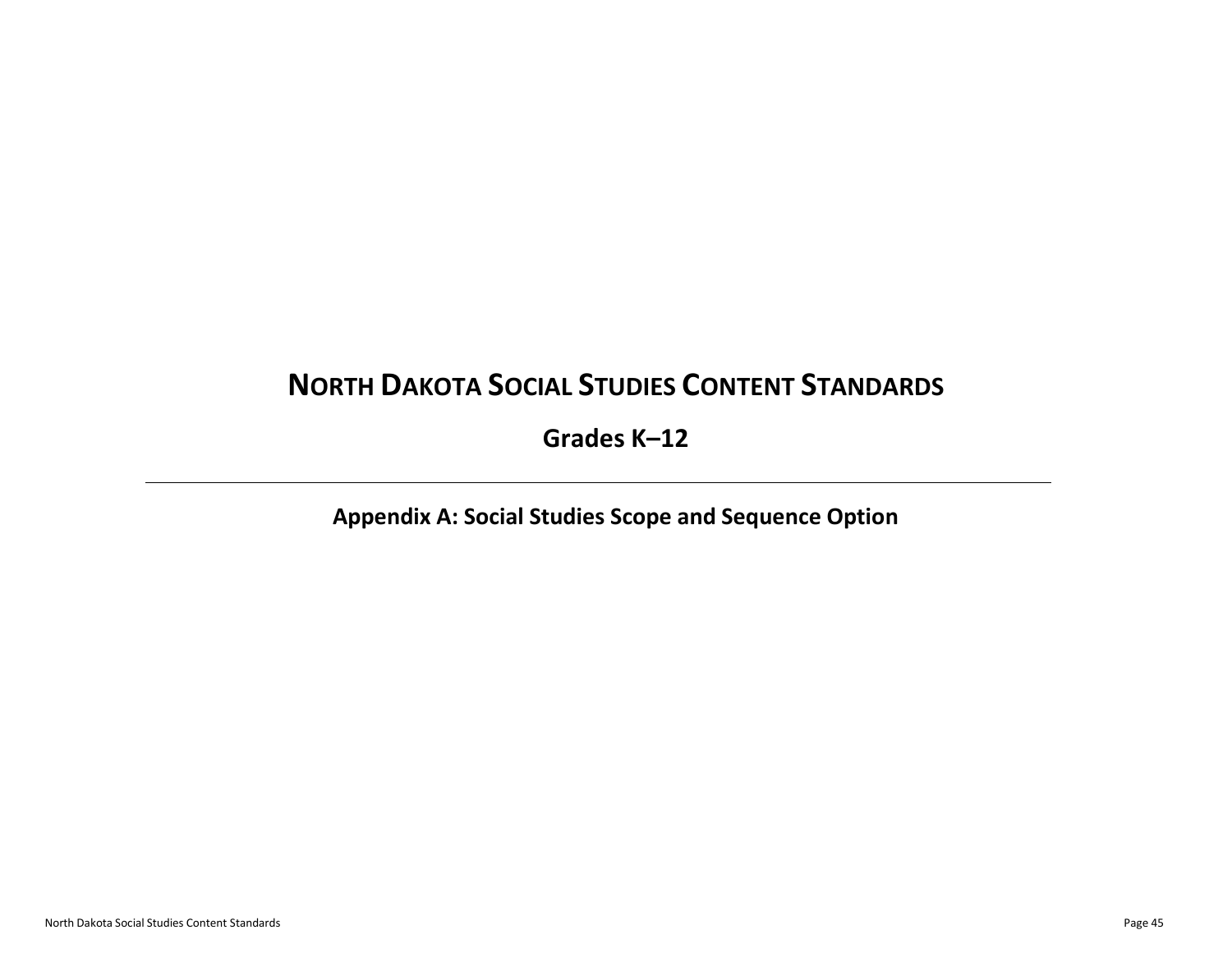# NORTH DAKOTA SOCIAL STUDIES CONTENT STANDARDS

## Grades K–12

---

## Appendix A: Social Studies Scope and Sequence Option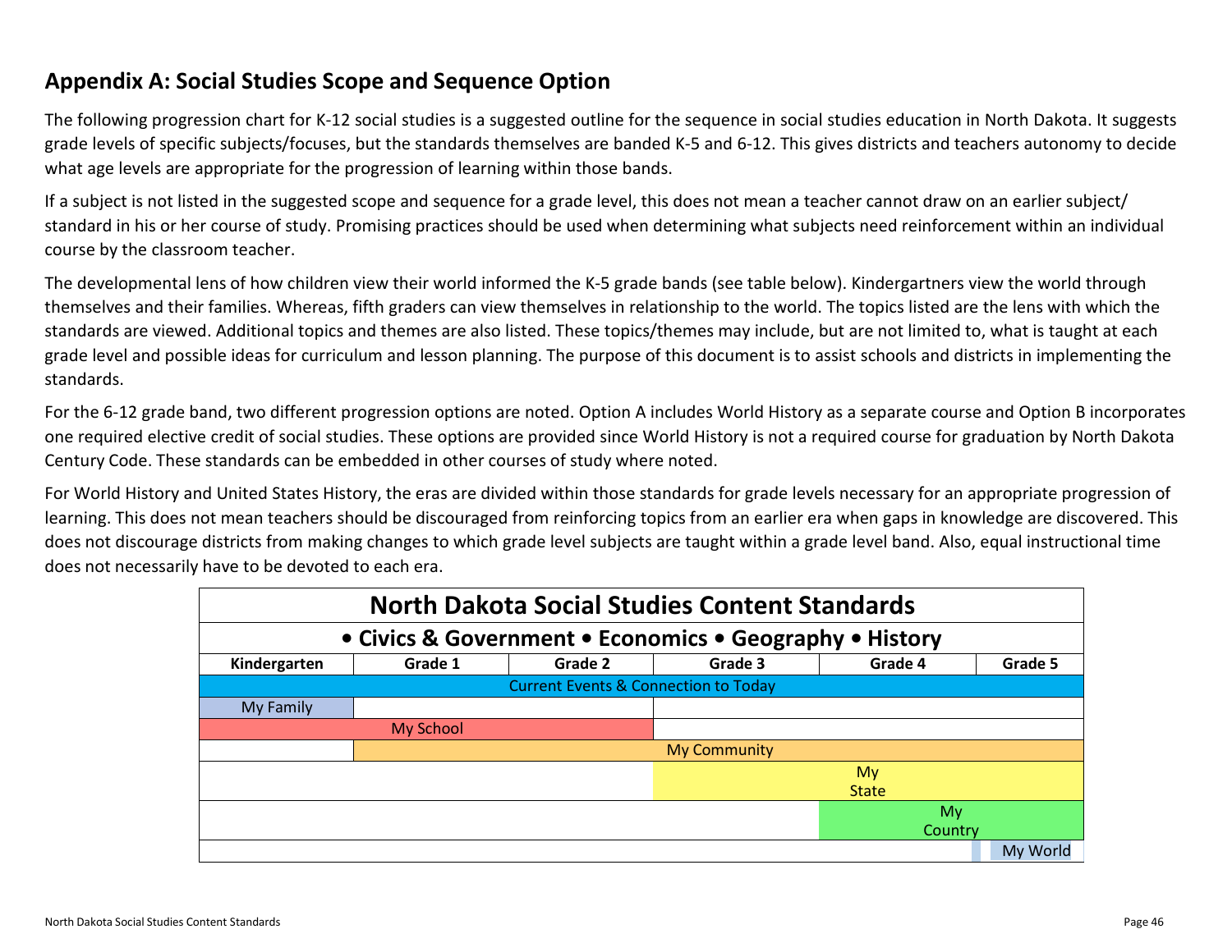## Appendix A: Social Studies Scope and Sequence Option

The following progression chart for K-12 social studies is a suggested outline for the sequence in social studies education in North Dakota. It suggests grade levels of specific subjects/focuses, but the standards themselves are banded K-5 and 6-12. This gives districts and teachers autonomy to decide what age levels are appropriate for the progression of learning within those bands.

If a subject is not listed in the suggested scope and sequence for a grade level, this does not mean a teacher cannot draw on an earlier subject/ standard in his or her course of study. Promising practices should be used when determining what subjects need reinforcement within an individual course by the classroom teacher.

The developmental lens of how children view their world informed the K-5 grade bands (see table below). Kindergartners view the world through themselves and their families. Whereas, fifth graders can view themselves in relationship to the world. The topics listed are the lens with which the standards are viewed. Additional topics and themes are also listed. These topics/themes may include, but are not limited to, what is taught at each grade level and possible ideas for curriculum and lesson planning. The purpose of this document is to assist schools and districts in implementing the standards.

For the 6-12 grade band, two different progression options are noted. Option A includes World History as a separate course and Option B incorporates one required elective credit of social studies. These options are provided since World History is not a required course for graduation by North Dakota Century Code. These standards can be embedded in other courses of study where noted.

For World History and United States History, the eras are divided within those standards for grade levels necessary for an appropriate progression of learning. This does not mean teachers should be discouraged from reinforcing topics from an earlier era when gaps in knowledge are discovered. This does not discourage districts from making changes to which grade level subjects are taught within a grade level band. Also, equal instructional time does not necessarily have to be devoted to each era.

**North Dakota Social Studies Content Standards**

**• Civics & Government • Economics • Geography • History**

| Kindergarten | Grade 1 | Grade 2 | Grade 3 | Grade 4 | Grade 5 |
|---|---|---|---|---|---|
| Current Events & Connection to Today | Current Events & Connection to Today | Current Events & Connection to Today | Current Events & Connection to Today | Current Events & Connection to Today | Current Events & Connection to Today |
| My Family | | | | | |
| My School | My School | My School | | | |
| | My Community | My Community | My Community | My Community | My Community |
| | | | My State | My State | My State |
| | | | | My Country | My Country |
| | | | | | My World |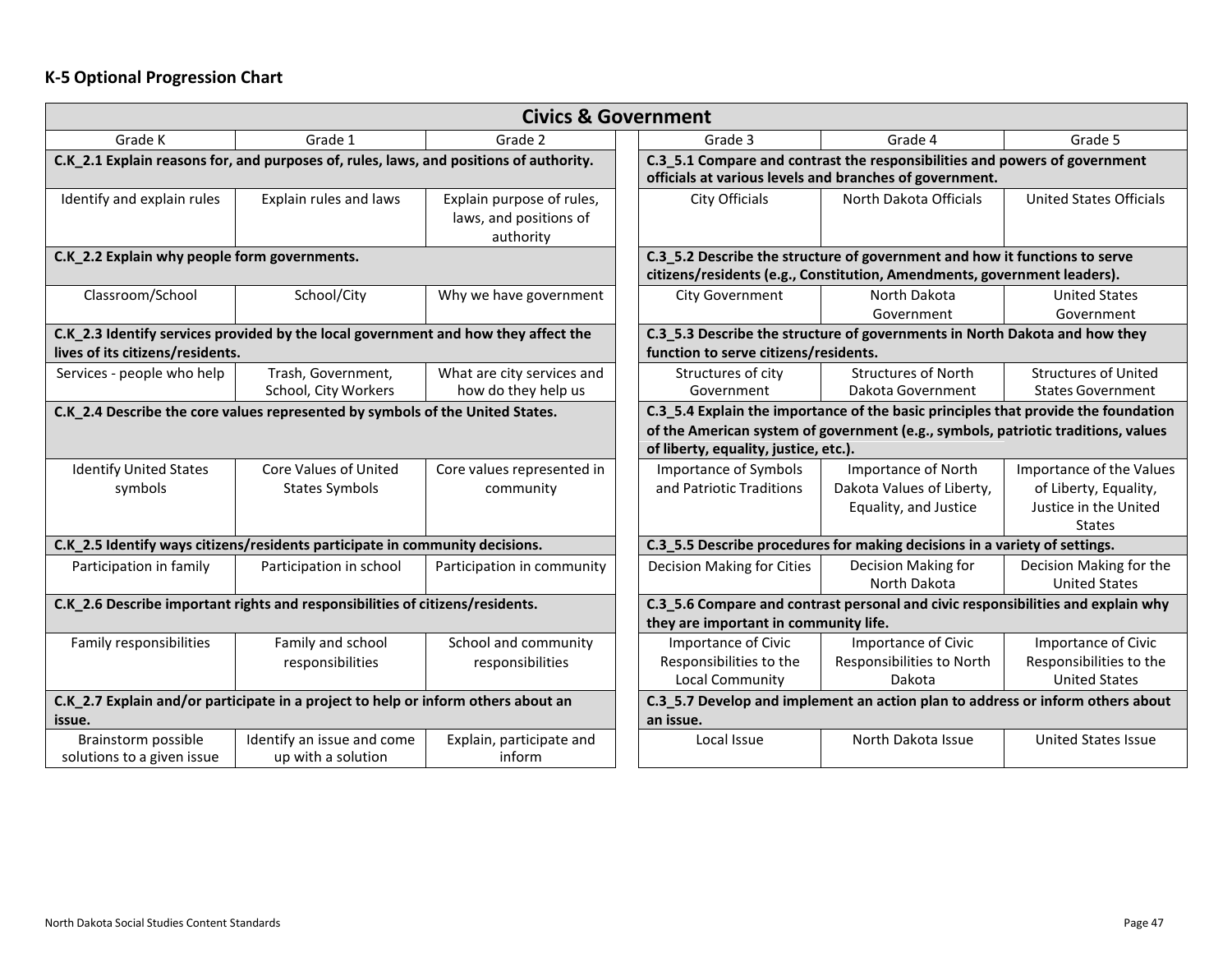## K-5 Optional Progression Chart

| Civics & Government | | | | | |
|---|---|---|---|---|---|
| Grade K | Grade 1 | Grade 2 | Grade 3 | Grade 4 | Grade 5 |
| **C.K_2.1 Explain reasons for, and purposes of, rules, laws, and positions of authority.** | | | **C.3_5.1 Compare and contrast the responsibilities and powers of government officials at various levels and branches of government.** | | |
| Identify and explain rules | Explain rules and laws | Explain purpose of rules, laws, and positions of authority | City Officials | North Dakota Officials | United States Officials |
| **C.K_2.2 Explain why people form governments.** | | | **C.3_5.2 Describe the structure of government and how it functions to serve citizens/residents (e.g., Constitution, Amendments, government leaders).** | | |
| Classroom/School | School/City | Why we have government | City Government | North Dakota Government | United States Government |
| **C.K_2.3 Identify services provided by the local government and how they affect the lives of its citizens/residents.** | | | **C.3_5.3 Describe the structure of governments in North Dakota and how they function to serve citizens/residents.** | | |
| Services - people who help | Trash, Government, School, City Workers | What are city services and how do they help us | Structures of city Government | Structures of North Dakota Government | Structures of United States Government |
| **C.K_2.4 Describe the core values represented by symbols of the United States.** | | | **C.3_5.4 Explain the importance of the basic principles that provide the foundation of the American system of government (e.g., symbols, patriotic traditions, values of liberty, equality, justice, etc.).** | | |
| Identify United States symbols | Core Values of United States Symbols | Core values represented in community | Importance of Symbols and Patriotic Traditions | Importance of North Dakota Values of Liberty, Equality, and Justice | Importance of the Values of Liberty, Equality, Justice in the United States |
| **C.K_2.5 Identify ways citizens/residents participate in community decisions.** | | | **C.3_5.5 Describe procedures for making decisions in a variety of settings.** | | |
| Participation in family | Participation in school | Participation in community | Decision Making for Cities | Decision Making for North Dakota | Decision Making for the United States |
| **C.K_2.6 Describe important rights and responsibilities of citizens/residents.** | | | **C.3_5.6 Compare and contrast personal and civic responsibilities and explain why they are important in community life.** | | |
| Family responsibilities | Family and school responsibilities | School and community responsibilities | Importance of Civic Responsibilities to the Local Community | Importance of Civic Responsibilities to North Dakota | Importance of Civic Responsibilities to the United States |
| **C.K_2.7 Explain and/or participate in a project to help or inform others about an issue.** | | | **C.3_5.7 Develop and implement an action plan to address or inform others about an issue.** | | |
| Brainstorm possible solutions to a given issue | Identify an issue and come up with a solution | Explain, participate and inform | Local Issue | North Dakota Issue | United States Issue |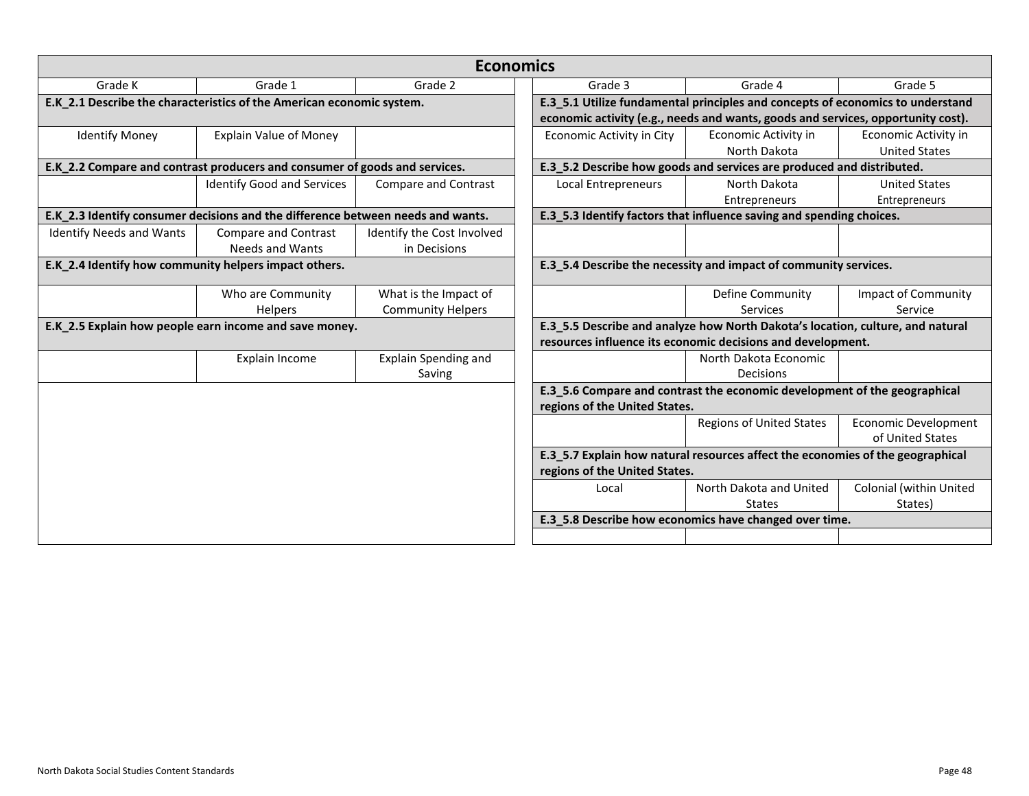## Economics

| Grade K | Grade 1 | Grade 2 |
|---|---|---|
| **E.K_2.1 Describe the characteristics of the American economic system.** | | |
| Identify Money | Explain Value of Money | |
| **E.K_2.2 Compare and contrast producers and consumer of goods and services.** | | |
| | Identify Good and Services | Compare and Contrast |
| **E.K_2.3 Identify consumer decisions and the difference between needs and wants.** | | |
| Identify Needs and Wants | Compare and Contrast Needs and Wants | Identify the Cost Involved in Decisions |
| **E.K_2.4 Identify how community helpers impact others.** | | |
| | Who are Community Helpers | What is the Impact of Community Helpers |
| **E.K_2.5 Explain how people earn income and save money.** | | |
| | Explain Income | Explain Spending and Saving |

| Grade 3 | Grade 4 | Grade 5 |
|---|---|---|
| **E.3_5.1 Utilize fundamental principles and concepts of economics to understand economic activity (e.g., needs and wants, goods and services, opportunity cost).** | | |
| Economic Activity in City | Economic Activity in North Dakota | Economic Activity in United States |
| **E.3_5.2 Describe how goods and services are produced and distributed.** | | |
| Local Entrepreneurs | North Dakota Entrepreneurs | United States Entrepreneurs |
| **E.3_5.3 Identify factors that influence saving and spending choices.** | | |
| | | |
| **E.3_5.4 Describe the necessity and impact of community services.** | | |
| | Define Community Services | Impact of Community Service |
| **E.3_5.5 Describe and analyze how North Dakota's location, culture, and natural resources influence its economic decisions and development.** | | |
| | North Dakota Economic Decisions | |
| **E.3_5.6 Compare and contrast the economic development of the geographical regions of the United States.** | | |
| | Regions of United States | Economic Development of United States |
| **E.3_5.7 Explain how natural resources affect the economies of the geographical regions of the United States.** | | |
| Local | North Dakota and United States | Colonial (within United States) |
| **E.3_5.8 Describe how economics have changed over time.** | | |
| | | |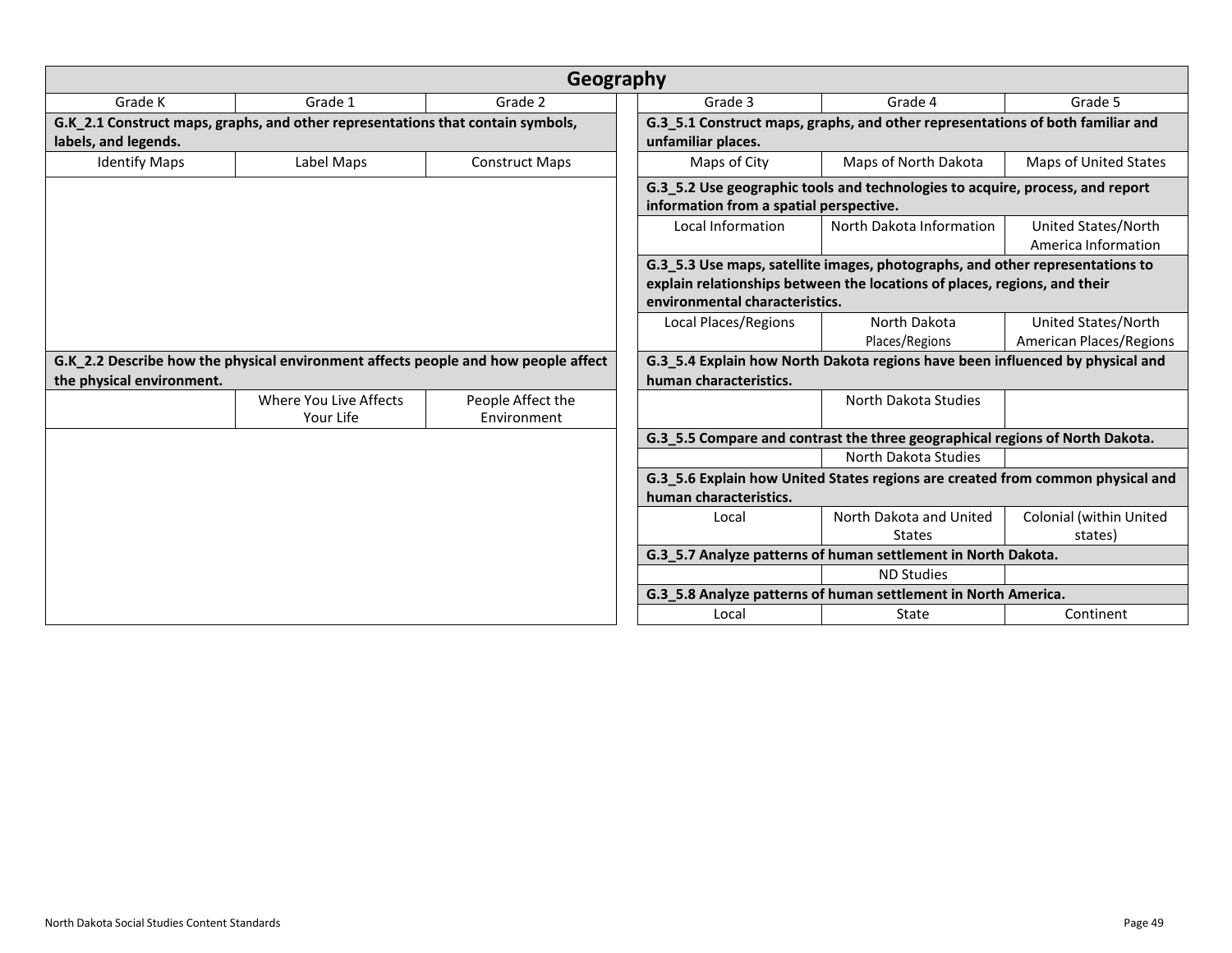## Geography

| Grade K | Grade 1 | Grade 2 |
|---|---|---|
| **G.K_2.1 Construct maps, graphs, and other representations that contain symbols, labels, and legends.** | | |
| Identify Maps | Label Maps | Construct Maps |
| **G.K_2.2 Describe how the physical environment affects people and how people affect the physical environment.** | | |
| | Where You Live Affects Your Life | People Affect the Environment |

| Grade 3 | Grade 4 | Grade 5 |
|---|---|---|
| **G.3_5.1 Construct maps, graphs, and other representations of both familiar and unfamiliar places.** | | |
| Maps of City | Maps of North Dakota | Maps of United States |
| **G.3_5.2 Use geographic tools and technologies to acquire, process, and report information from a spatial perspective.** | | |
| Local Information | North Dakota Information | United States/North America Information |
| **G.3_5.3 Use maps, satellite images, photographs, and other representations to explain relationships between the locations of places, regions, and their environmental characteristics.** | | |
| Local Places/Regions | North Dakota Places/Regions | United States/North American Places/Regions |
| **G.3_5.4 Explain how North Dakota regions have been influenced by physical and human characteristics.** | | |
| | North Dakota Studies | |
| **G.3_5.5 Compare and contrast the three geographical regions of North Dakota.** | | |
| | North Dakota Studies | |
| **G.3_5.6 Explain how United States regions are created from common physical and human characteristics.** | | |
| Local | North Dakota and United States | Colonial (within United states) |
| **G.3_5.7 Analyze patterns of human settlement in North Dakota.** | | |
| | ND Studies | |
| **G.3_5.8 Analyze patterns of human settlement in North America.** | | |
| Local | State | Continent |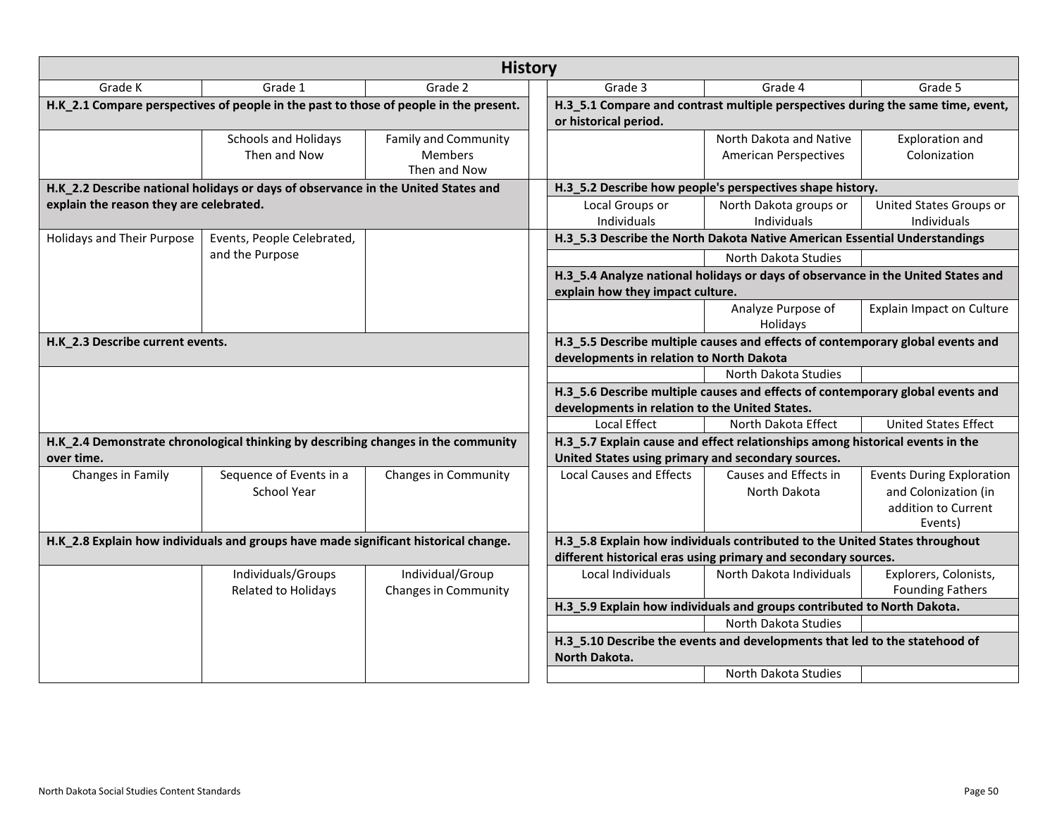## History

| Grade K | Grade 1 | Grade 2 |
|---|---|---|
| **H.K_2.1 Compare perspectives of people in the past to those of people in the present.** | | |
| | Schools and Holidays Then and Now | Family and Community Members Then and Now |
| **H.K_2.2 Describe national holidays or days of observance in the United States and explain the reason they are celebrated.** | | |
| Holidays and Their Purpose | Events, People Celebrated, and the Purpose | |
| **H.K_2.3 Describe current events.** | | |
| | | |
| **H.K_2.4 Demonstrate chronological thinking by describing changes in the community over time.** | | |
| Changes in Family | Sequence of Events in a School Year | Changes in Community |
| **H.K_2.8 Explain how individuals and groups have made significant historical change.** | | |
| | Individuals/Groups Related to Holidays | Individual/Group Changes in Community |

| Grade 3 | Grade 4 | Grade 5 |
|---|---|---|
| **H.3_5.1 Compare and contrast multiple perspectives during the same time, event, or historical period.** | | |
| | North Dakota and Native American Perspectives | Exploration and Colonization |
| **H.3_5.2 Describe how people's perspectives shape history.** | | |
| Local Groups or Individuals | North Dakota groups or Individuals | United States Groups or Individuals |
| **H.3_5.3 Describe the North Dakota Native American Essential Understandings** | | |
| | North Dakota Studies | |
| **H.3_5.4 Analyze national holidays or days of observance in the United States and explain how they impact culture.** | | |
| | Analyze Purpose of Holidays | Explain Impact on Culture |
| **H.3_5.5 Describe multiple causes and effects of contemporary global events and developments in relation to North Dakota** | | |
| | North Dakota Studies | |
| **H.3_5.6 Describe multiple causes and effects of contemporary global events and developments in relation to the United States.** | | |
| Local Effect | North Dakota Effect | United States Effect |
| **H.3_5.7 Explain cause and effect relationships among historical events in the United States using primary and secondary sources.** | | |
| Local Causes and Effects | Causes and Effects in North Dakota | Events During Exploration and Colonization (in addition to Current Events) |
| **H.3_5.8 Explain how individuals contributed to the United States throughout different historical eras using primary and secondary sources.** | | |
| Local Individuals | North Dakota Individuals | Explorers, Colonists, Founding Fathers |
| **H.3_5.9 Explain how individuals and groups contributed to North Dakota.** | | |
| | North Dakota Studies | |
| **H.3_5.10 Describe the events and developments that led to the statehood of North Dakota.** | | |
| | North Dakota Studies | |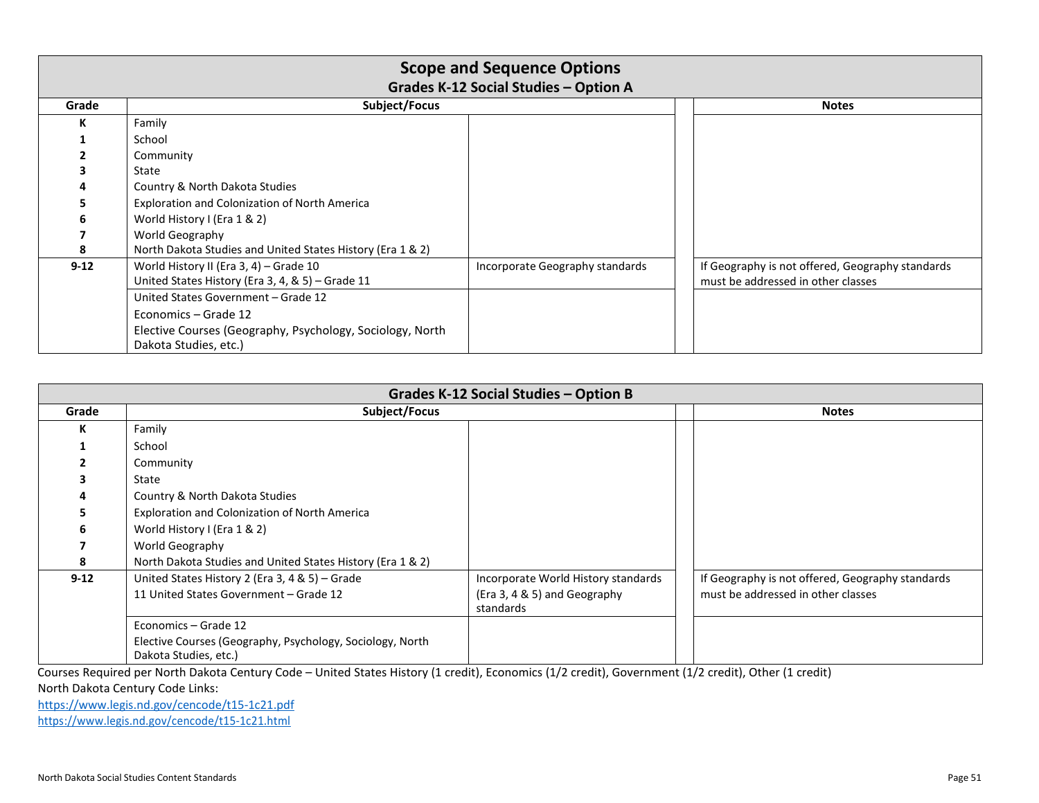# Scope and Sequence Options

## Grades K-12 Social Studies – Option A

| Grade | Subject/Focus | | | Notes |
|---|---|---|---|---|
| K | Family | | | |
| 1 | School | | | |
| 2 | Community | | | |
| 3 | State | | | |
| 4 | Country & North Dakota Studies | | | |
| 5 | Exploration and Colonization of North America | | | |
| 6 | World History I (Era 1 & 2) | | | |
| 7 | World Geography | | | |
| 8 | North Dakota Studies and United States History (Era 1 & 2) | | | |
| 9-12 | World History II (Era 3, 4) – Grade 10<br>United States History (Era 3, 4, & 5) – Grade 11 | Incorporate Geography standards | | If Geography is not offered, Geography standards must be addressed in other classes |
| | United States Government – Grade 12<br>Economics – Grade 12<br>Elective Courses (Geography, Psychology, Sociology, North Dakota Studies, etc.) | | | |

## Grades K-12 Social Studies – Option B

| Grade | Subject/Focus | | | Notes |
|---|---|---|---|---|
| K | Family | | | |
| 1 | School | | | |
| 2 | Community | | | |
| 3 | State | | | |
| 4 | Country & North Dakota Studies | | | |
| 5 | Exploration and Colonization of North America | | | |
| 6 | World History I (Era 1 & 2) | | | |
| 7 | World Geography | | | |
| 8 | North Dakota Studies and United States History (Era 1 & 2) | | | |
| 9-12 | United States History 2 (Era 3, 4 & 5) – Grade 11 United States Government – Grade 12 | Incorporate World History standards (Era 3, 4 & 5) and Geography standards | | If Geography is not offered, Geography standards must be addressed in other classes |
| | Economics – Grade 12<br>Elective Courses (Geography, Psychology, Sociology, North Dakota Studies, etc.) | | | |

Courses Required per North Dakota Century Code – United States History (1 credit), Economics (1/2 credit), Government (1/2 credit), Other (1 credit)

North Dakota Century Code Links:

https://www.legis.nd.gov/cencode/t15-1c21.pdf

https://www.legis.nd.gov/cencode/t15-1c21.html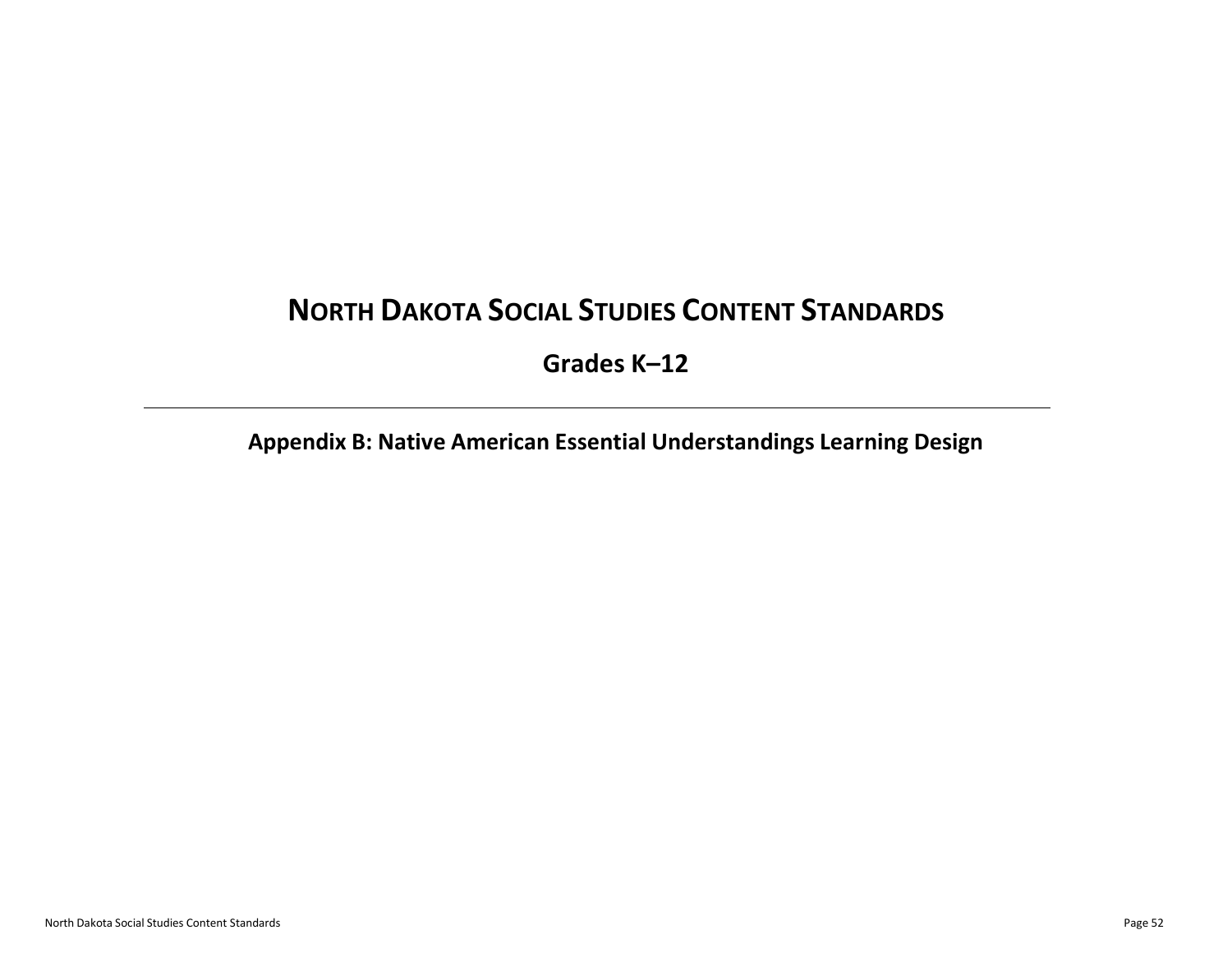# NORTH DAKOTA SOCIAL STUDIES CONTENT STANDARDS

## Grades K–12

---

### Appendix B: Native American Essential Understandings Learning Design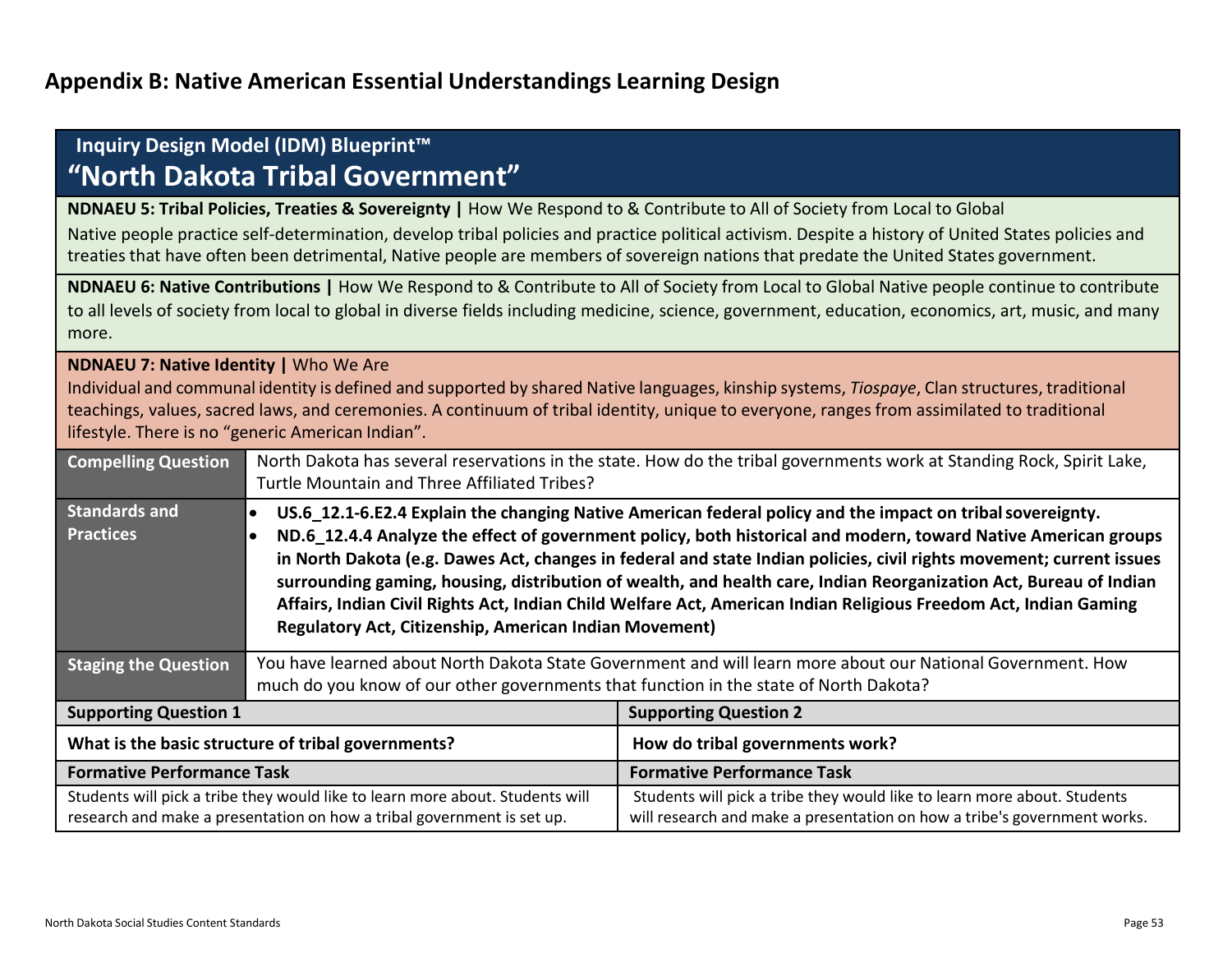## Appendix B: Native American Essential Understandings Learning Design

| Inquiry Design Model (IDM) Blueprint™ "North Dakota Tribal Government" | |
|---|---|
| **NDNAEU 5: Tribal Policies, Treaties & Sovereignty \|** How We Respond to & Contribute to All of Society from Local to Global<br>Native people practice self-determination, develop tribal policies and practice political activism. Despite a history of United States policies and treaties that have often been detrimental, Native people are members of sovereign nations that predate the United States government. | |
| **NDNAEU 6: Native Contributions \|** How We Respond to & Contribute to All of Society from Local to Global Native people continue to contribute to all levels of society from local to global in diverse fields including medicine, science, government, education, economics, art, music, and many more. | |
| **NDNAEU 7: Native Identity \|** Who We Are<br>Individual and communal identity is defined and supported by shared Native languages, kinship systems, *Tiospaye*, Clan structures, traditional teachings, values, sacred laws, and ceremonies. A continuum of tribal identity, unique to everyone, ranges from assimilated to traditional lifestyle. There is no "generic American Indian". | |
| **Compelling Question** | North Dakota has several reservations in the state. How do the tribal governments work at Standing Rock, Spirit Lake, Turtle Mountain and Three Affiliated Tribes? |
| **Standards and Practices** | • **US.6_12.1-6.E2.4 Explain the changing Native American federal policy and the impact on tribal sovereignty.**<br>• **ND.6_12.4.4 Analyze the effect of government policy, both historical and modern, toward Native American groups in North Dakota (e.g. Dawes Act, changes in federal and state Indian policies, civil rights movement; current issues surrounding gaming, housing, distribution of wealth, and health care, Indian Reorganization Act, Bureau of Indian Affairs, Indian Civil Rights Act, Indian Child Welfare Act, American Indian Religious Freedom Act, Indian Gaming Regulatory Act, Citizenship, American Indian Movement)** |
| **Staging the Question** | You have learned about North Dakota State Government and will learn more about our National Government. How much do you know of our other governments that function in the state of North Dakota? |
| **Supporting Question 1** | **Supporting Question 2** |
| **What is the basic structure of tribal governments?** | **How do tribal governments work?** |
| **Formative Performance Task** | **Formative Performance Task** |
| Students will pick a tribe they would like to learn more about. Students will research and make a presentation on how a tribal government is set up. | Students will pick a tribe they would like to learn more about. Students will research and make a presentation on how a tribe's government works. |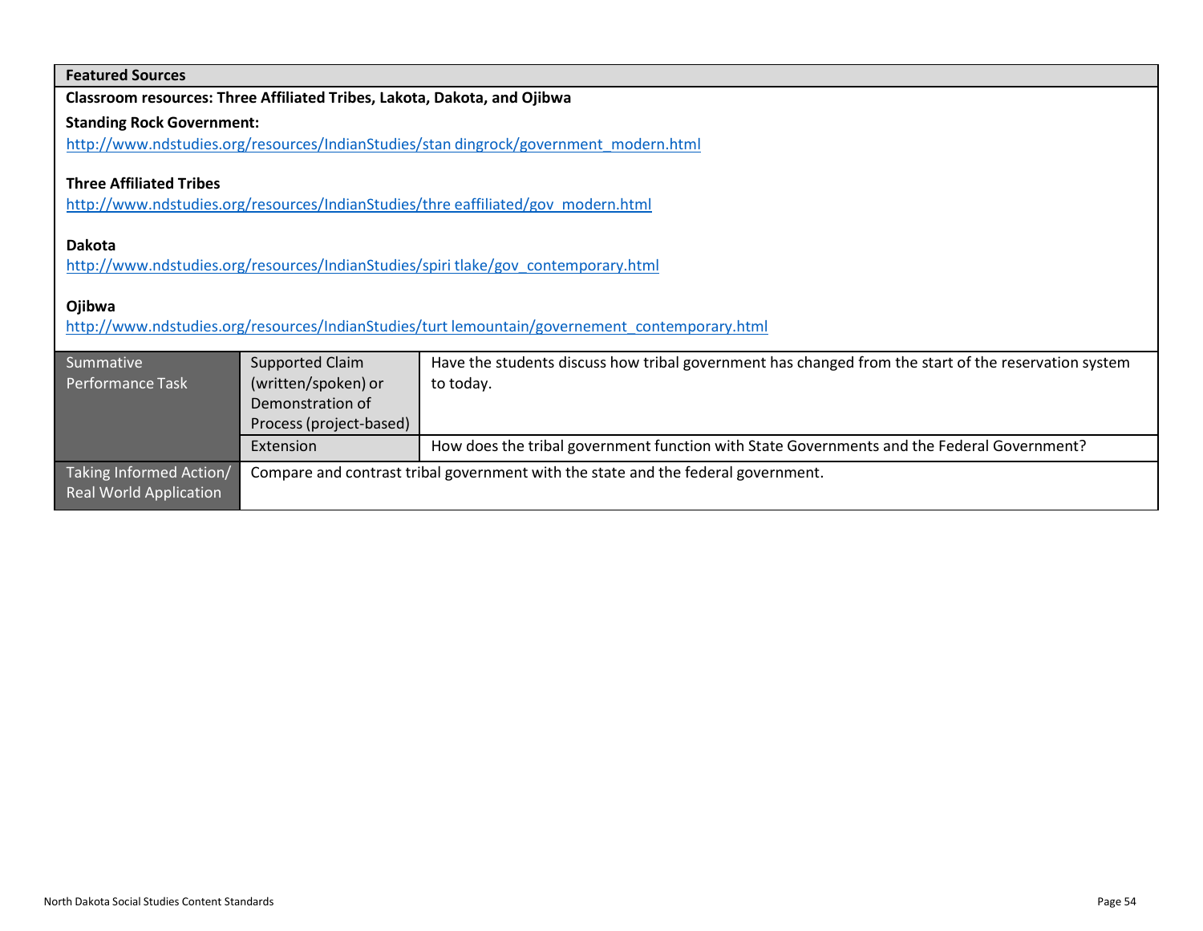| Featured Sources | | |
|---|---|---|
| **Classroom resources: Three Affiliated Tribes, Lakota, Dakota, and Ojibwa**<br><br>**Standing Rock Government:**<br>http://www.ndstudies.org/resources/IndianStudies/stan dingrock/government_modern.html<br><br>**Three Affiliated Tribes**<br>http://www.ndstudies.org/resources/IndianStudies/thre eaffiliated/gov_modern.html<br><br>**Dakota**<br>http://www.ndstudies.org/resources/IndianStudies/spiri tlake/gov_contemporary.html<br><br>**Ojibwa**<br>http://www.ndstudies.org/resources/IndianStudies/turt lemountain/governement_contemporary.html | | |
| Summative Performance Task | Supported Claim (written/spoken) or Demonstration of Process (project-based) | Have the students discuss how tribal government has changed from the start of the reservation system to today. |
| | Extension | How does the tribal government function with State Governments and the Federal Government? |
| Taking Informed Action/ Real World Application | Compare and contrast tribal government with the state and the federal government. | |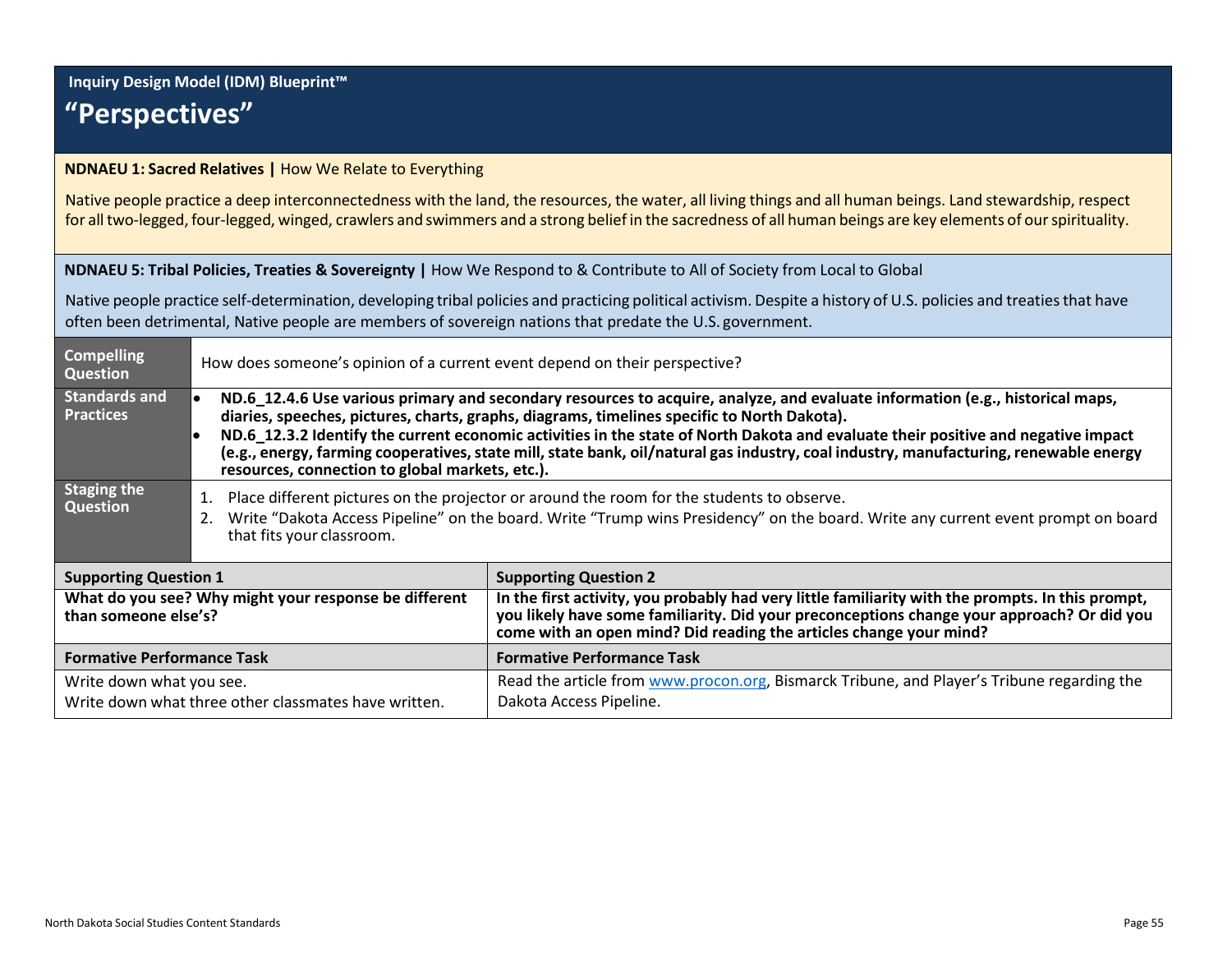**Inquiry Design Model (IDM) Blueprint™**

# "Perspectives"

**NDNAEU 1: Sacred Relatives |** How We Relate to Everything

Native people practice a deep interconnectedness with the land, the resources, the water, all living things and all human beings. Land stewardship, respect for all two-legged, four-legged, winged, crawlers and swimmers and a strong belief in the sacredness of all human beings are key elements of our spirituality.

**NDNAEU 5: Tribal Policies, Treaties & Sovereignty |** How We Respond to & Contribute to All of Society from Local to Global

Native people practice self-determination, developing tribal policies and practicing political activism. Despite a history of U.S. policies and treaties that have often been detrimental, Native people are members of sovereign nations that predate the U.S. government.

| | |
|---|---|
| **Compelling Question** | How does someone's opinion of a current event depend on their perspective? |
| **Standards and Practices** | • **ND.6_12.4.6 Use various primary and secondary resources to acquire, analyze, and evaluate information (e.g., historical maps, diaries, speeches, pictures, charts, graphs, diagrams, timelines specific to North Dakota).**<br>• **ND.6_12.3.2 Identify the current economic activities in the state of North Dakota and evaluate their positive and negative impact (e.g., energy, farming cooperatives, state mill, state bank, oil/natural gas industry, coal industry, manufacturing, renewable energy resources, connection to global markets, etc.).** |
| **Staging the Question** | 1. Place different pictures on the projector or around the room for the students to observe.<br>2. Write "Dakota Access Pipeline" on the board. Write "Trump wins Presidency" on the board. Write any current event prompt on board that fits your classroom. |

| **Supporting Question 1** | **Supporting Question 2** |
|---|---|
| **What do you see? Why might your response be different than someone else's?** | **In the first activity, you probably had very little familiarity with the prompts. In this prompt, you likely have some familiarity. Did your preconceptions change your approach? Or did you come with an open mind? Did reading the articles change your mind?** |
| **Formative Performance Task** | **Formative Performance Task** |
| Write down what you see.<br>Write down what three other classmates have written. | Read the article from www.procon.org, Bismarck Tribune, and Player's Tribune regarding the Dakota Access Pipeline. |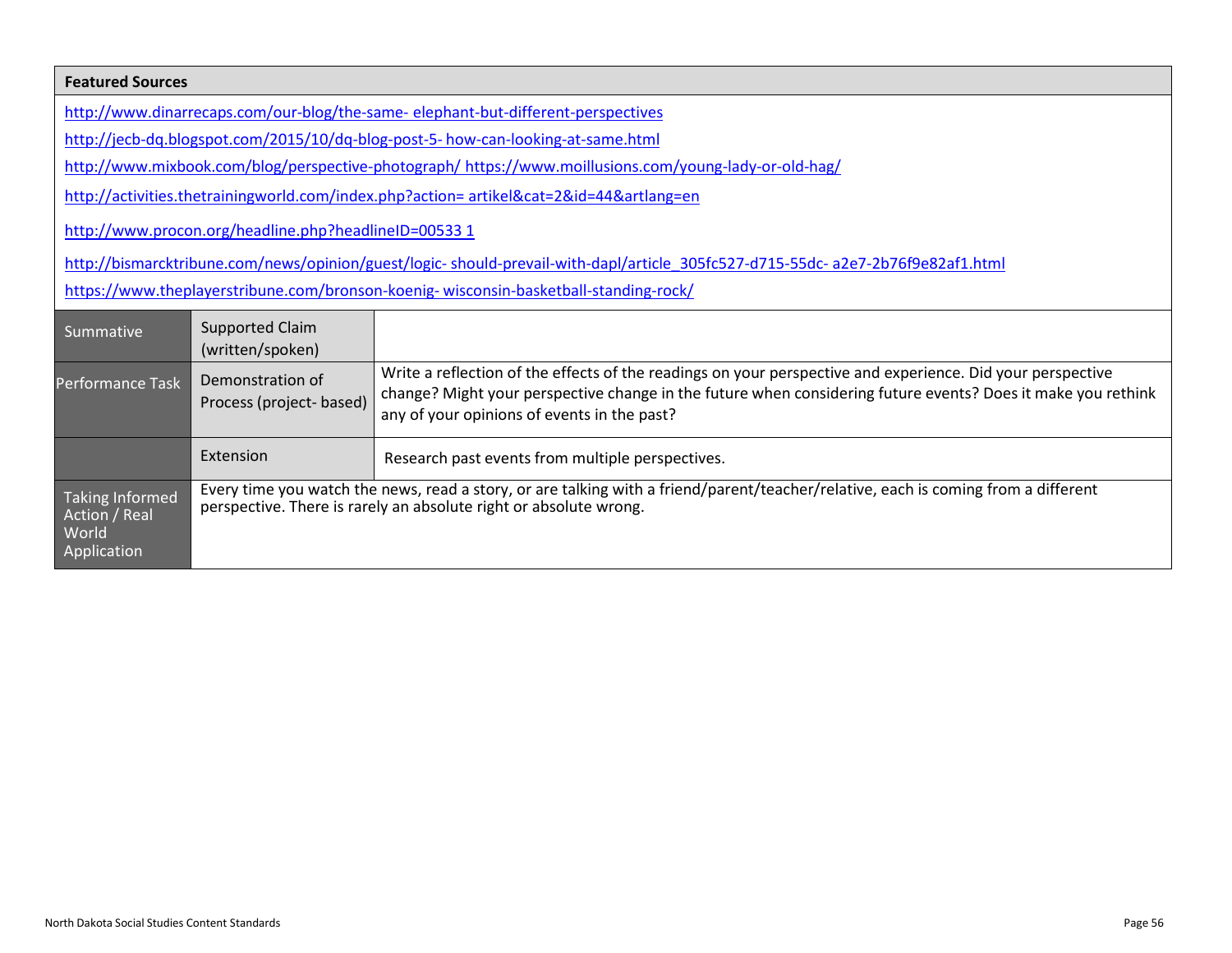| Featured Sources | | |
|---|---|---|
| http://www.dinarrecaps.com/our-blog/the-same- elephant-but-different-perspectives<br>http://jecb-dq.blogspot.com/2015/10/dq-blog-post-5- how-can-looking-at-same.html<br>http://www.mixbook.com/blog/perspective-photograph/ https://www.moillusions.com/young-lady-or-old-hag/<br>http://activities.thetrainingworld.com/index.php?action= artikel&cat=2&id=44&artlang=en<br>http://www.procon.org/headline.php?headlineID=00533 1<br>http://bismarcktribune.com/news/opinion/guest/logic- should-prevail-with-dapl/article_305fc527-d715-55dc- a2e7-2b76f9e82af1.html<br>https://www.theplayerstribune.com/bronson-koenig- wisconsin-basketball-standing-rock/ | | |
| Summative | Supported Claim (written/spoken) | |
| Performance Task | Demonstration of Process (project- based) | Write a reflection of the effects of the readings on your perspective and experience. Did your perspective change? Might your perspective change in the future when considering future events? Does it make you rethink any of your opinions of events in the past? |
| | Extension | Research past events from multiple perspectives. |
| Taking Informed Action / Real World Application | Every time you watch the news, read a story, or are talking with a friend/parent/teacher/relative, each is coming from a different perspective. There is rarely an absolute right or absolute wrong. | |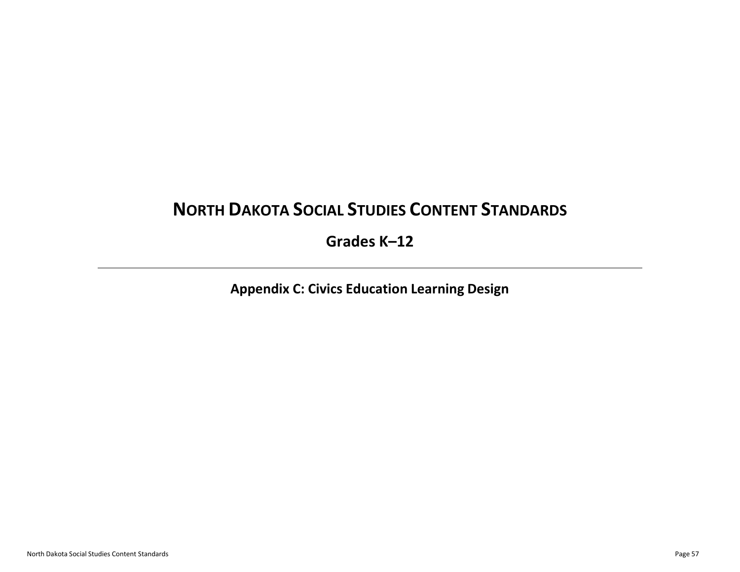# North Dakota Social Studies Content Standards

## Grades K–12

---

### Appendix C: Civics Education Learning Design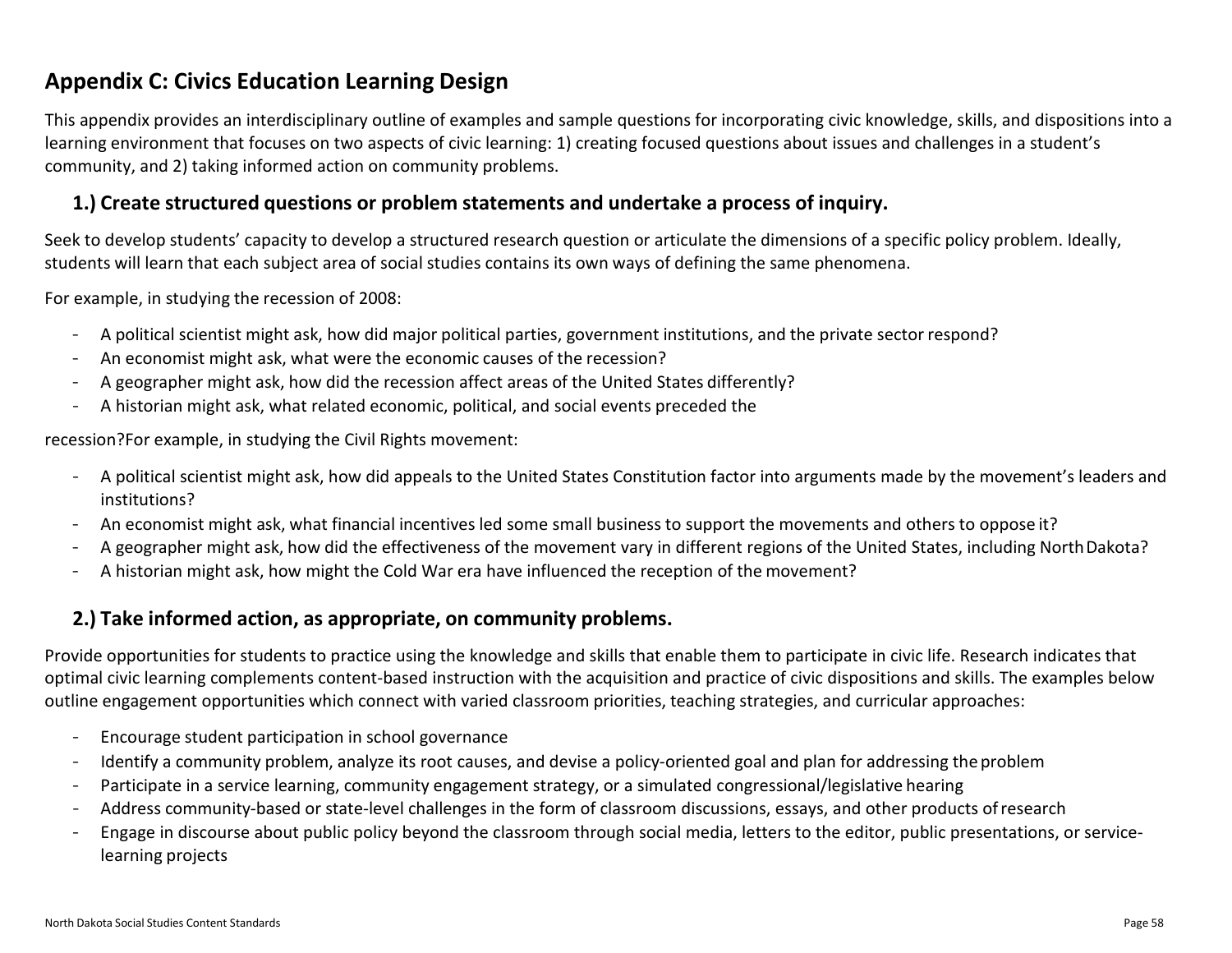## Appendix C: Civics Education Learning Design

This appendix provides an interdisciplinary outline of examples and sample questions for incorporating civic knowledge, skills, and dispositions into a learning environment that focuses on two aspects of civic learning: 1) creating focused questions about issues and challenges in a student's community, and 2) taking informed action on community problems.

### 1.) Create structured questions or problem statements and undertake a process of inquiry.

Seek to develop students' capacity to develop a structured research question or articulate the dimensions of a specific policy problem. Ideally, students will learn that each subject area of social studies contains its own ways of defining the same phenomena.

For example, in studying the recession of 2008:

- A political scientist might ask, how did major political parties, government institutions, and the private sector respond?
- An economist might ask, what were the economic causes of the recession?
- A geographer might ask, how did the recession affect areas of the United States differently?
- A historian might ask, what related economic, political, and social events preceded the recession?

For example, in studying the Civil Rights movement:

- A political scientist might ask, how did appeals to the United States Constitution factor into arguments made by the movement's leaders and institutions?
- An economist might ask, what financial incentives led some small business to support the movements and others to oppose it?
- A geographer might ask, how did the effectiveness of the movement vary in different regions of the United States, including North Dakota?
- A historian might ask, how might the Cold War era have influenced the reception of the movement?

### 2.) Take informed action, as appropriate, on community problems.

Provide opportunities for students to practice using the knowledge and skills that enable them to participate in civic life. Research indicates that optimal civic learning complements content-based instruction with the acquisition and practice of civic dispositions and skills. The examples below outline engagement opportunities which connect with varied classroom priorities, teaching strategies, and curricular approaches:

- Encourage student participation in school governance
- Identify a community problem, analyze its root causes, and devise a policy-oriented goal and plan for addressing the problem
- Participate in a service learning, community engagement strategy, or a simulated congressional/legislative hearing
- Address community-based or state-level challenges in the form of classroom discussions, essays, and other products of research
- Engage in discourse about public policy beyond the classroom through social media, letters to the editor, public presentations, or service-learning projects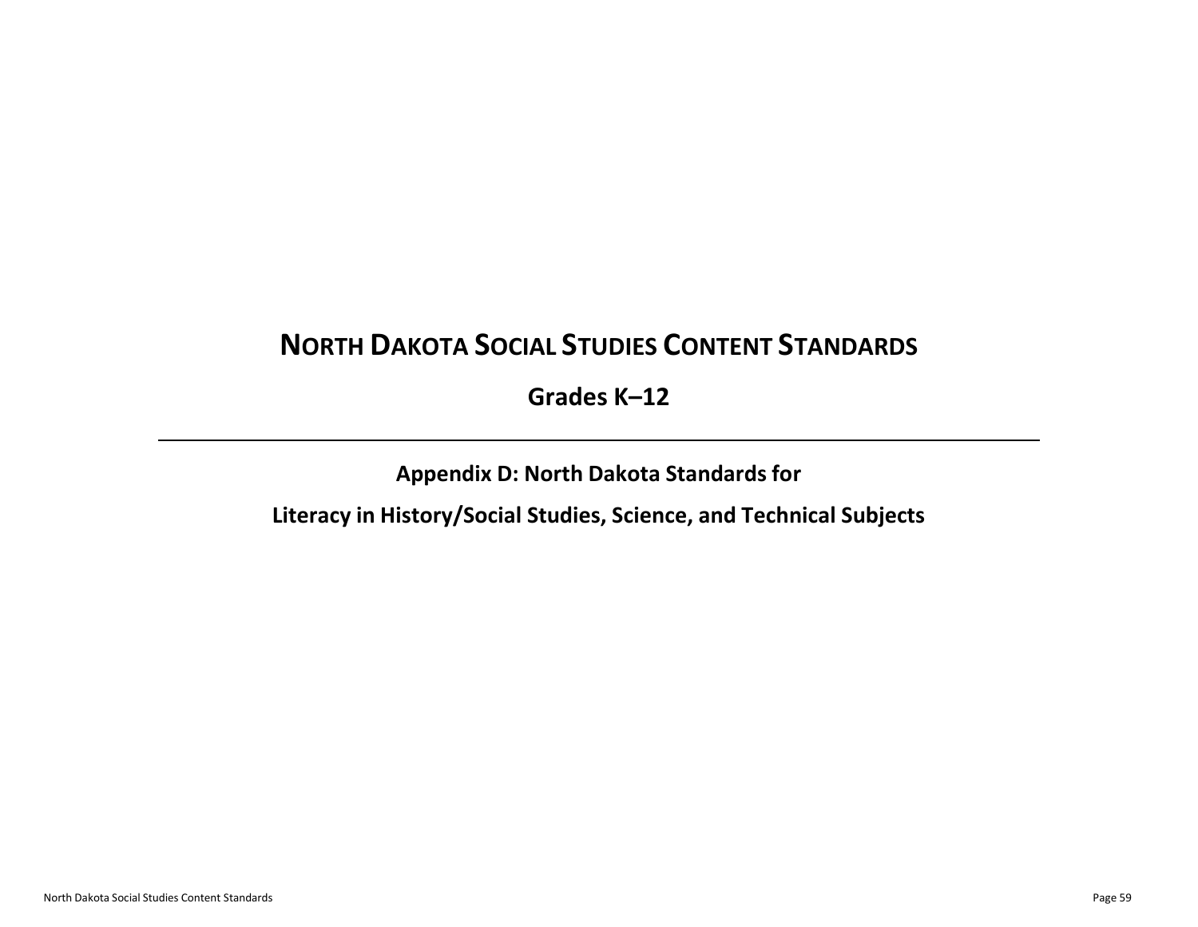# NORTH DAKOTA SOCIAL STUDIES CONTENT STANDARDS

## Grades K–12

---

### Appendix D: North Dakota Standards for

### Literacy in History/Social Studies, Science, and Technical Subjects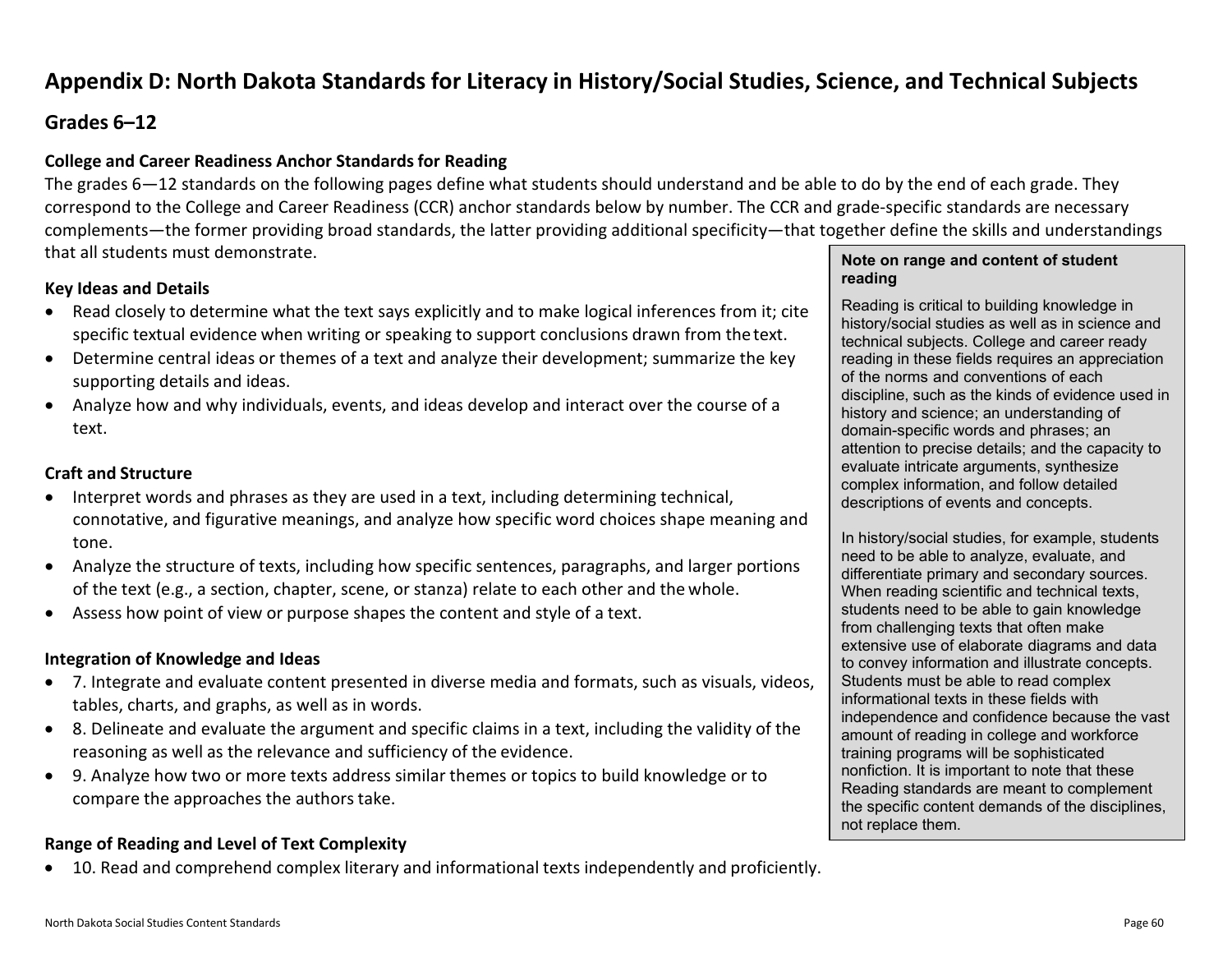# Appendix D: North Dakota Standards for Literacy in History/Social Studies, Science, and Technical Subjects

## Grades 6–12

### College and Career Readiness Anchor Standards for Reading

The grades 6—12 standards on the following pages define what students should understand and be able to do by the end of each grade. They correspond to the College and Career Readiness (CCR) anchor standards below by number. The CCR and grade-specific standards are necessary complements—the former providing broad standards, the latter providing additional specificity—that together define the skills and understandings that all students must demonstrate.

#### Key Ideas and Details

- Read closely to determine what the text says explicitly and to make logical inferences from it; cite specific textual evidence when writing or speaking to support conclusions drawn from the text.
- Determine central ideas or themes of a text and analyze their development; summarize the key supporting details and ideas.
- Analyze how and why individuals, events, and ideas develop and interact over the course of a text.

#### Craft and Structure

- Interpret words and phrases as they are used in a text, including determining technical, connotative, and figurative meanings, and analyze how specific word choices shape meaning and tone.
- Analyze the structure of texts, including how specific sentences, paragraphs, and larger portions of the text (e.g., a section, chapter, scene, or stanza) relate to each other and the whole.
- Assess how point of view or purpose shapes the content and style of a text.

#### Integration of Knowledge and Ideas

- 7. Integrate and evaluate content presented in diverse media and formats, such as visuals, videos, tables, charts, and graphs, as well as in words.
- 8. Delineate and evaluate the argument and specific claims in a text, including the validity of the reasoning as well as the relevance and sufficiency of the evidence.
- 9. Analyze how two or more texts address similar themes or topics to build knowledge or to compare the approaches the authors take.

#### Range of Reading and Level of Text Complexity

- 10. Read and comprehend complex literary and informational texts independently and proficiently.

> **Note on range and content of student reading**
>
> Reading is critical to building knowledge in history/social studies as well as in science and technical subjects. College and career ready reading in these fields requires an appreciation of the norms and conventions of each discipline, such as the kinds of evidence used in history and science; an understanding of domain-specific words and phrases; an attention to precise details; and the capacity to evaluate intricate arguments, synthesize complex information, and follow detailed descriptions of events and concepts.
>
> In history/social studies, for example, students need to be able to analyze, evaluate, and differentiate primary and secondary sources. When reading scientific and technical texts, students need to be able to gain knowledge from challenging texts that often make extensive use of elaborate diagrams and data to convey information and illustrate concepts. Students must be able to read complex informational texts in these fields with independence and confidence because the vast amount of reading in college and workforce training programs will be sophisticated nonfiction. It is important to note that these Reading standards are meant to complement the specific content demands of the disciplines, not replace them.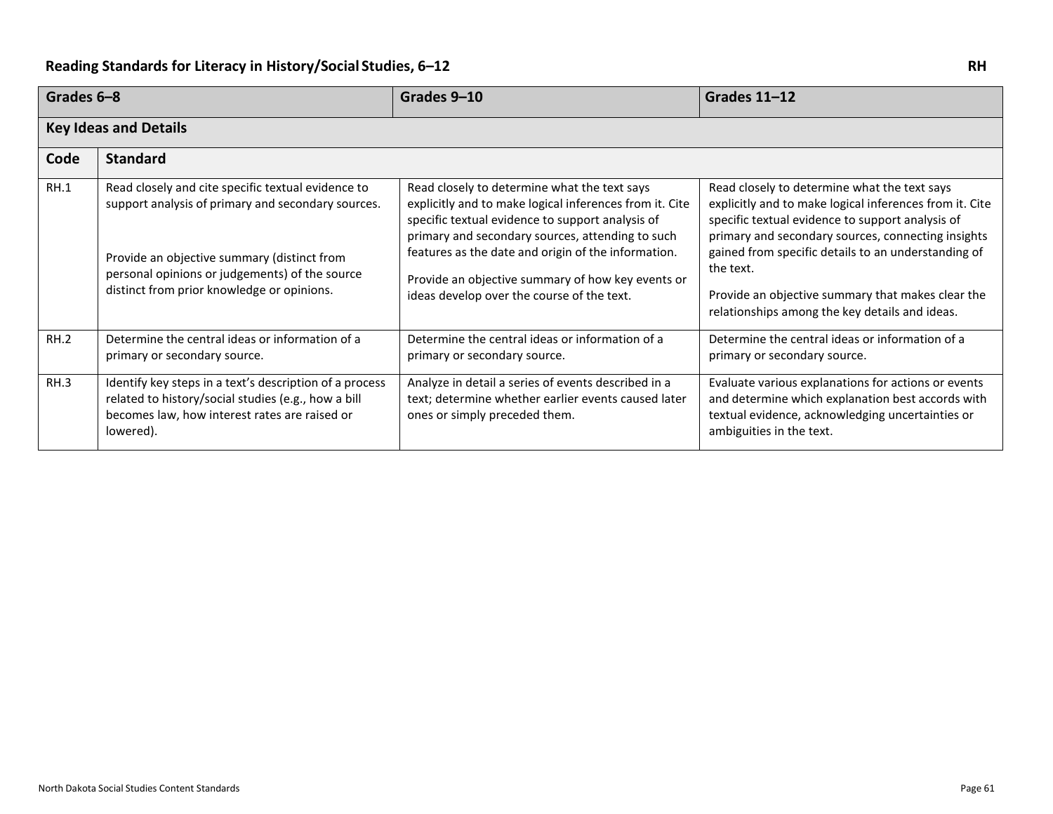## Reading Standards for Literacy in History/Social Studies, 6–12

RH

| Code | Grades 6–8 | Grades 9–10 | Grades 11–12 |
|---|---|---|---|
| **Key Ideas and Details** | | | |
| **Code** | **Standard** | | |
| RH.1 | Read closely and cite specific textual evidence to support analysis of primary and secondary sources.<br><br>Provide an objective summary (distinct from personal opinions or judgements) of the source distinct from prior knowledge or opinions. | Read closely to determine what the text says explicitly and to make logical inferences from it. Cite specific textual evidence to support analysis of primary and secondary sources, attending to such features as the date and origin of the information.<br><br>Provide an objective summary of how key events or ideas develop over the course of the text. | Read closely to determine what the text says explicitly and to make logical inferences from it. Cite specific textual evidence to support analysis of primary and secondary sources, connecting insights gained from specific details to an understanding of the text.<br><br>Provide an objective summary that makes clear the relationships among the key details and ideas. |
| RH.2 | Determine the central ideas or information of a primary or secondary source. | Determine the central ideas or information of a primary or secondary source. | Determine the central ideas or information of a primary or secondary source. |
| RH.3 | Identify key steps in a text's description of a process related to history/social studies (e.g., how a bill becomes law, how interest rates are raised or lowered). | Analyze in detail a series of events described in a text; determine whether earlier events caused later ones or simply preceded them. | Evaluate various explanations for actions or events and determine which explanation best accords with textual evidence, acknowledging uncertainties or ambiguities in the text. |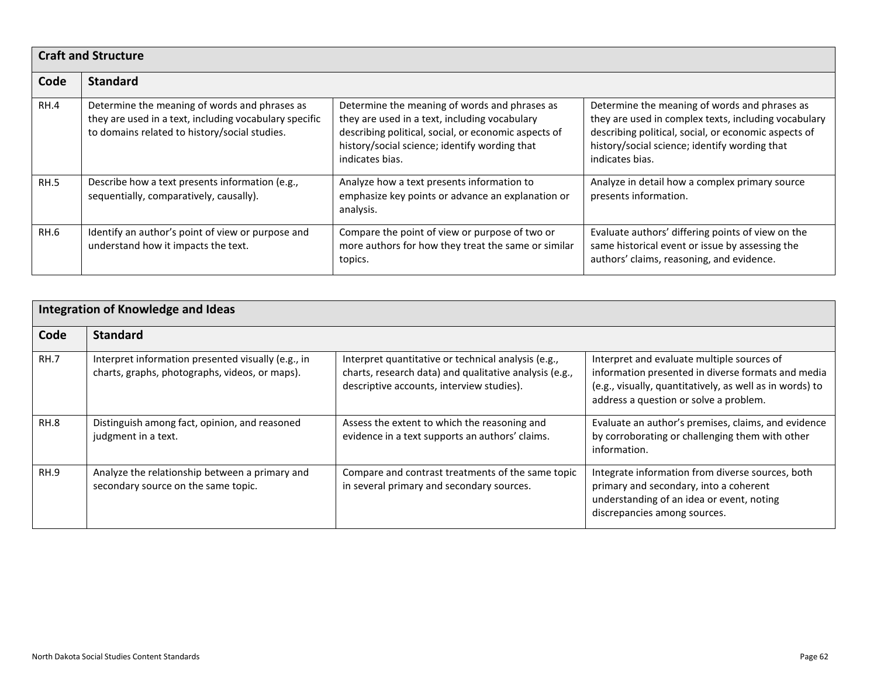| Craft and Structure | | | |
|---|---|---|---|
| **Code** | **Standard** | | |
| RH.4 | Determine the meaning of words and phrases as they are used in a text, including vocabulary specific to domains related to history/social studies. | Determine the meaning of words and phrases as they are used in a text, including vocabulary describing political, social, or economic aspects of history/social science; identify wording that indicates bias. | Determine the meaning of words and phrases as they are used in complex texts, including vocabulary describing political, social, or economic aspects of history/social science; identify wording that indicates bias. |
| RH.5 | Describe how a text presents information (e.g., sequentially, comparatively, causally). | Analyze how a text presents information to emphasize key points or advance an explanation or analysis. | Analyze in detail how a complex primary source presents information. |
| RH.6 | Identify an author's point of view or purpose and understand how it impacts the text. | Compare the point of view or purpose of two or more authors for how they treat the same or similar topics. | Evaluate authors' differing points of view on the same historical event or issue by assessing the authors' claims, reasoning, and evidence. |

| Integration of Knowledge and Ideas | | | |
|---|---|---|---|
| **Code** | **Standard** | | |
| RH.7 | Interpret information presented visually (e.g., in charts, graphs, photographs, videos, or maps). | Interpret quantitative or technical analysis (e.g., charts, research data) and qualitative analysis (e.g., descriptive accounts, interview studies). | Interpret and evaluate multiple sources of information presented in diverse formats and media (e.g., visually, quantitatively, as well as in words) to address a question or solve a problem. |
| RH.8 | Distinguish among fact, opinion, and reasoned judgment in a text. | Assess the extent to which the reasoning and evidence in a text supports an authors' claims. | Evaluate an author's premises, claims, and evidence by corroborating or challenging them with other information. |
| RH.9 | Analyze the relationship between a primary and secondary source on the same topic. | Compare and contrast treatments of the same topic in several primary and secondary sources. | Integrate information from diverse sources, both primary and secondary, into a coherent understanding of an idea or event, noting discrepancies among sources. |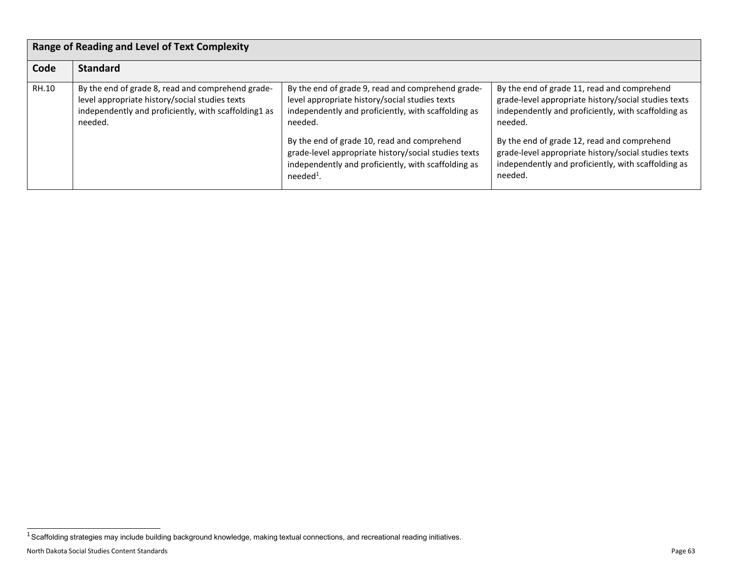| Range of Reading and Level of Text Complexity | | | |
|---|---|---|---|
| **Code** | **Standard** | | |
| RH.10 | By the end of grade 8, read and comprehend grade-level appropriate history/social studies texts independently and proficiently, with scaffolding1 as needed. | By the end of grade 9, read and comprehend grade-level appropriate history/social studies texts independently and proficiently, with scaffolding as needed.<br><br>By the end of grade 10, read and comprehend grade-level appropriate history/social studies texts independently and proficiently, with scaffolding as needed[1]. | By the end of grade 11, read and comprehend grade-level appropriate history/social studies texts independently and proficiently, with scaffolding as needed.<br><br>By the end of grade 12, read and comprehend grade-level appropriate history/social studies texts independently and proficiently, with scaffolding as needed. |

[1] Scaffolding strategies may include building background knowledge, making textual connections, and recreational reading initiatives.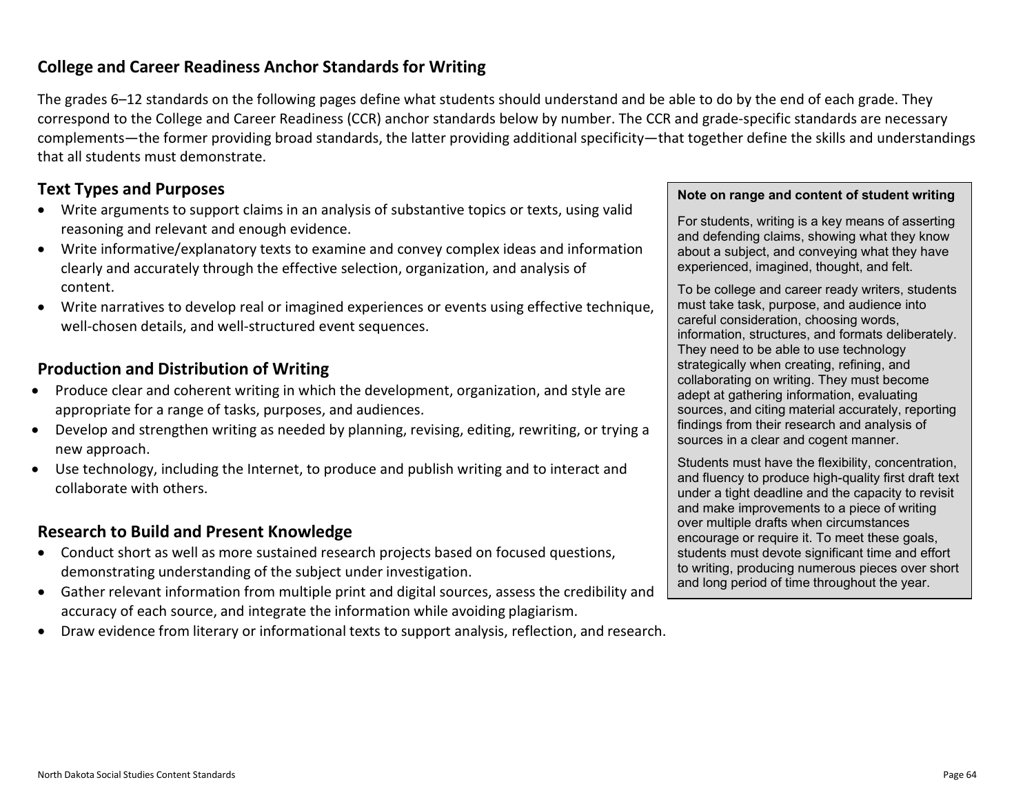## College and Career Readiness Anchor Standards for Writing

The grades 6–12 standards on the following pages define what students should understand and be able to do by the end of each grade. They correspond to the College and Career Readiness (CCR) anchor standards below by number. The CCR and grade-specific standards are necessary complements—the former providing broad standards, the latter providing additional specificity—that together define the skills and understandings that all students must demonstrate.

### Text Types and Purposes

- Write arguments to support claims in an analysis of substantive topics or texts, using valid reasoning and relevant and enough evidence.
- Write informative/explanatory texts to examine and convey complex ideas and information clearly and accurately through the effective selection, organization, and analysis of content.
- Write narratives to develop real or imagined experiences or events using effective technique, well-chosen details, and well-structured event sequences.

### Production and Distribution of Writing

- Produce clear and coherent writing in which the development, organization, and style are appropriate for a range of tasks, purposes, and audiences.
- Develop and strengthen writing as needed by planning, revising, editing, rewriting, or trying a new approach.
- Use technology, including the Internet, to produce and publish writing and to interact and collaborate with others.

### Research to Build and Present Knowledge

- Conduct short as well as more sustained research projects based on focused questions, demonstrating understanding of the subject under investigation.
- Gather relevant information from multiple print and digital sources, assess the credibility and accuracy of each source, and integrate the information while avoiding plagiarism.
- Draw evidence from literary or informational texts to support analysis, reflection, and research.

**Note on range and content of student writing**

For students, writing is a key means of asserting and defending claims, showing what they know about a subject, and conveying what they have experienced, imagined, thought, and felt.

To be college and career ready writers, students must take task, purpose, and audience into careful consideration, choosing words, information, structures, and formats deliberately. They need to be able to use technology strategically when creating, refining, and collaborating on writing. They must become adept at gathering information, evaluating sources, and citing material accurately, reporting findings from their research and analysis of sources in a clear and cogent manner.

Students must have the flexibility, concentration, and fluency to produce high-quality first draft text under a tight deadline and the capacity to revisit and make improvements to a piece of writing over multiple drafts when circumstances encourage or require it. To meet these goals, students must devote significant time and effort to writing, producing numerous pieces over short and long period of time throughout the year.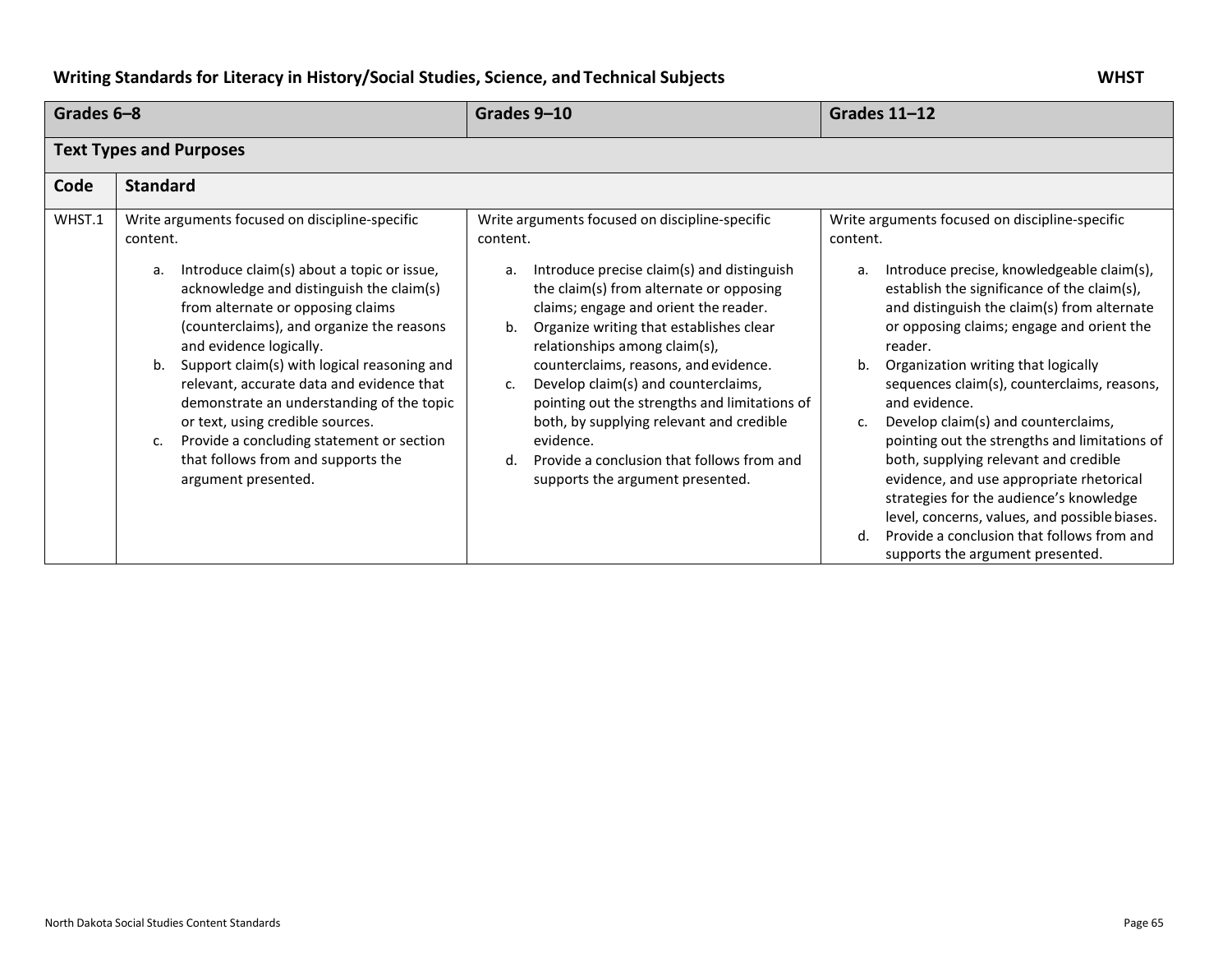## Writing Standards for Literacy in History/Social Studies, Science, and Technical Subjects

**WHST**

| Grades 6–8 | | Grades 9–10 | Grades 11–12 |
|---|---|---|---|
| **Text Types and Purposes** | | | |
| **Code** | **Standard** | | |
| WHST.1 | Write arguments focused on discipline-specific content.<br><br>a. Introduce claim(s) about a topic or issue, acknowledge and distinguish the claim(s) from alternate or opposing claims (counterclaims), and organize the reasons and evidence logically.<br>b. Support claim(s) with logical reasoning and relevant, accurate data and evidence that demonstrate an understanding of the topic or text, using credible sources.<br>c. Provide a concluding statement or section that follows from and supports the argument presented. | Write arguments focused on discipline-specific content.<br><br>a. Introduce precise claim(s) and distinguish the claim(s) from alternate or opposing claims; engage and orient the reader.<br>b. Organize writing that establishes clear relationships among claim(s), counterclaims, reasons, and evidence.<br>c. Develop claim(s) and counterclaims, pointing out the strengths and limitations of both, by supplying relevant and credible evidence.<br>d. Provide a conclusion that follows from and supports the argument presented. | Write arguments focused on discipline-specific content.<br><br>a. Introduce precise, knowledgeable claim(s), establish the significance of the claim(s), and distinguish the claim(s) from alternate or opposing claims; engage and orient the reader.<br>b. Organization writing that logically sequences claim(s), counterclaims, reasons, and evidence.<br>c. Develop claim(s) and counterclaims, pointing out the strengths and limitations of both, supplying relevant and credible evidence, and use appropriate rhetorical strategies for the audience's knowledge level, concerns, values, and possible biases.<br>d. Provide a conclusion that follows from and supports the argument presented. |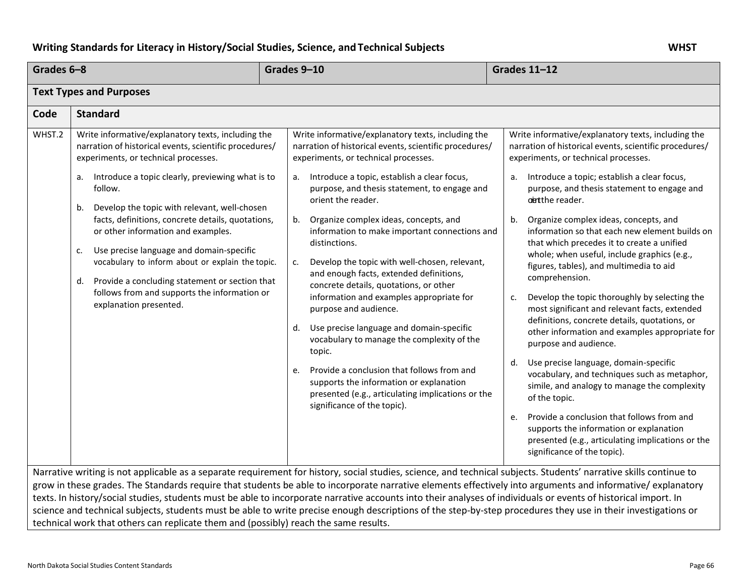## Writing Standards for Literacy in History/Social Studies, Science, and Technical Subjects **WHST**

| Code | Grades 6–8 | Grades 9–10 | Grades 11–12 |
|---|---|---|---|
| **Text Types and Purposes** | | | |
| WHST.2 | Write informative/explanatory texts, including the narration of historical events, scientific procedures/ experiments, or technical processes.<br><br>a. Introduce a topic clearly, previewing what is to follow.<br><br>b. Develop the topic with relevant, well-chosen facts, definitions, concrete details, quotations, or other information and examples.<br><br>c. Use precise language and domain-specific vocabulary to inform about or explain the topic.<br><br>d. Provide a concluding statement or section that follows from and supports the information or explanation presented. | Write informative/explanatory texts, including the narration of historical events, scientific procedures/ experiments, or technical processes.<br><br>a. Introduce a topic, establish a clear focus, purpose, and thesis statement, to engage and orient the reader.<br><br>b. Organize complex ideas, concepts, and information to make important connections and distinctions.<br><br>c. Develop the topic with well-chosen, relevant, and enough facts, extended definitions, concrete details, quotations, or other information and examples appropriate for purpose and audience.<br><br>d. Use precise language and domain-specific vocabulary to manage the complexity of the topic.<br><br>e. Provide a conclusion that follows from and supports the information or explanation presented (e.g., articulating implications or the significance of the topic). | Write informative/explanatory texts, including the narration of historical events, scientific procedures/ experiments, or technical processes.<br><br>a. Introduce a topic; establish a clear focus, purpose, and thesis statement to engage and orient the reader.<br><br>b. Organize complex ideas, concepts, and information so that each new element builds on that which precedes it to create a unified whole; when useful, include graphics (e.g., figures, tables), and multimedia to aid comprehension.<br><br>c. Develop the topic thoroughly by selecting the most significant and relevant facts, extended definitions, concrete details, quotations, or other information and examples appropriate for purpose and audience.<br><br>d. Use precise language, domain-specific vocabulary, and techniques such as metaphor, simile, and analogy to manage the complexity of the topic.<br><br>e. Provide a conclusion that follows from and supports the information or explanation presented (e.g., articulating implications or the significance of the topic). |

Narrative writing is not applicable as a separate requirement for history, social studies, science, and technical subjects. Students' narrative skills continue to grow in these grades. The Standards require that students be able to incorporate narrative elements effectively into arguments and informative/ explanatory texts. In history/social studies, students must be able to incorporate narrative accounts into their analyses of individuals or events of historical import. In science and technical subjects, students must be able to write precise enough descriptions of the step-by-step procedures they use in their investigations or technical work that others can replicate them and (possibly) reach the same results.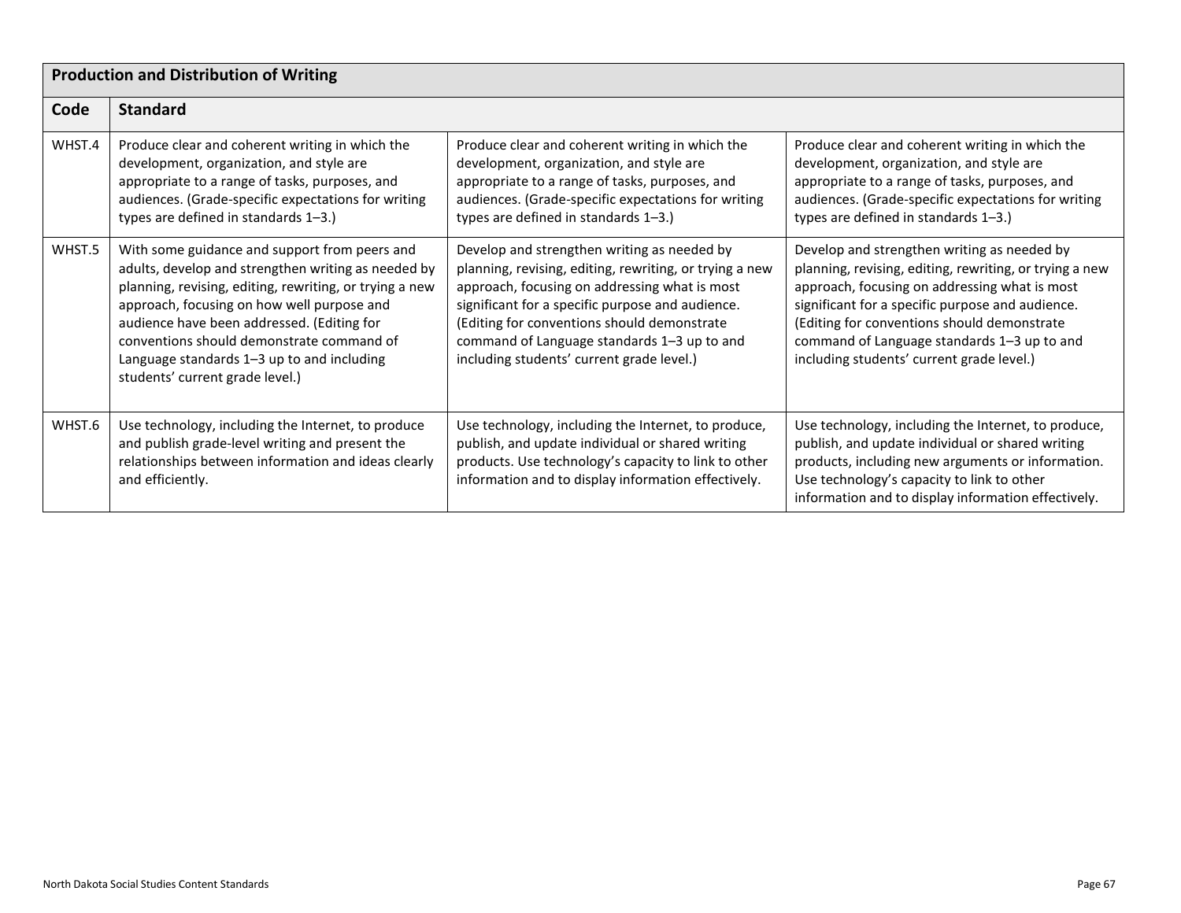| Production and Distribution of Writing | | | |
|---|---|---|---|
| **Code** | **Standard** | | |
| WHST.4 | Produce clear and coherent writing in which the development, organization, and style are appropriate to a range of tasks, purposes, and audiences. (Grade-specific expectations for writing types are defined in standards 1–3.) | Produce clear and coherent writing in which the development, organization, and style are appropriate to a range of tasks, purposes, and audiences. (Grade-specific expectations for writing types are defined in standards 1–3.) | Produce clear and coherent writing in which the development, organization, and style are appropriate to a range of tasks, purposes, and audiences. (Grade-specific expectations for writing types are defined in standards 1–3.) |
| WHST.5 | With some guidance and support from peers and adults, develop and strengthen writing as needed by planning, revising, editing, rewriting, or trying a new approach, focusing on how well purpose and audience have been addressed. (Editing for conventions should demonstrate command of Language standards 1–3 up to and including students' current grade level.) | Develop and strengthen writing as needed by planning, revising, editing, rewriting, or trying a new approach, focusing on addressing what is most significant for a specific purpose and audience. (Editing for conventions should demonstrate command of Language standards 1–3 up to and including students' current grade level.) | Develop and strengthen writing as needed by planning, revising, editing, rewriting, or trying a new approach, focusing on addressing what is most significant for a specific purpose and audience. (Editing for conventions should demonstrate command of Language standards 1–3 up to and including students' current grade level.) |
| WHST.6 | Use technology, including the Internet, to produce and publish grade-level writing and present the relationships between information and ideas clearly and efficiently. | Use technology, including the Internet, to produce, publish, and update individual or shared writing products. Use technology's capacity to link to other information and to display information effectively. | Use technology, including the Internet, to produce, publish, and update individual or shared writing products, including new arguments or information. Use technology's capacity to link to other information and to display information effectively. |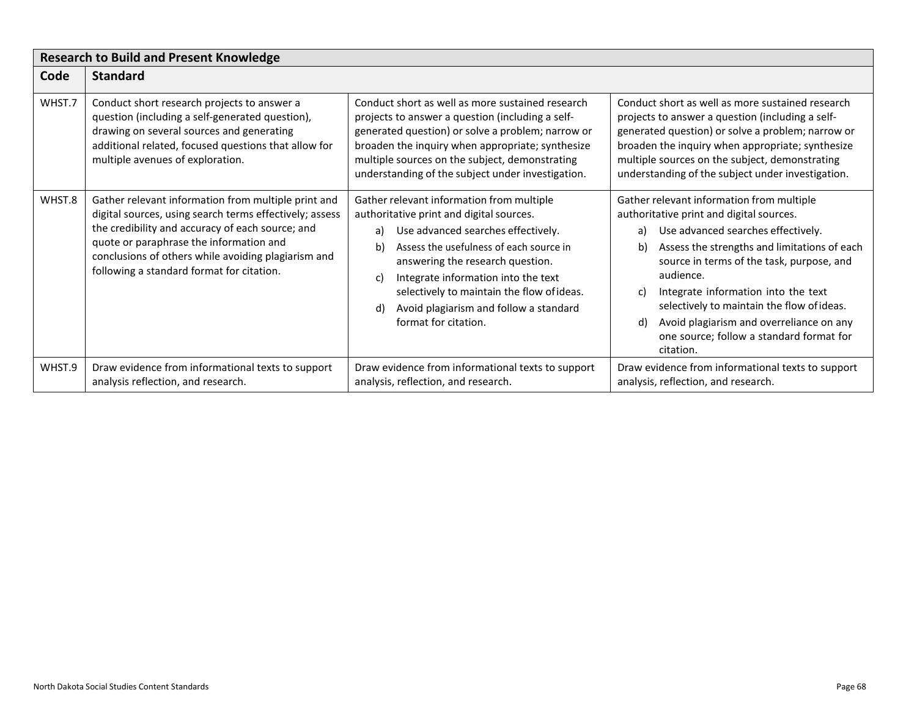| Research to Build and Present Knowledge | | | |
|---|---|---|---|
| **Code** | **Standard** | | |
| WHST.7 | Conduct short research projects to answer a question (including a self-generated question), drawing on several sources and generating additional related, focused questions that allow for multiple avenues of exploration. | Conduct short as well as more sustained research projects to answer a question (including a self-generated question) or solve a problem; narrow or broaden the inquiry when appropriate; synthesize multiple sources on the subject, demonstrating understanding of the subject under investigation. | Conduct short as well as more sustained research projects to answer a question (including a self-generated question) or solve a problem; narrow or broaden the inquiry when appropriate; synthesize multiple sources on the subject, demonstrating understanding of the subject under investigation. |
| WHST.8 | Gather relevant information from multiple print and digital sources, using search terms effectively; assess the credibility and accuracy of each source; and quote or paraphrase the information and conclusions of others while avoiding plagiarism and following a standard format for citation. | Gather relevant information from multiple authoritative print and digital sources.<br>a) Use advanced searches effectively.<br>b) Assess the usefulness of each source in answering the research question.<br>c) Integrate information into the text selectively to maintain the flow of ideas.<br>d) Avoid plagiarism and follow a standard format for citation. | Gather relevant information from multiple authoritative print and digital sources.<br>a) Use advanced searches effectively.<br>b) Assess the strengths and limitations of each source in terms of the task, purpose, and audience.<br>c) Integrate information into the text selectively to maintain the flow of ideas.<br>d) Avoid plagiarism and overreliance on any one source; follow a standard format for citation. |
| WHST.9 | Draw evidence from informational texts to support analysis reflection, and research. | Draw evidence from informational texts to support analysis, reflection, and research. | Draw evidence from informational texts to support analysis, reflection, and research. |